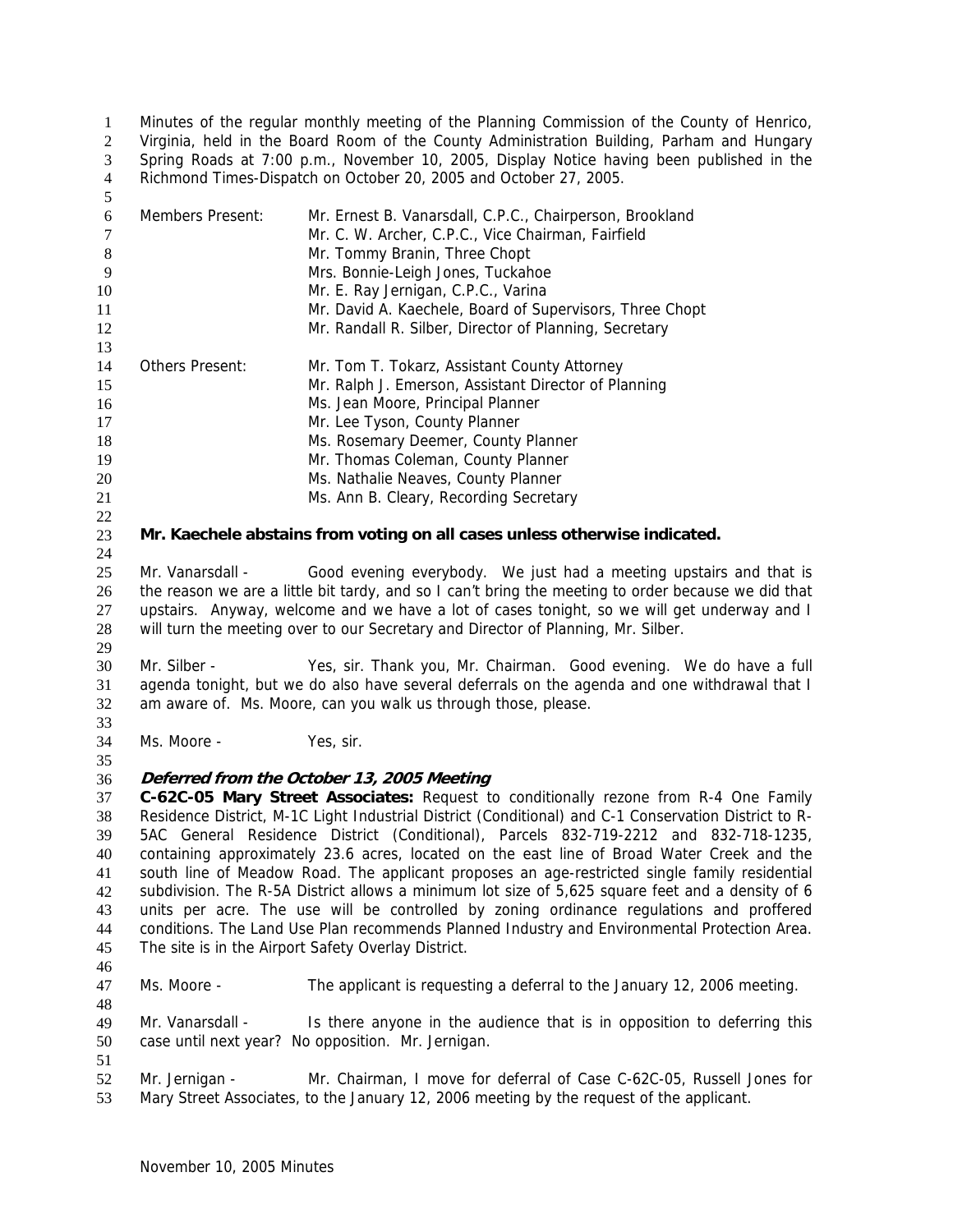Minutes of the regular monthly meeting of the Planning Commission of the County of Henrico, Virginia, held in the Board Room of the County Administration Building, Parham and Hungary Spring Roads at 7:00 p.m., November 10, 2005, Display Notice having been published in the Richmond Times-Dispatch on October 20, 2005 and October 27, 2005.

| | |
|---|---|
| Members Present: | Mr. Ernest B. Vanarsdall, C.P.C., Chairperson, Brookland |
| | Mr. C. W. Archer, C.P.C., Vice Chairman, Fairfield |
| | Mr. Tommy Branin, Three Chopt |
| | Mrs. Bonnie-Leigh Jones, Tuckahoe |
| | Mr. E. Ray Jernigan, C.P.C., Varina |
| | Mr. David A. Kaechele, Board of Supervisors, Three Chopt |
| | Mr. Randall R. Silber, Director of Planning, Secretary |
| Others Present: | Mr. Tom T. Tokarz, Assistant County Attorney |
| | Mr. Ralph J. Emerson, Assistant Director of Planning |
| | Ms. Jean Moore, Principal Planner |
| | Mr. Lee Tyson, County Planner |
| | Ms. Rosemary Deemer, County Planner |
| | Mr. Thomas Coleman, County Planner |
| | Ms. Nathalie Neaves, County Planner |
| | Ms. Ann B. Cleary, Recording Secretary |

**Mr. Kaechele abstains from voting on all cases unless otherwise indicated.**

Mr. Vanarsdall - Good evening everybody. We just had a meeting upstairs and that is the reason we are a little bit tardy, and so I can't bring the meeting to order because we did that upstairs. Anyway, welcome and we have a lot of cases tonight, so we will get underway and I will turn the meeting over to our Secretary and Director of Planning, Mr. Silber.

Mr. Silber - Yes, sir. Thank you, Mr. Chairman. Good evening. We do have a full agenda tonight, but we do also have several deferrals on the agenda and one withdrawal that I am aware of. Ms. Moore, can you walk us through those, please.

Ms. Moore - Yes, sir.

***Deferred from the October 13, 2005 Meeting***

**C-62C-05 Mary Street Associates:** Request to conditionally rezone from R-4 One Family Residence District, M-1C Light Industrial District (Conditional) and C-1 Conservation District to R-5AC General Residence District (Conditional), Parcels 832-719-2212 and 832-718-1235, containing approximately 23.6 acres, located on the east line of Broad Water Creek and the south line of Meadow Road. The applicant proposes an age-restricted single family residential subdivision. The R-5A District allows a minimum lot size of 5,625 square feet and a density of 6 units per acre. The use will be controlled by zoning ordinance regulations and proffered conditions. The Land Use Plan recommends Planned Industry and Environmental Protection Area. The site is in the Airport Safety Overlay District.

Ms. Moore - The applicant is requesting a deferral to the January 12, 2006 meeting.

Mr. Vanarsdall - Is there anyone in the audience that is in opposition to deferring this case until next year? No opposition. Mr. Jernigan.

Mr. Jernigan - Mr. Chairman, I move for deferral of Case C-62C-05, Russell Jones for Mary Street Associates, to the January 12, 2006 meeting by the request of the applicant.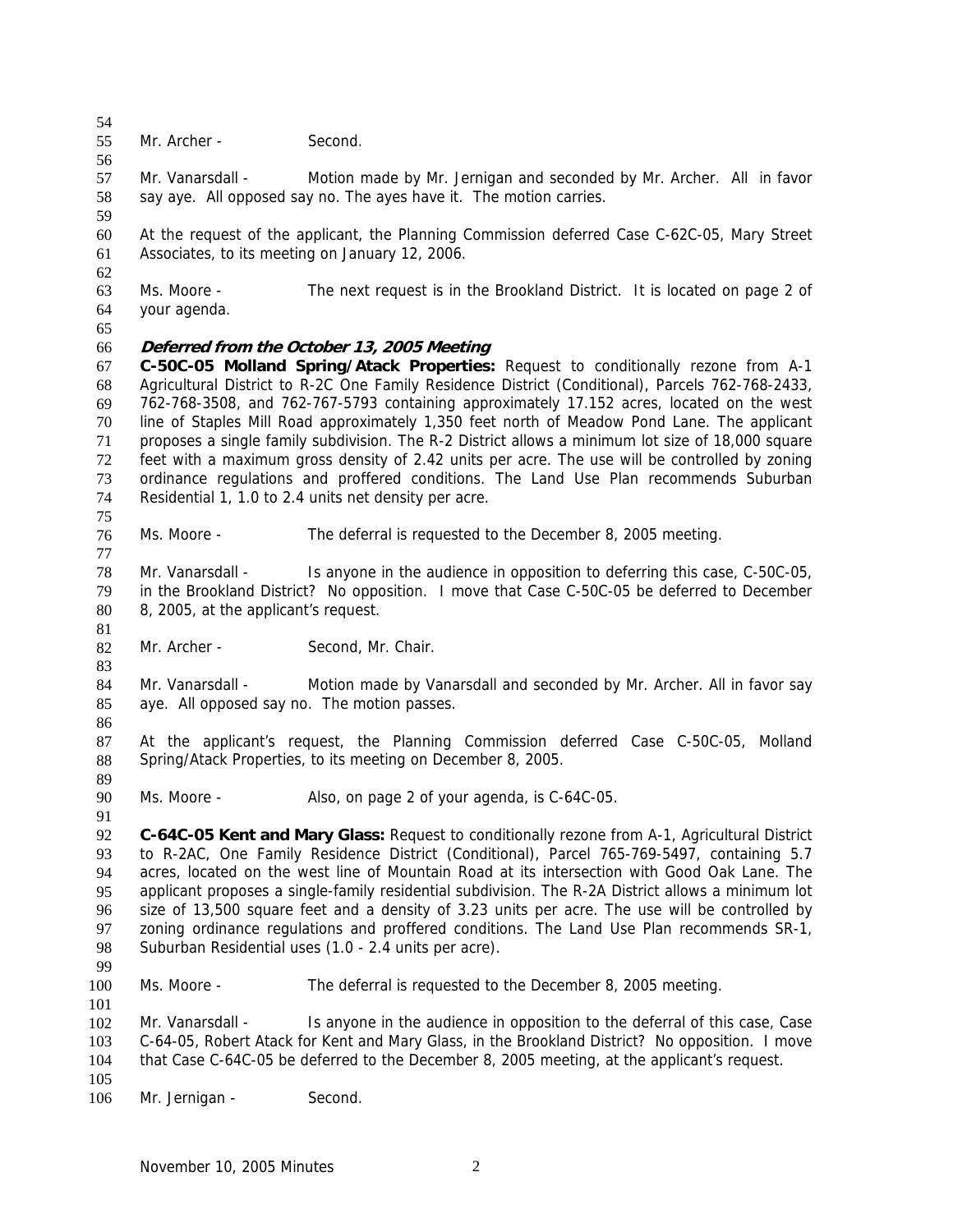Mr. Archer - Second.

Mr. Vanarsdall - Motion made by Mr. Jernigan and seconded by Mr. Archer. All in favor say aye. All opposed say no. The ayes have it. The motion carries.

At the request of the applicant, the Planning Commission deferred Case C-62C-05, Mary Street Associates, to its meeting on January 12, 2006.

Ms. Moore - The next request is in the Brookland District. It is located on page 2 of your agenda.

***Deferred from the October 13, 2005 Meeting***

**C-50C-05 Molland Spring/Atack Properties:** Request to conditionally rezone from A-1 Agricultural District to R-2C One Family Residence District (Conditional), Parcels 762-768-2433, 762-768-3508, and 762-767-5793 containing approximately 17.152 acres, located on the west line of Staples Mill Road approximately 1,350 feet north of Meadow Pond Lane. The applicant proposes a single family subdivision. The R-2 District allows a minimum lot size of 18,000 square feet with a maximum gross density of 2.42 units per acre. The use will be controlled by zoning ordinance regulations and proffered conditions. The Land Use Plan recommends Suburban Residential 1, 1.0 to 2.4 units net density per acre.

Ms. Moore - The deferral is requested to the December 8, 2005 meeting.

Mr. Vanarsdall - Is anyone in the audience in opposition to deferring this case, C-50C-05, in the Brookland District? No opposition. I move that Case C-50C-05 be deferred to December 8, 2005, at the applicant's request.

Mr. Archer - Second, Mr. Chair.

Mr. Vanarsdall - Motion made by Vanarsdall and seconded by Mr. Archer. All in favor say aye. All opposed say no. The motion passes.

At the applicant's request, the Planning Commission deferred Case C-50C-05, Molland Spring/Atack Properties, to its meeting on December 8, 2005.

Ms. Moore - Also, on page 2 of your agenda, is C-64C-05.

**C-64C-05 Kent and Mary Glass:** Request to conditionally rezone from A-1, Agricultural District to R-2AC, One Family Residence District (Conditional), Parcel 765-769-5497, containing 5.7 acres, located on the west line of Mountain Road at its intersection with Good Oak Lane. The applicant proposes a single-family residential subdivision. The R-2A District allows a minimum lot size of 13,500 square feet and a density of 3.23 units per acre. The use will be controlled by zoning ordinance regulations and proffered conditions. The Land Use Plan recommends SR-1, Suburban Residential uses (1.0 - 2.4 units per acre).

Ms. Moore - The deferral is requested to the December 8, 2005 meeting.

Mr. Vanarsdall - Is anyone in the audience in opposition to the deferral of this case, Case C-64-05, Robert Atack for Kent and Mary Glass, in the Brookland District? No opposition. I move that Case C-64C-05 be deferred to the December 8, 2005 meeting, at the applicant's request.

Mr. Jernigan - Second.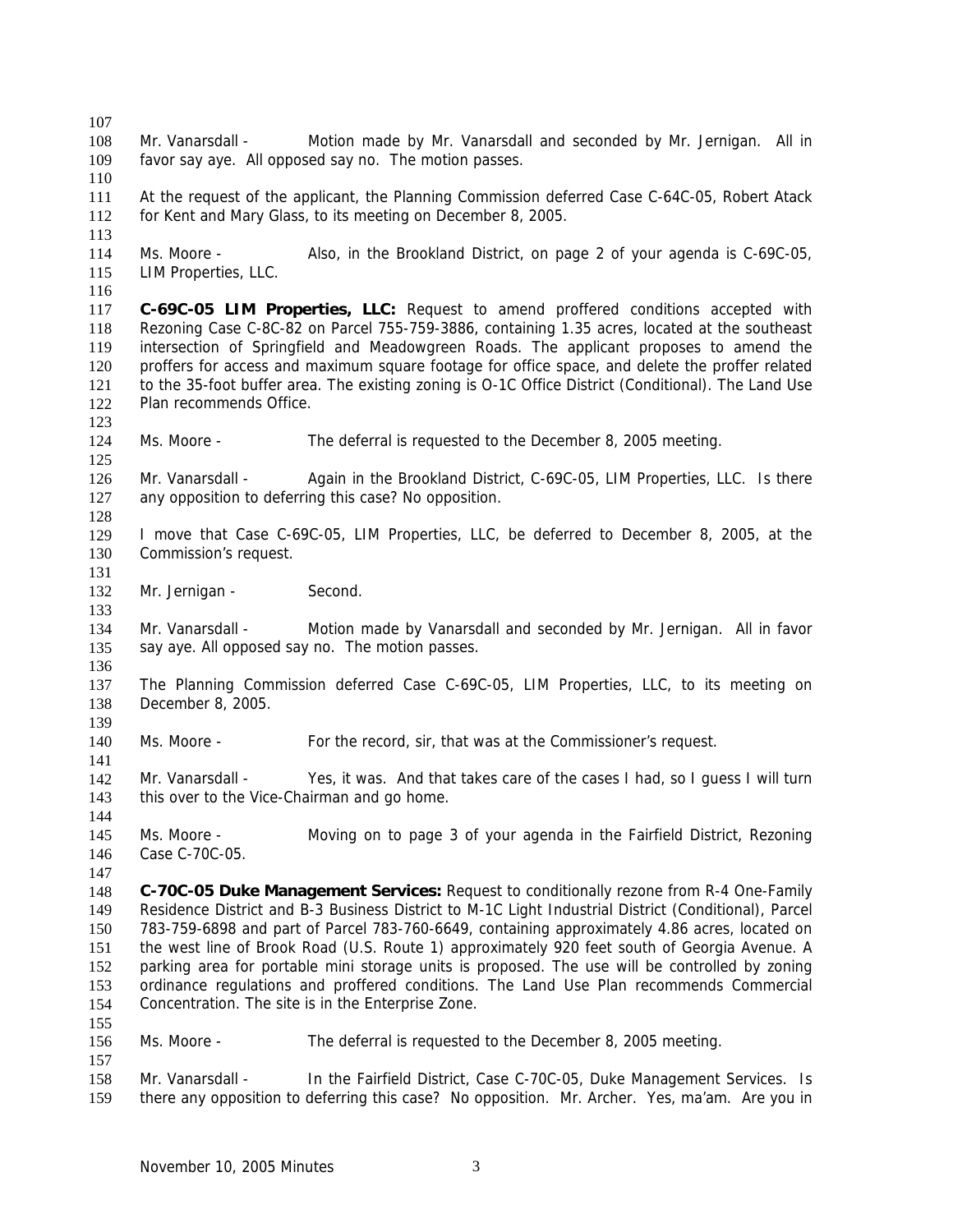Mr. Vanarsdall - Motion made by Mr. Vanarsdall and seconded by Mr. Jernigan. All in favor say aye. All opposed say no. The motion passes.

At the request of the applicant, the Planning Commission deferred Case C-64C-05, Robert Atack for Kent and Mary Glass, to its meeting on December 8, 2005.

Ms. Moore - Also, in the Brookland District, on page 2 of your agenda is C-69C-05, LIM Properties, LLC.

**C-69C-05 LIM Properties, LLC:** Request to amend proffered conditions accepted with Rezoning Case C-8C-82 on Parcel 755-759-3886, containing 1.35 acres, located at the southeast intersection of Springfield and Meadowgreen Roads. The applicant proposes to amend the proffers for access and maximum square footage for office space, and delete the proffer related to the 35-foot buffer area. The existing zoning is O-1C Office District (Conditional). The Land Use Plan recommends Office.

Ms. Moore - The deferral is requested to the December 8, 2005 meeting.

Mr. Vanarsdall - Again in the Brookland District, C-69C-05, LIM Properties, LLC. Is there any opposition to deferring this case? No opposition.

I move that Case C-69C-05, LIM Properties, LLC, be deferred to December 8, 2005, at the Commission's request.

Mr. Jernigan - Second.

Mr. Vanarsdall - Motion made by Vanarsdall and seconded by Mr. Jernigan. All in favor say aye. All opposed say no. The motion passes.

The Planning Commission deferred Case C-69C-05, LIM Properties, LLC, to its meeting on December 8, 2005.

Ms. Moore - For the record, sir, that was at the Commissioner's request.

Mr. Vanarsdall - Yes, it was. And that takes care of the cases I had, so I guess I will turn this over to the Vice-Chairman and go home.

Ms. Moore - Moving on to page 3 of your agenda in the Fairfield District, Rezoning Case C-70C-05.

**C-70C-05 Duke Management Services:** Request to conditionally rezone from R-4 One-Family Residence District and B-3 Business District to M-1C Light Industrial District (Conditional), Parcel 783-759-6898 and part of Parcel 783-760-6649, containing approximately 4.86 acres, located on the west line of Brook Road (U.S. Route 1) approximately 920 feet south of Georgia Avenue. A parking area for portable mini storage units is proposed. The use will be controlled by zoning ordinance regulations and proffered conditions. The Land Use Plan recommends Commercial Concentration. The site is in the Enterprise Zone.

Ms. Moore - The deferral is requested to the December 8, 2005 meeting.

Mr. Vanarsdall - In the Fairfield District, Case C-70C-05, Duke Management Services. Is there any opposition to deferring this case? No opposition. Mr. Archer. Yes, ma'am. Are you in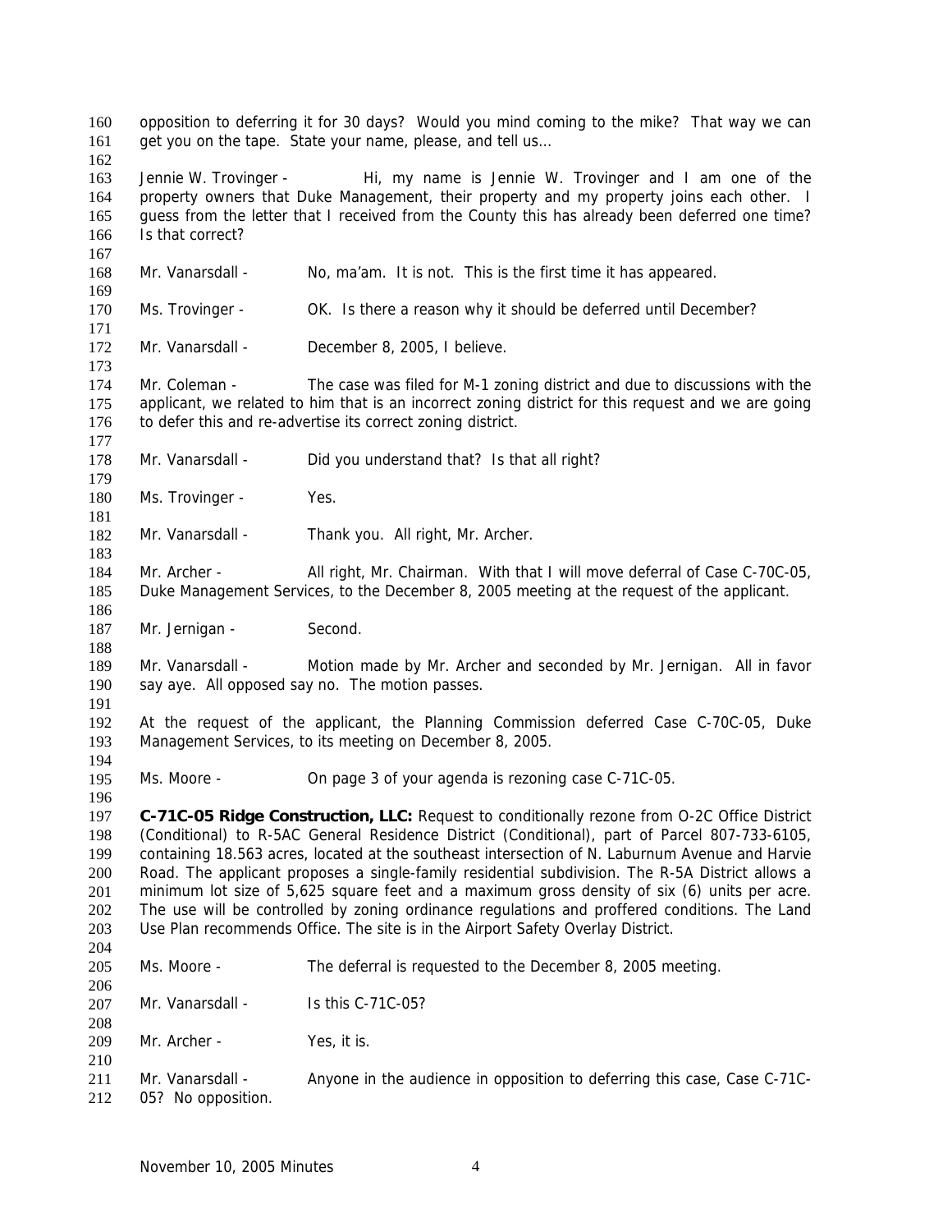opposition to deferring it for 30 days? Would you mind coming to the mike? That way we can get you on the tape. State your name, please, and tell us…

Jennie W. Trovinger - Hi, my name is Jennie W. Trovinger and I am one of the property owners that Duke Management, their property and my property joins each other. I guess from the letter that I received from the County this has already been deferred one time? Is that correct?

Mr. Vanarsdall - No, ma'am. It is not. This is the first time it has appeared.

Ms. Trovinger - OK. Is there a reason why it should be deferred until December?

Mr. Vanarsdall - December 8, 2005, I believe.

Mr. Coleman - The case was filed for M-1 zoning district and due to discussions with the applicant, we related to him that is an incorrect zoning district for this request and we are going to defer this and re-advertise its correct zoning district.

Mr. Vanarsdall - Did you understand that? Is that all right?

Ms. Trovinger - Yes.

Mr. Vanarsdall - Thank you. All right, Mr. Archer.

Mr. Archer - All right, Mr. Chairman. With that I will move deferral of Case C-70C-05, Duke Management Services, to the December 8, 2005 meeting at the request of the applicant.

Mr. Jernigan - Second.

Mr. Vanarsdall - Motion made by Mr. Archer and seconded by Mr. Jernigan. All in favor say aye. All opposed say no. The motion passes.

At the request of the applicant, the Planning Commission deferred Case C-70C-05, Duke Management Services, to its meeting on December 8, 2005.

Ms. Moore - On page 3 of your agenda is rezoning case C-71C-05.

**C-71C-05 Ridge Construction, LLC:** Request to conditionally rezone from O-2C Office District (Conditional) to R-5AC General Residence District (Conditional), part of Parcel 807-733-6105, containing 18.563 acres, located at the southeast intersection of N. Laburnum Avenue and Harvie Road. The applicant proposes a single-family residential subdivision. The R-5A District allows a minimum lot size of 5,625 square feet and a maximum gross density of six (6) units per acre. The use will be controlled by zoning ordinance regulations and proffered conditions. The Land Use Plan recommends Office. The site is in the Airport Safety Overlay District.

Ms. Moore - The deferral is requested to the December 8, 2005 meeting.

Mr. Vanarsdall - Is this C-71C-05?

Mr. Archer - Yes, it is.

Mr. Vanarsdall - Anyone in the audience in opposition to deferring this case, Case C-71C-05? No opposition.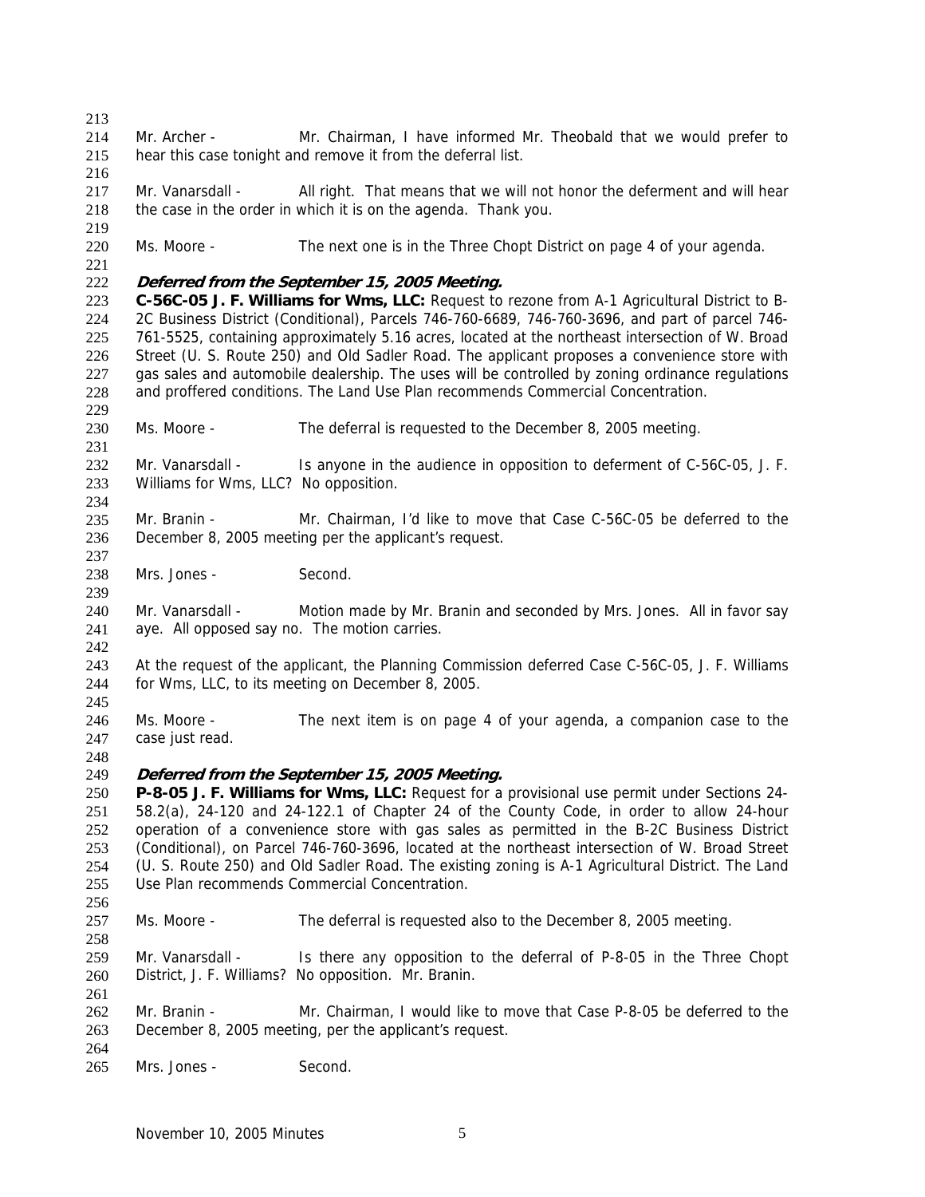Mr. Archer - Mr. Chairman, I have informed Mr. Theobald that we would prefer to hear this case tonight and remove it from the deferral list.

Mr. Vanarsdall - All right. That means that we will not honor the deferment and will hear the case in the order in which it is on the agenda. Thank you.

Ms. Moore - The next one is in the Three Chopt District on page 4 of your agenda.

***Deferred from the September 15, 2005 Meeting.***

**C-56C-05 J. F. Williams for Wms, LLC:** Request to rezone from A-1 Agricultural District to B-2C Business District (Conditional), Parcels 746-760-6689, 746-760-3696, and part of parcel 746-761-5525, containing approximately 5.16 acres, located at the northeast intersection of W. Broad Street (U. S. Route 250) and Old Sadler Road. The applicant proposes a convenience store with gas sales and automobile dealership. The uses will be controlled by zoning ordinance regulations and proffered conditions. The Land Use Plan recommends Commercial Concentration.

Ms. Moore - The deferral is requested to the December 8, 2005 meeting.

Mr. Vanarsdall - Is anyone in the audience in opposition to deferment of C-56C-05, J. F. Williams for Wms, LLC? No opposition.

Mr. Branin - Mr. Chairman, I'd like to move that Case C-56C-05 be deferred to the December 8, 2005 meeting per the applicant's request.

Mrs. Jones - Second.

Mr. Vanarsdall - Motion made by Mr. Branin and seconded by Mrs. Jones. All in favor say aye. All opposed say no. The motion carries.

At the request of the applicant, the Planning Commission deferred Case C-56C-05, J. F. Williams for Wms, LLC, to its meeting on December 8, 2005.

Ms. Moore - The next item is on page 4 of your agenda, a companion case to the case just read.

***Deferred from the September 15, 2005 Meeting.***

**P-8-05 J. F. Williams for Wms, LLC:** Request for a provisional use permit under Sections 24-58.2(a), 24-120 and 24-122.1 of Chapter 24 of the County Code, in order to allow 24-hour operation of a convenience store with gas sales as permitted in the B-2C Business District (Conditional), on Parcel 746-760-3696, located at the northeast intersection of W. Broad Street (U. S. Route 250) and Old Sadler Road. The existing zoning is A-1 Agricultural District. The Land Use Plan recommends Commercial Concentration.

Ms. Moore - The deferral is requested also to the December 8, 2005 meeting.

Mr. Vanarsdall - Is there any opposition to the deferral of P-8-05 in the Three Chopt District, J. F. Williams? No opposition. Mr. Branin.

Mr. Branin - Mr. Chairman, I would like to move that Case P-8-05 be deferred to the December 8, 2005 meeting, per the applicant's request.

Mrs. Jones - Second.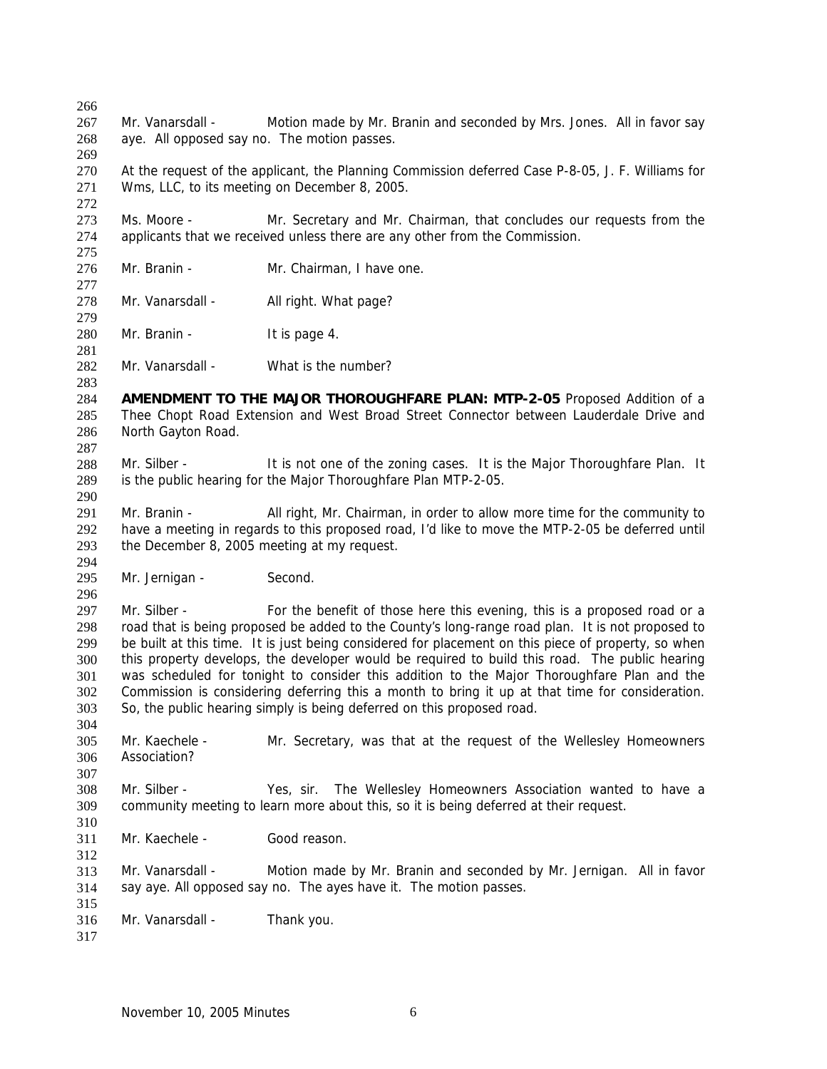Mr. Vanarsdall - Motion made by Mr. Branin and seconded by Mrs. Jones. All in favor say aye. All opposed say no. The motion passes.

At the request of the applicant, the Planning Commission deferred Case P-8-05, J. F. Williams for Wms, LLC, to its meeting on December 8, 2005.

Ms. Moore - Mr. Secretary and Mr. Chairman, that concludes our requests from the applicants that we received unless there are any other from the Commission.

Mr. Branin - Mr. Chairman, I have one.

Mr. Vanarsdall - All right. What page?

Mr. Branin - It is page 4.

Mr. Vanarsdall - What is the number?

**AMENDMENT TO THE MAJOR THOROUGHFARE PLAN: MTP-2-05** Proposed Addition of a Thee Chopt Road Extension and West Broad Street Connector between Lauderdale Drive and North Gayton Road.

Mr. Silber - It is not one of the zoning cases. It is the Major Thoroughfare Plan. It is the public hearing for the Major Thoroughfare Plan MTP-2-05.

Mr. Branin - All right, Mr. Chairman, in order to allow more time for the community to have a meeting in regards to this proposed road, I'd like to move the MTP-2-05 be deferred until the December 8, 2005 meeting at my request.

Mr. Jernigan - Second.

Mr. Silber - For the benefit of those here this evening, this is a proposed road or a road that is being proposed be added to the County's long-range road plan. It is not proposed to be built at this time. It is just being considered for placement on this piece of property, so when this property develops, the developer would be required to build this road. The public hearing was scheduled for tonight to consider this addition to the Major Thoroughfare Plan and the Commission is considering deferring this a month to bring it up at that time for consideration. So, the public hearing simply is being deferred on this proposed road.

Mr. Kaechele - Mr. Secretary, was that at the request of the Wellesley Homeowners Association?

Mr. Silber - Yes, sir. The Wellesley Homeowners Association wanted to have a community meeting to learn more about this, so it is being deferred at their request.

Mr. Kaechele - Good reason.

Mr. Vanarsdall - Motion made by Mr. Branin and seconded by Mr. Jernigan. All in favor say aye. All opposed say no. The ayes have it. The motion passes.

Mr. Vanarsdall - Thank you.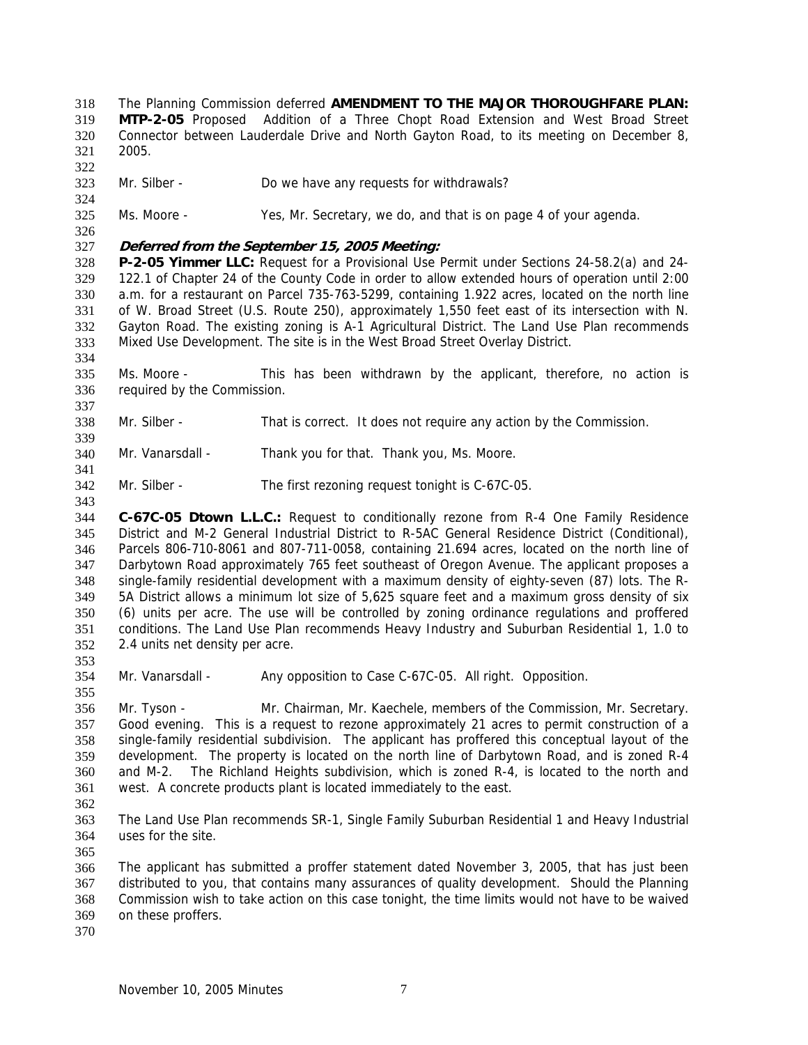The Planning Commission deferred **AMENDMENT TO THE MAJOR THOROUGHFARE PLAN: MTP-2-05** Proposed Addition of a Three Chopt Road Extension and West Broad Street Connector between Lauderdale Drive and North Gayton Road, to its meeting on December 8, 2005.

Mr. Silber - Do we have any requests for withdrawals?

Ms. Moore - Yes, Mr. Secretary, we do, and that is on page 4 of your agenda.

***Deferred from the September 15, 2005 Meeting:***

**P-2-05 Yimmer LLC:** Request for a Provisional Use Permit under Sections 24-58.2(a) and 24-122.1 of Chapter 24 of the County Code in order to allow extended hours of operation until 2:00 a.m. for a restaurant on Parcel 735-763-5299, containing 1.922 acres, located on the north line of W. Broad Street (U.S. Route 250), approximately 1,550 feet east of its intersection with N. Gayton Road. The existing zoning is A-1 Agricultural District. The Land Use Plan recommends Mixed Use Development. The site is in the West Broad Street Overlay District.

Ms. Moore - This has been withdrawn by the applicant, therefore, no action is required by the Commission.

Mr. Silber - That is correct. It does not require any action by the Commission.

Mr. Vanarsdall - Thank you for that. Thank you, Ms. Moore.

Mr. Silber - The first rezoning request tonight is C-67C-05.

**C-67C-05 Dtown L.L.C.:** Request to conditionally rezone from R-4 One Family Residence District and M-2 General Industrial District to R-5AC General Residence District (Conditional), Parcels 806-710-8061 and 807-711-0058, containing 21.694 acres, located on the north line of Darbytown Road approximately 765 feet southeast of Oregon Avenue. The applicant proposes a single-family residential development with a maximum density of eighty-seven (87) lots. The R-5A District allows a minimum lot size of 5,625 square feet and a maximum gross density of six (6) units per acre. The use will be controlled by zoning ordinance regulations and proffered conditions. The Land Use Plan recommends Heavy Industry and Suburban Residential 1, 1.0 to 2.4 units net density per acre.

Mr. Vanarsdall - Any opposition to Case C-67C-05. All right. Opposition.

Mr. Tyson - Mr. Chairman, Mr. Kaechele, members of the Commission, Mr. Secretary. Good evening. This is a request to rezone approximately 21 acres to permit construction of a single-family residential subdivision. The applicant has proffered this conceptual layout of the development. The property is located on the north line of Darbytown Road, and is zoned R-4 and M-2. The Richland Heights subdivision, which is zoned R-4, is located to the north and west. A concrete products plant is located immediately to the east.

The Land Use Plan recommends SR-1, Single Family Suburban Residential 1 and Heavy Industrial uses for the site.

The applicant has submitted a proffer statement dated November 3, 2005, that has just been distributed to you, that contains many assurances of quality development. Should the Planning Commission wish to take action on this case tonight, the time limits would not have to be waived on these proffers.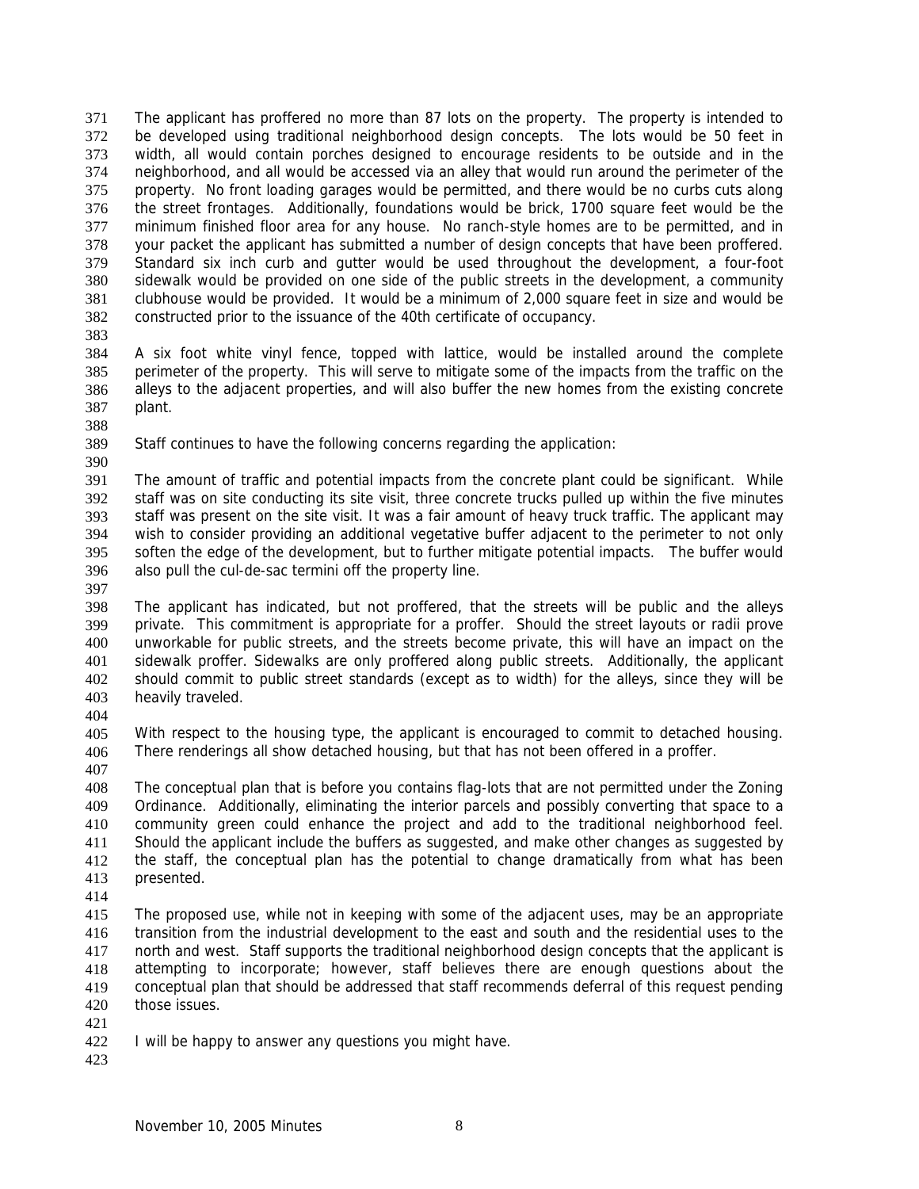The applicant has proffered no more than 87 lots on the property. The property is intended to be developed using traditional neighborhood design concepts. The lots would be 50 feet in width, all would contain porches designed to encourage residents to be outside and in the neighborhood, and all would be accessed via an alley that would run around the perimeter of the property. No front loading garages would be permitted, and there would be no curbs cuts along the street frontages. Additionally, foundations would be brick, 1700 square feet would be the minimum finished floor area for any house. No ranch-style homes are to be permitted, and in your packet the applicant has submitted a number of design concepts that have been proffered. Standard six inch curb and gutter would be used throughout the development, a four-foot sidewalk would be provided on one side of the public streets in the development, a community clubhouse would be provided. It would be a minimum of 2,000 square feet in size and would be constructed prior to the issuance of the 40th certificate of occupancy.

A six foot white vinyl fence, topped with lattice, would be installed around the complete perimeter of the property. This will serve to mitigate some of the impacts from the traffic on the alleys to the adjacent properties, and will also buffer the new homes from the existing concrete plant.

Staff continues to have the following concerns regarding the application:

The amount of traffic and potential impacts from the concrete plant could be significant. While staff was on site conducting its site visit, three concrete trucks pulled up within the five minutes staff was present on the site visit. It was a fair amount of heavy truck traffic. The applicant may wish to consider providing an additional vegetative buffer adjacent to the perimeter to not only soften the edge of the development, but to further mitigate potential impacts. The buffer would also pull the cul-de-sac termini off the property line.

The applicant has indicated, but not proffered, that the streets will be public and the alleys private. This commitment is appropriate for a proffer. Should the street layouts or radii prove unworkable for public streets, and the streets become private, this will have an impact on the sidewalk proffer. Sidewalks are only proffered along public streets. Additionally, the applicant should commit to public street standards (except as to width) for the alleys, since they will be heavily traveled.

With respect to the housing type, the applicant is encouraged to commit to detached housing. There renderings all show detached housing, but that has not been offered in a proffer.

The conceptual plan that is before you contains flag-lots that are not permitted under the Zoning Ordinance. Additionally, eliminating the interior parcels and possibly converting that space to a community green could enhance the project and add to the traditional neighborhood feel. Should the applicant include the buffers as suggested, and make other changes as suggested by the staff, the conceptual plan has the potential to change dramatically from what has been presented.

The proposed use, while not in keeping with some of the adjacent uses, may be an appropriate transition from the industrial development to the east and south and the residential uses to the north and west. Staff supports the traditional neighborhood design concepts that the applicant is attempting to incorporate; however, staff believes there are enough questions about the conceptual plan that should be addressed that staff recommends deferral of this request pending those issues.

I will be happy to answer any questions you might have.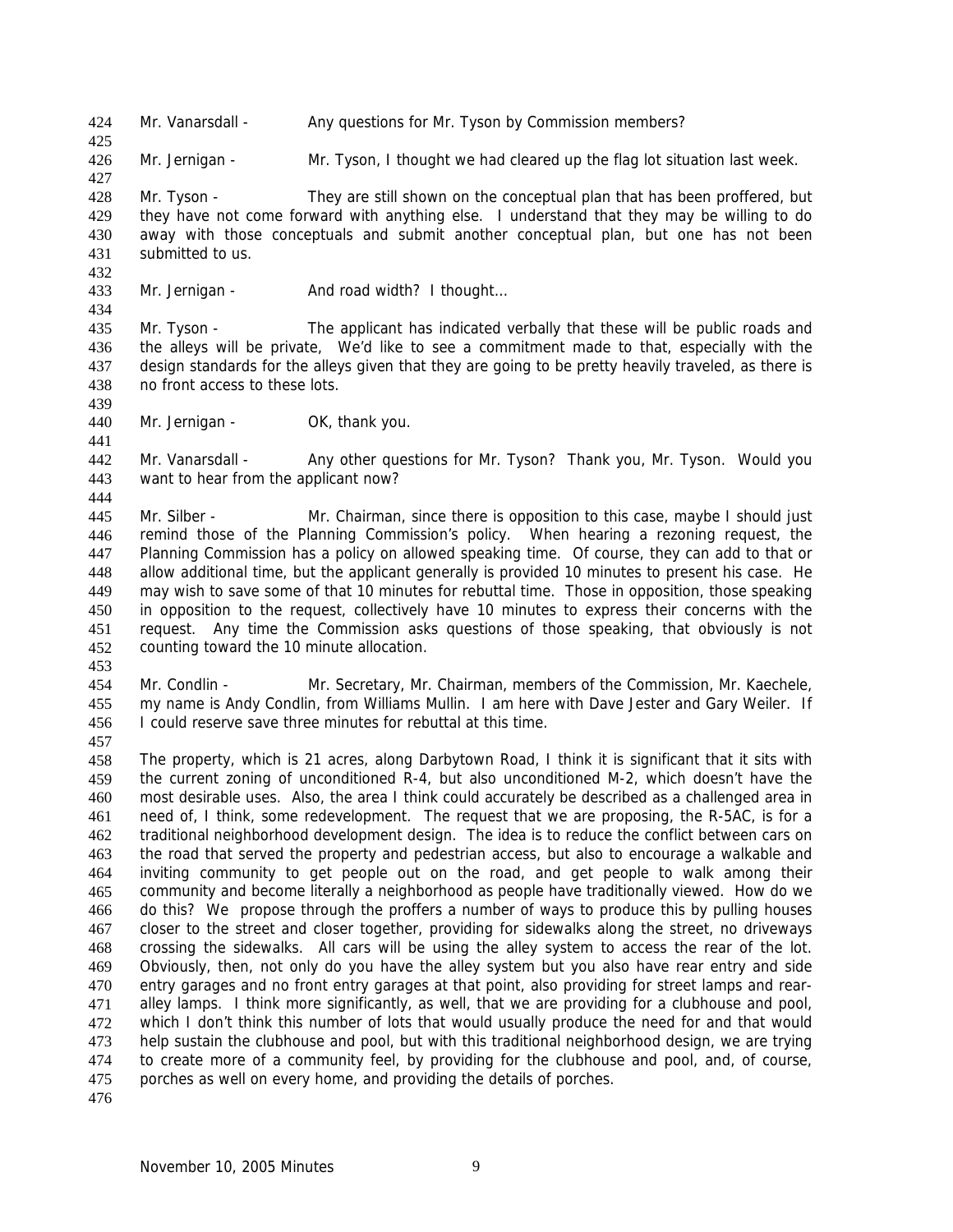Mr. Vanarsdall - Any questions for Mr. Tyson by Commission members?

Mr. Jernigan - Mr. Tyson, I thought we had cleared up the flag lot situation last week.

Mr. Tyson - They are still shown on the conceptual plan that has been proffered, but they have not come forward with anything else. I understand that they may be willing to do away with those conceptuals and submit another conceptual plan, but one has not been submitted to us.

Mr. Jernigan - And road width? I thought…

Mr. Tyson - The applicant has indicated verbally that these will be public roads and the alleys will be private, We'd like to see a commitment made to that, especially with the design standards for the alleys given that they are going to be pretty heavily traveled, as there is no front access to these lots.

Mr. Jernigan - OK, thank you.

Mr. Vanarsdall - Any other questions for Mr. Tyson? Thank you, Mr. Tyson. Would you want to hear from the applicant now?

Mr. Silber - Mr. Chairman, since there is opposition to this case, maybe I should just remind those of the Planning Commission's policy. When hearing a rezoning request, the Planning Commission has a policy on allowed speaking time. Of course, they can add to that or allow additional time, but the applicant generally is provided 10 minutes to present his case. He may wish to save some of that 10 minutes for rebuttal time. Those in opposition, those speaking in opposition to the request, collectively have 10 minutes to express their concerns with the request. Any time the Commission asks questions of those speaking, that obviously is not counting toward the 10 minute allocation.

Mr. Condlin - Mr. Secretary, Mr. Chairman, members of the Commission, Mr. Kaechele, my name is Andy Condlin, from Williams Mullin. I am here with Dave Jester and Gary Weiler. If I could reserve save three minutes for rebuttal at this time.

The property, which is 21 acres, along Darbytown Road, I think it is significant that it sits with the current zoning of unconditioned R-4, but also unconditioned M-2, which doesn't have the most desirable uses. Also, the area I think could accurately be described as a challenged area in need of, I think, some redevelopment. The request that we are proposing, the R-5AC, is for a traditional neighborhood development design. The idea is to reduce the conflict between cars on the road that served the property and pedestrian access, but also to encourage a walkable and inviting community to get people out on the road, and get people to walk among their community and become literally a neighborhood as people have traditionally viewed. How do we do this? We propose through the proffers a number of ways to produce this by pulling houses closer to the street and closer together, providing for sidewalks along the street, no driveways crossing the sidewalks. All cars will be using the alley system to access the rear of the lot. Obviously, then, not only do you have the alley system but you also have rear entry and side entry garages and no front entry garages at that point, also providing for street lamps and rear-alley lamps. I think more significantly, as well, that we are providing for a clubhouse and pool, which I don't think this number of lots that would usually produce the need for and that would help sustain the clubhouse and pool, but with this traditional neighborhood design, we are trying to create more of a community feel, by providing for the clubhouse and pool, and, of course, porches as well on every home, and providing the details of porches.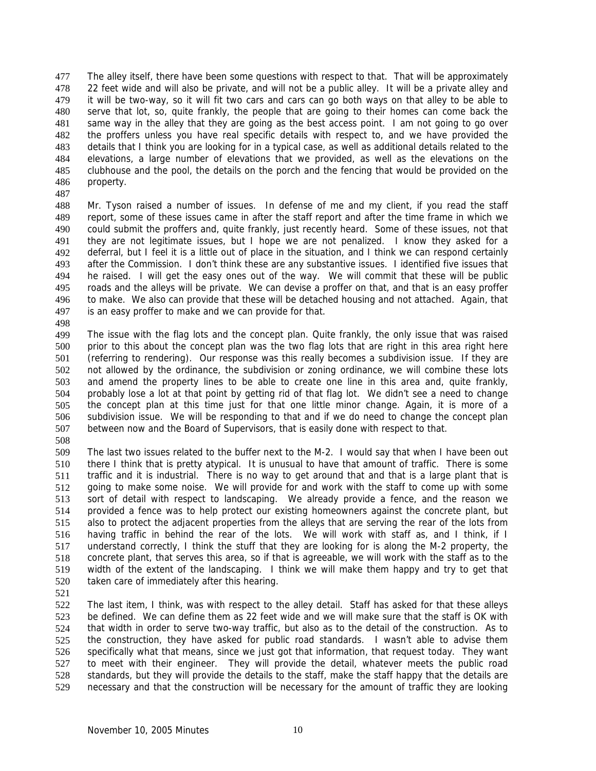The alley itself, there have been some questions with respect to that. That will be approximately 22 feet wide and will also be private, and will not be a public alley. It will be a private alley and it will be two-way, so it will fit two cars and cars can go both ways on that alley to be able to serve that lot, so, quite frankly, the people that are going to their homes can come back the same way in the alley that they are going as the best access point. I am not going to go over the proffers unless you have real specific details with respect to, and we have provided the details that I think you are looking for in a typical case, as well as additional details related to the elevations, a large number of elevations that we provided, as well as the elevations on the clubhouse and the pool, the details on the porch and the fencing that would be provided on the property.

Mr. Tyson raised a number of issues. In defense of me and my client, if you read the staff report, some of these issues came in after the staff report and after the time frame in which we could submit the proffers and, quite frankly, just recently heard. Some of these issues, not that they are not legitimate issues, but I hope we are not penalized. I know they asked for a deferral, but I feel it is a little out of place in the situation, and I think we can respond certainly after the Commission. I don't think these are any substantive issues. I identified five issues that he raised. I will get the easy ones out of the way. We will commit that these will be public roads and the alleys will be private. We can devise a proffer on that, and that is an easy proffer to make. We also can provide that these will be detached housing and not attached. Again, that is an easy proffer to make and we can provide for that.

The issue with the flag lots and the concept plan. Quite frankly, the only issue that was raised prior to this about the concept plan was the two flag lots that are right in this area right here (referring to rendering). Our response was this really becomes a subdivision issue. If they are not allowed by the ordinance, the subdivision or zoning ordinance, we will combine these lots and amend the property lines to be able to create one line in this area and, quite frankly, probably lose a lot at that point by getting rid of that flag lot. We didn't see a need to change the concept plan at this time just for that one little minor change. Again, it is more of a subdivision issue. We will be responding to that and if we do need to change the concept plan between now and the Board of Supervisors, that is easily done with respect to that.

The last two issues related to the buffer next to the M-2. I would say that when I have been out there I think that is pretty atypical. It is unusual to have that amount of traffic. There is some traffic and it is industrial. There is no way to get around that and that is a large plant that is going to make some noise. We will provide for and work with the staff to come up with some sort of detail with respect to landscaping. We already provide a fence, and the reason we provided a fence was to help protect our existing homeowners against the concrete plant, but also to protect the adjacent properties from the alleys that are serving the rear of the lots from having traffic in behind the rear of the lots. We will work with staff as, and I think, if I understand correctly, I think the stuff that they are looking for is along the M-2 property, the concrete plant, that serves this area, so if that is agreeable, we will work with the staff as to the width of the extent of the landscaping. I think we will make them happy and try to get that taken care of immediately after this hearing.

The last item, I think, was with respect to the alley detail. Staff has asked for that these alleys be defined. We can define them as 22 feet wide and we will make sure that the staff is OK with that width in order to serve two-way traffic, but also as to the detail of the construction. As to the construction, they have asked for public road standards. I wasn't able to advise them specifically what that means, since we just got that information, that request today. They want to meet with their engineer. They will provide the detail, whatever meets the public road standards, but they will provide the details to the staff, make the staff happy that the details are necessary and that the construction will be necessary for the amount of traffic they are looking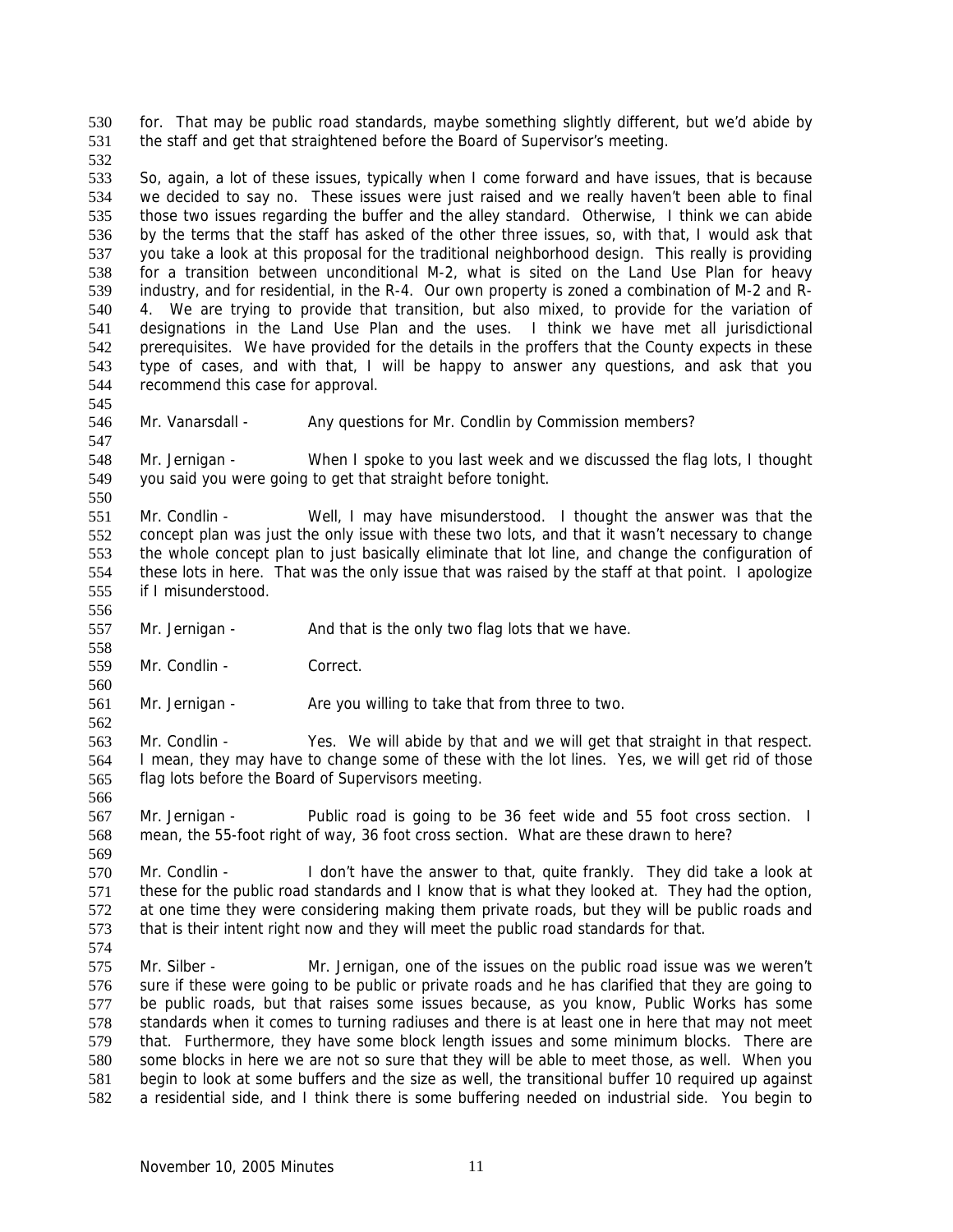for. That may be public road standards, maybe something slightly different, but we'd abide by the staff and get that straightened before the Board of Supervisor's meeting.

So, again, a lot of these issues, typically when I come forward and have issues, that is because we decided to say no. These issues were just raised and we really haven't been able to final those two issues regarding the buffer and the alley standard. Otherwise, I think we can abide by the terms that the staff has asked of the other three issues, so, with that, I would ask that you take a look at this proposal for the traditional neighborhood design. This really is providing for a transition between unconditional M-2, what is sited on the Land Use Plan for heavy industry, and for residential, in the R-4. Our own property is zoned a combination of M-2 and R-4. We are trying to provide that transition, but also mixed, to provide for the variation of designations in the Land Use Plan and the uses. I think we have met all jurisdictional prerequisites. We have provided for the details in the proffers that the County expects in these type of cases, and with that, I will be happy to answer any questions, and ask that you recommend this case for approval.

Mr. Vanarsdall - Any questions for Mr. Condlin by Commission members?

Mr. Jernigan - When I spoke to you last week and we discussed the flag lots, I thought you said you were going to get that straight before tonight.

Mr. Condlin - Well, I may have misunderstood. I thought the answer was that the concept plan was just the only issue with these two lots, and that it wasn't necessary to change the whole concept plan to just basically eliminate that lot line, and change the configuration of these lots in here. That was the only issue that was raised by the staff at that point. I apologize if I misunderstood.

Mr. Jernigan - And that is the only two flag lots that we have.

Mr. Condlin - Correct.

Mr. Jernigan - Are you willing to take that from three to two.

Mr. Condlin - Yes. We will abide by that and we will get that straight in that respect. I mean, they may have to change some of these with the lot lines. Yes, we will get rid of those flag lots before the Board of Supervisors meeting.

Mr. Jernigan - Public road is going to be 36 feet wide and 55 foot cross section. I mean, the 55-foot right of way, 36 foot cross section. What are these drawn to here?

Mr. Condlin - I don't have the answer to that, quite frankly. They did take a look at these for the public road standards and I know that is what they looked at. They had the option, at one time they were considering making them private roads, but they will be public roads and that is their intent right now and they will meet the public road standards for that.

Mr. Silber - Mr. Jernigan, one of the issues on the public road issue was we weren't sure if these were going to be public or private roads and he has clarified that they are going to be public roads, but that raises some issues because, as you know, Public Works has some standards when it comes to turning radiuses and there is at least one in here that may not meet that. Furthermore, they have some block length issues and some minimum blocks. There are some blocks in here we are not so sure that they will be able to meet those, as well. When you begin to look at some buffers and the size as well, the transitional buffer 10 required up against a residential side, and I think there is some buffering needed on industrial side. You begin to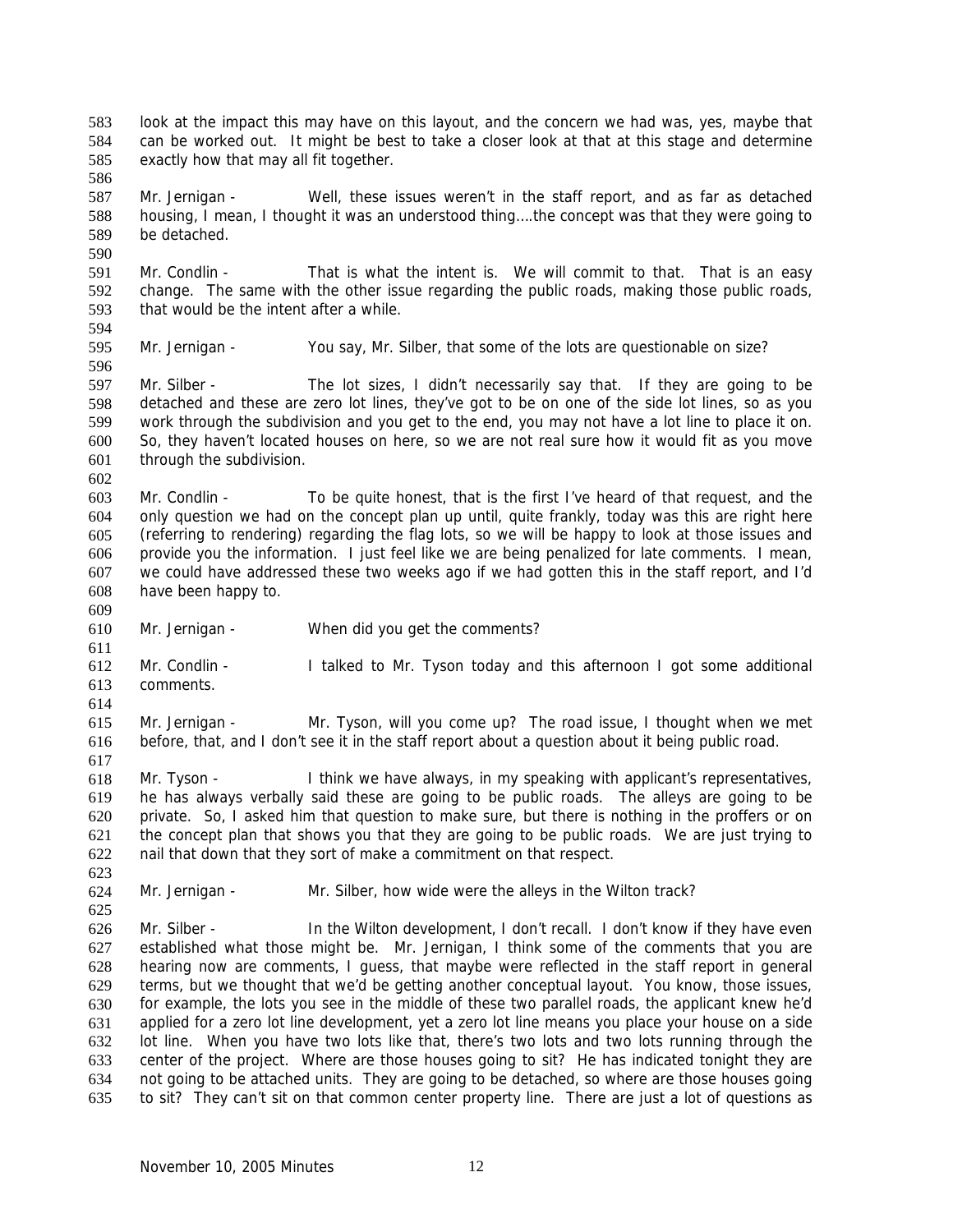look at the impact this may have on this layout, and the concern we had was, yes, maybe that can be worked out. It might be best to take a closer look at that at this stage and determine exactly how that may all fit together.

Mr. Jernigan - Well, these issues weren't in the staff report, and as far as detached housing, I mean, I thought it was an understood thing....the concept was that they were going to be detached.

Mr. Condlin - That is what the intent is. We will commit to that. That is an easy change. The same with the other issue regarding the public roads, making those public roads, that would be the intent after a while.

Mr. Jernigan - You say, Mr. Silber, that some of the lots are questionable on size?

Mr. Silber - The lot sizes, I didn't necessarily say that. If they are going to be detached and these are zero lot lines, they've got to be on one of the side lot lines, so as you work through the subdivision and you get to the end, you may not have a lot line to place it on. So, they haven't located houses on here, so we are not real sure how it would fit as you move through the subdivision.

Mr. Condlin - To be quite honest, that is the first I've heard of that request, and the only question we had on the concept plan up until, quite frankly, today was this are right here (referring to rendering) regarding the flag lots, so we will be happy to look at those issues and provide you the information. I just feel like we are being penalized for late comments. I mean, we could have addressed these two weeks ago if we had gotten this in the staff report, and I'd have been happy to.

Mr. Jernigan - When did you get the comments?

Mr. Condlin - I talked to Mr. Tyson today and this afternoon I got some additional comments.

Mr. Jernigan - Mr. Tyson, will you come up? The road issue, I thought when we met before, that, and I don't see it in the staff report about a question about it being public road.

Mr. Tyson - I think we have always, in my speaking with applicant's representatives, he has always verbally said these are going to be public roads. The alleys are going to be private. So, I asked him that question to make sure, but there is nothing in the proffers or on the concept plan that shows you that they are going to be public roads. We are just trying to nail that down that they sort of make a commitment on that respect.

Mr. Jernigan - Mr. Silber, how wide were the alleys in the Wilton track?

Mr. Silber - In the Wilton development, I don't recall. I don't know if they have even established what those might be. Mr. Jernigan, I think some of the comments that you are hearing now are comments, I guess, that maybe were reflected in the staff report in general terms, but we thought that we'd be getting another conceptual layout. You know, those issues, for example, the lots you see in the middle of these two parallel roads, the applicant knew he'd applied for a zero lot line development, yet a zero lot line means you place your house on a side lot line. When you have two lots like that, there's two lots and two lots running through the center of the project. Where are those houses going to sit? He has indicated tonight they are not going to be attached units. They are going to be detached, so where are those houses going to sit? They can't sit on that common center property line. There are just a lot of questions as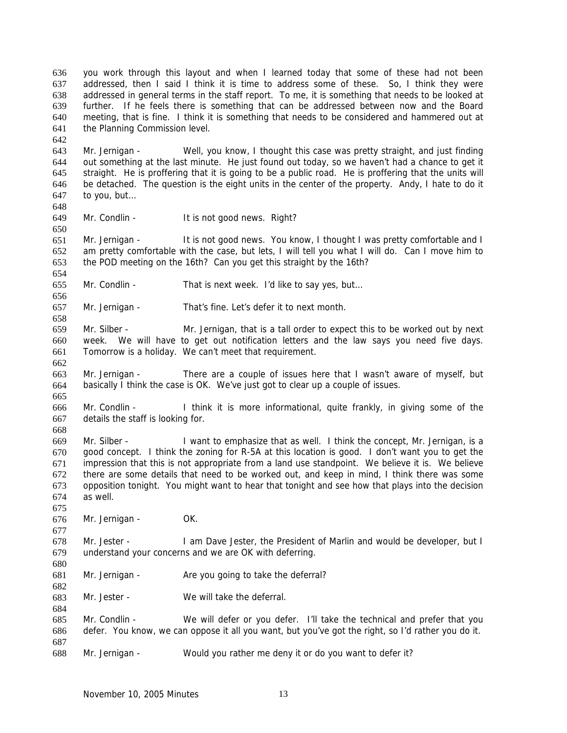you work through this layout and when I learned today that some of these had not been addressed, then I said I think it is time to address some of these. So, I think they were addressed in general terms in the staff report. To me, it is something that needs to be looked at further. If he feels there is something that can be addressed between now and the Board meeting, that is fine. I think it is something that needs to be considered and hammered out at the Planning Commission level.

Mr. Jernigan - Well, you know, I thought this case was pretty straight, and just finding out something at the last minute. He just found out today, so we haven't had a chance to get it straight. He is proffering that it is going to be a public road. He is proffering that the units will be detached. The question is the eight units in the center of the property. Andy, I hate to do it to you, but…

Mr. Condlin - It is not good news. Right?

Mr. Jernigan - It is not good news. You know, I thought I was pretty comfortable and I am pretty comfortable with the case, but lets, I will tell you what I will do. Can I move him to the POD meeting on the 16th? Can you get this straight by the 16th?

Mr. Condlin - That is next week. I'd like to say yes, but…

Mr. Jernigan - That's fine. Let's defer it to next month.

Mr. Silber - Mr. Jernigan, that is a tall order to expect this to be worked out by next week. We will have to get out notification letters and the law says you need five days. Tomorrow is a holiday. We can't meet that requirement.

Mr. Jernigan - There are a couple of issues here that I wasn't aware of myself, but basically I think the case is OK. We've just got to clear up a couple of issues.

Mr. Condlin - I think it is more informational, quite frankly, in giving some of the details the staff is looking for.

Mr. Silber - I want to emphasize that as well. I think the concept, Mr. Jernigan, is a good concept. I think the zoning for R-5A at this location is good. I don't want you to get the impression that this is not appropriate from a land use standpoint. We believe it is. We believe there are some details that need to be worked out, and keep in mind, I think there was some opposition tonight. You might want to hear that tonight and see how that plays into the decision as well.

Mr. Jernigan - OK.

Mr. Jester - I am Dave Jester, the President of Marlin and would be developer, but I understand your concerns and we are OK with deferring.

Mr. Jernigan - Are you going to take the deferral?

Mr. Jester - We will take the deferral.

Mr. Condlin - We will defer or you defer. I'll take the technical and prefer that you defer. You know, we can oppose it all you want, but you've got the right, so I'd rather you do it.

Mr. Jernigan - Would you rather me deny it or do you want to defer it?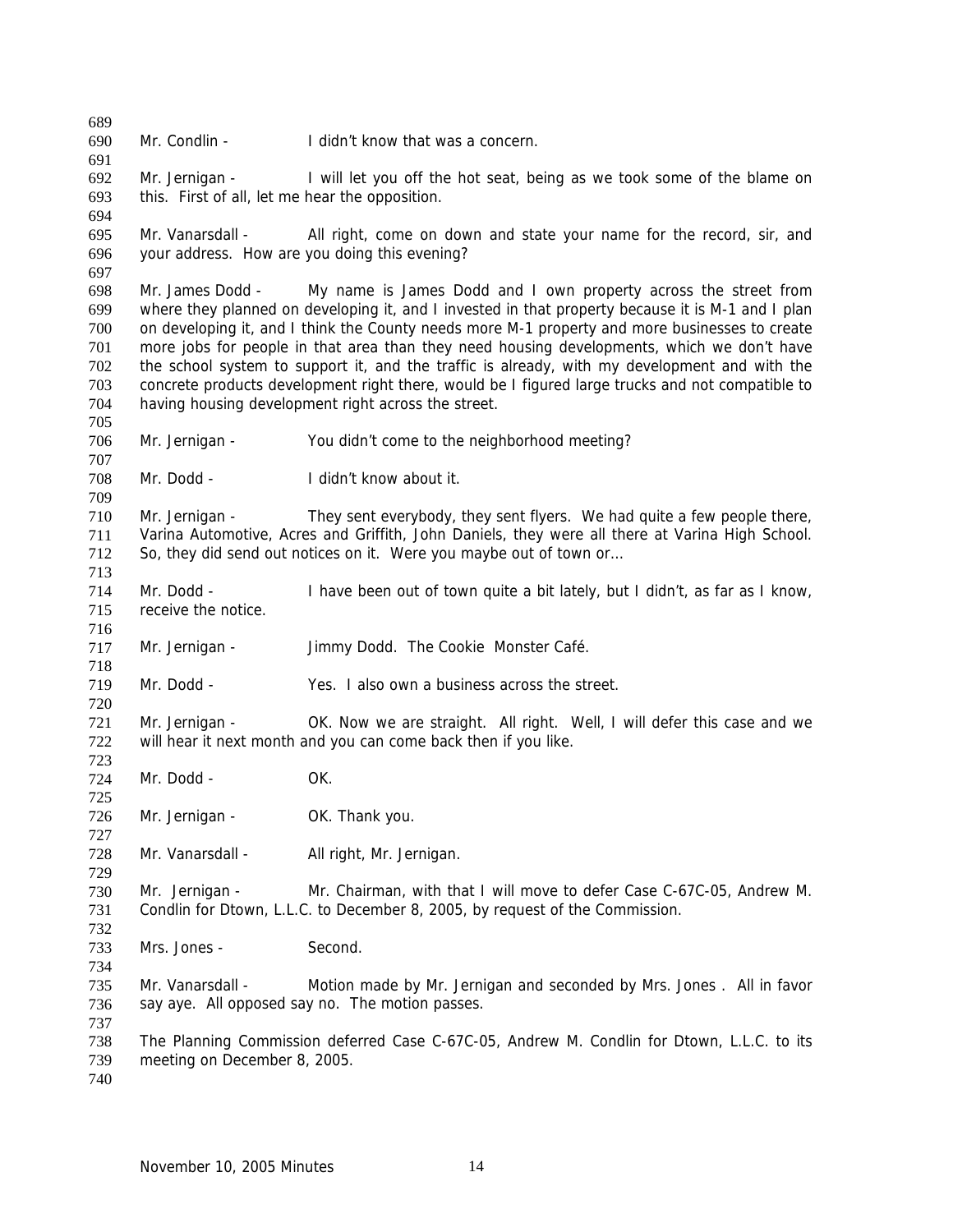Mr. Condlin - I didn't know that was a concern.

Mr. Jernigan - I will let you off the hot seat, being as we took some of the blame on this. First of all, let me hear the opposition.

Mr. Vanarsdall - All right, come on down and state your name for the record, sir, and your address. How are you doing this evening?

Mr. James Dodd - My name is James Dodd and I own property across the street from where they planned on developing it, and I invested in that property because it is M-1 and I plan on developing it, and I think the County needs more M-1 property and more businesses to create more jobs for people in that area than they need housing developments, which we don't have the school system to support it, and the traffic is already, with my development and with the concrete products development right there, would be I figured large trucks and not compatible to having housing development right across the street.

Mr. Jernigan - You didn't come to the neighborhood meeting?

Mr. Dodd - I didn't know about it.

Mr. Jernigan - They sent everybody, they sent flyers. We had quite a few people there, Varina Automotive, Acres and Griffith, John Daniels, they were all there at Varina High School. So, they did send out notices on it. Were you maybe out of town or…

Mr. Dodd - I have been out of town quite a bit lately, but I didn't, as far as I know, receive the notice.

Mr. Jernigan - Jimmy Dodd. The Cookie Monster Café.

Mr. Dodd - Yes. I also own a business across the street.

Mr. Jernigan - OK. Now we are straight. All right. Well, I will defer this case and we will hear it next month and you can come back then if you like.

Mr. Dodd - OK.

Mr. Jernigan - OK. Thank you.

Mr. Vanarsdall - All right, Mr. Jernigan.

Mr. Jernigan - Mr. Chairman, with that I will move to defer Case C-67C-05, Andrew M. Condlin for Dtown, L.L.C. to December 8, 2005, by request of the Commission.

Mrs. Jones - Second.

Mr. Vanarsdall - Motion made by Mr. Jernigan and seconded by Mrs. Jones . All in favor say aye. All opposed say no. The motion passes.

The Planning Commission deferred Case C-67C-05, Andrew M. Condlin for Dtown, L.L.C. to its meeting on December 8, 2005.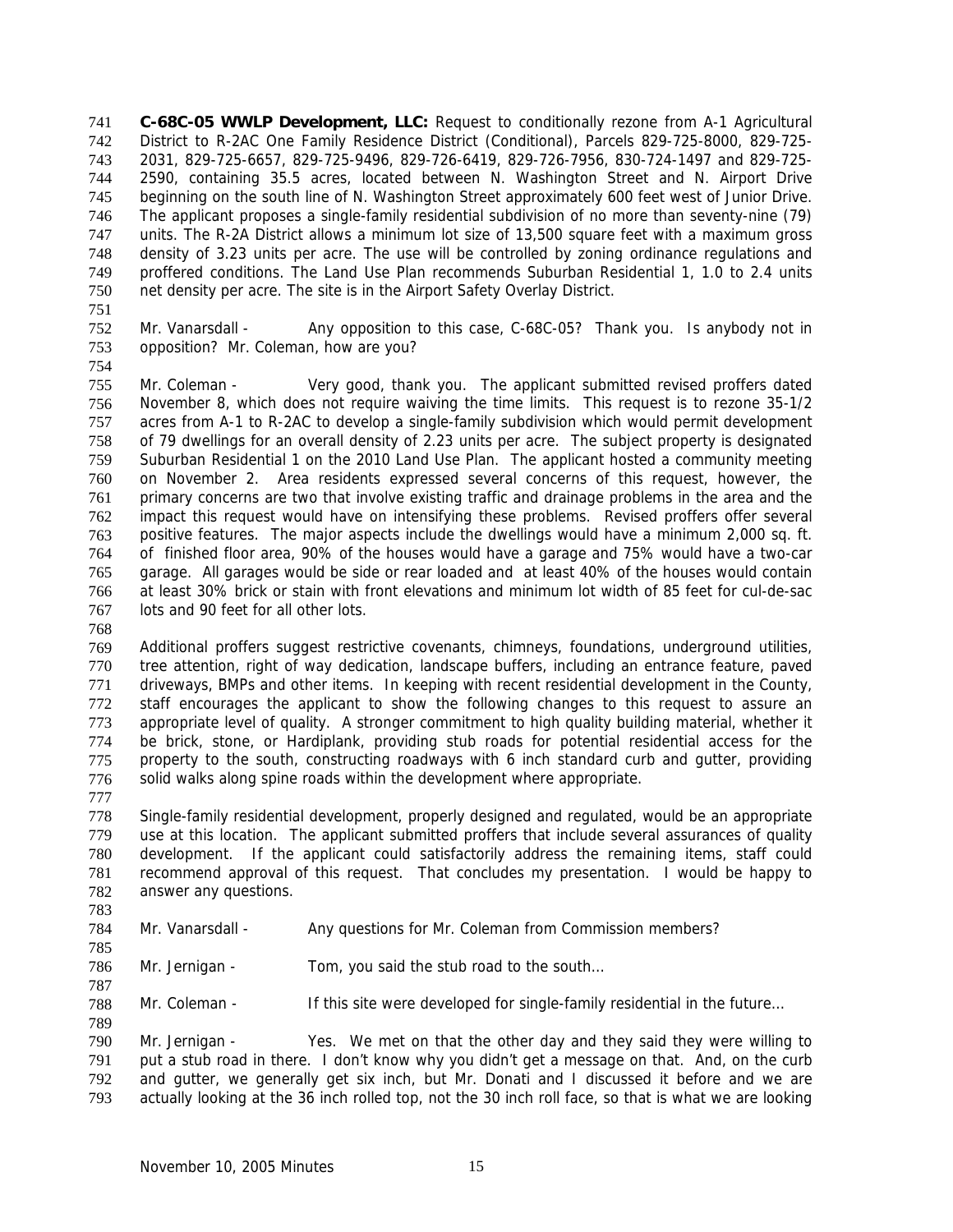**C-68C-05 WWLP Development, LLC:** Request to conditionally rezone from A-1 Agricultural District to R-2AC One Family Residence District (Conditional), Parcels 829-725-8000, 829-725-2031, 829-725-6657, 829-725-9496, 829-726-6419, 829-726-7956, 830-724-1497 and 829-725-2590, containing 35.5 acres, located between N. Washington Street and N. Airport Drive beginning on the south line of N. Washington Street approximately 600 feet west of Junior Drive. The applicant proposes a single-family residential subdivision of no more than seventy-nine (79) units. The R-2A District allows a minimum lot size of 13,500 square feet with a maximum gross density of 3.23 units per acre. The use will be controlled by zoning ordinance regulations and proffered conditions. The Land Use Plan recommends Suburban Residential 1, 1.0 to 2.4 units net density per acre. The site is in the Airport Safety Overlay District.

Mr. Vanarsdall - Any opposition to this case, C-68C-05? Thank you. Is anybody not in opposition? Mr. Coleman, how are you?

Mr. Coleman - Very good, thank you. The applicant submitted revised proffers dated November 8, which does not require waiving the time limits. This request is to rezone 35-1/2 acres from A-1 to R-2AC to develop a single-family subdivision which would permit development of 79 dwellings for an overall density of 2.23 units per acre. The subject property is designated Suburban Residential 1 on the 2010 Land Use Plan. The applicant hosted a community meeting on November 2. Area residents expressed several concerns of this request, however, the primary concerns are two that involve existing traffic and drainage problems in the area and the impact this request would have on intensifying these problems. Revised proffers offer several positive features. The major aspects include the dwellings would have a minimum 2,000 sq. ft. of finished floor area, 90% of the houses would have a garage and 75% would have a two-car garage. All garages would be side or rear loaded and at least 40% of the houses would contain at least 30% brick or stain with front elevations and minimum lot width of 85 feet for cul-de-sac lots and 90 feet for all other lots.

Additional proffers suggest restrictive covenants, chimneys, foundations, underground utilities, tree attention, right of way dedication, landscape buffers, including an entrance feature, paved driveways, BMPs and other items. In keeping with recent residential development in the County, staff encourages the applicant to show the following changes to this request to assure an appropriate level of quality. A stronger commitment to high quality building material, whether it be brick, stone, or Hardiplank, providing stub roads for potential residential access for the property to the south, constructing roadways with 6 inch standard curb and gutter, providing solid walks along spine roads within the development where appropriate.

Single-family residential development, properly designed and regulated, would be an appropriate use at this location. The applicant submitted proffers that include several assurances of quality development. If the applicant could satisfactorily address the remaining items, staff could recommend approval of this request. That concludes my presentation. I would be happy to answer any questions.

Mr. Vanarsdall - Any questions for Mr. Coleman from Commission members?

Mr. Jernigan - Tom, you said the stub road to the south…

Mr. Coleman - If this site were developed for single-family residential in the future…

Mr. Jernigan - Yes. We met on that the other day and they said they were willing to put a stub road in there. I don't know why you didn't get a message on that. And, on the curb and gutter, we generally get six inch, but Mr. Donati and I discussed it before and we are actually looking at the 36 inch rolled top, not the 30 inch roll face, so that is what we are looking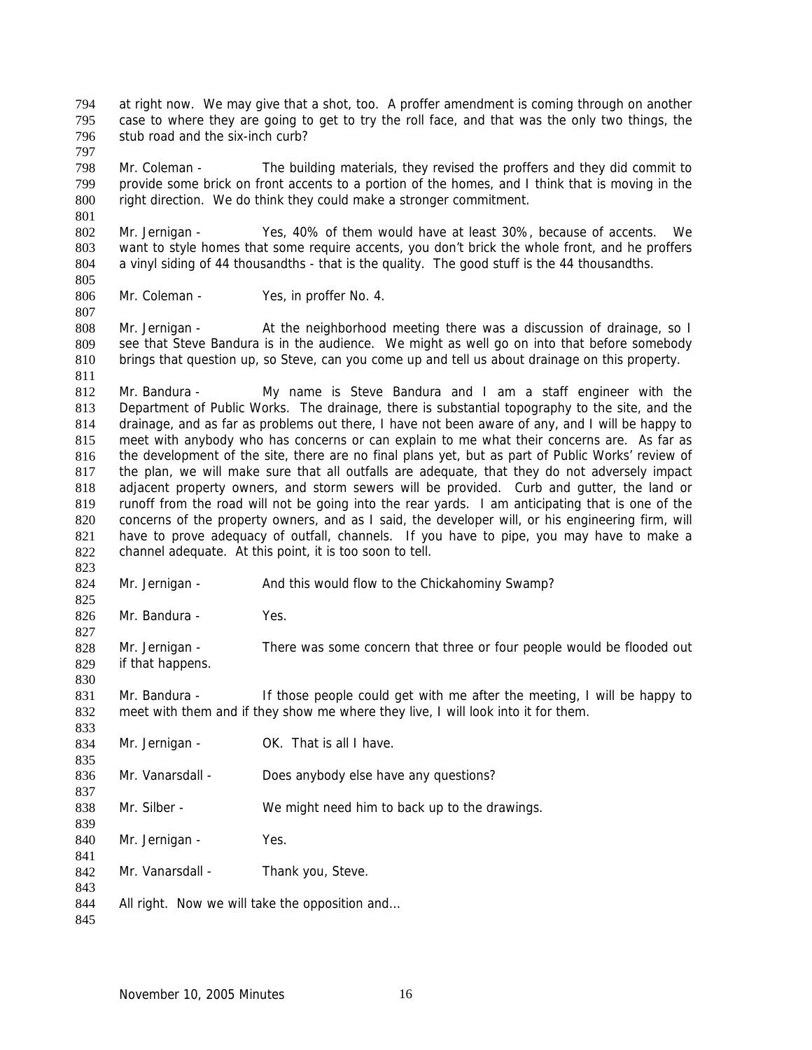at right now. We may give that a shot, too. A proffer amendment is coming through on another case to where they are going to get to try the roll face, and that was the only two things, the stub road and the six-inch curb?

Mr. Coleman - The building materials, they revised the proffers and they did commit to provide some brick on front accents to a portion of the homes, and I think that is moving in the right direction. We do think they could make a stronger commitment.

Mr. Jernigan - Yes, 40% of them would have at least 30%, because of accents. We want to style homes that some require accents, you don't brick the whole front, and he proffers a vinyl siding of 44 thousandths - that is the quality. The good stuff is the 44 thousandths.

Mr. Coleman - Yes, in proffer No. 4.

Mr. Jernigan - At the neighborhood meeting there was a discussion of drainage, so I see that Steve Bandura is in the audience. We might as well go on into that before somebody brings that question up, so Steve, can you come up and tell us about drainage on this property.

Mr. Bandura - My name is Steve Bandura and I am a staff engineer with the Department of Public Works. The drainage, there is substantial topography to the site, and the drainage, and as far as problems out there, I have not been aware of any, and I will be happy to meet with anybody who has concerns or can explain to me what their concerns are. As far as the development of the site, there are no final plans yet, but as part of Public Works' review of the plan, we will make sure that all outfalls are adequate, that they do not adversely impact adjacent property owners, and storm sewers will be provided. Curb and gutter, the land or runoff from the road will not be going into the rear yards. I am anticipating that is one of the concerns of the property owners, and as I said, the developer will, or his engineering firm, will have to prove adequacy of outfall, channels. If you have to pipe, you may have to make a channel adequate. At this point, it is too soon to tell.

Mr. Jernigan - And this would flow to the Chickahominy Swamp?

Mr. Bandura - Yes.

Mr. Jernigan - There was some concern that three or four people would be flooded out if that happens.

Mr. Bandura - If those people could get with me after the meeting, I will be happy to meet with them and if they show me where they live, I will look into it for them.

Mr. Jernigan - OK. That is all I have.

Mr. Vanarsdall - Does anybody else have any questions?

Mr. Silber - We might need him to back up to the drawings.

Mr. Jernigan - Yes.

Mr. Vanarsdall - Thank you, Steve.

All right. Now we will take the opposition and…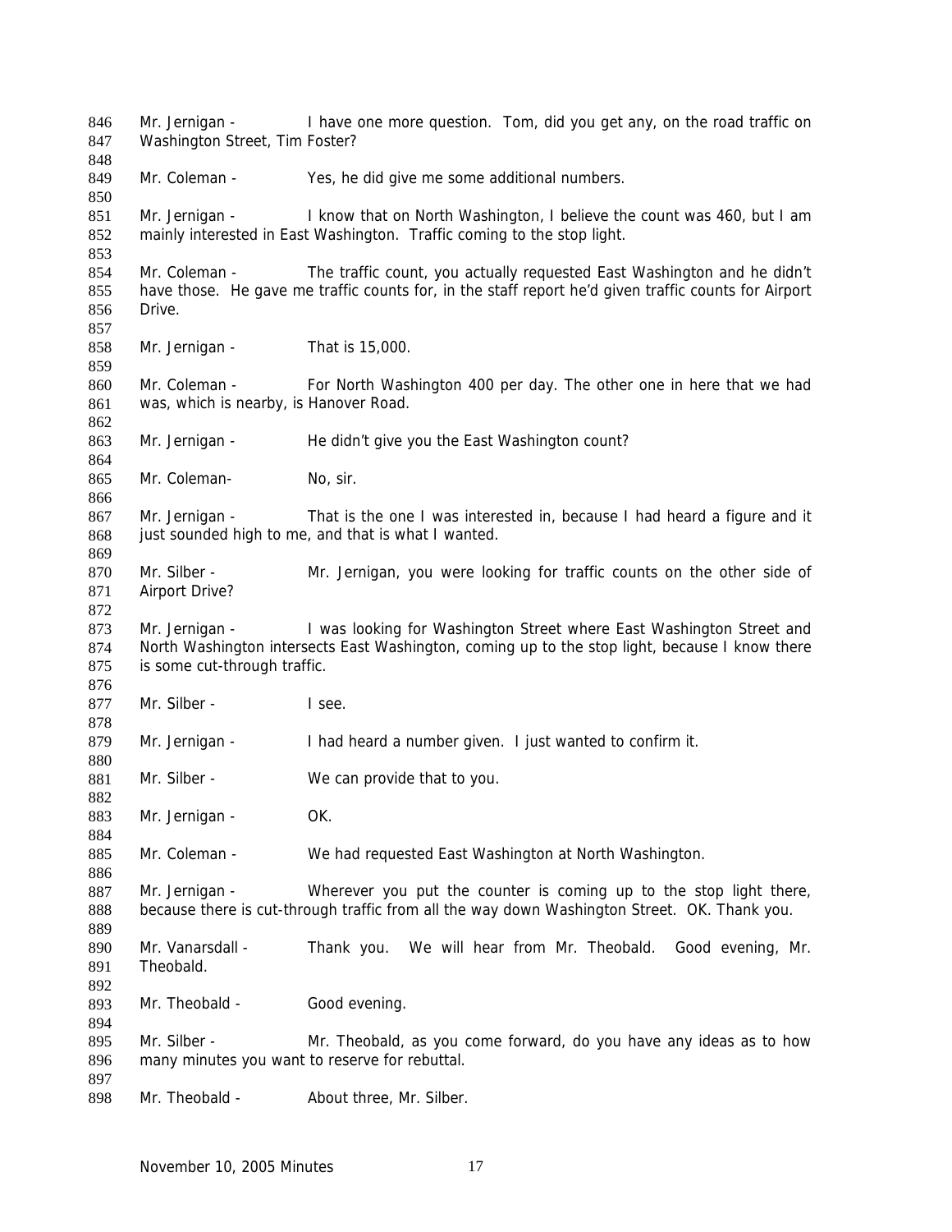Mr. Jernigan - I have one more question. Tom, did you get any, on the road traffic on Washington Street, Tim Foster?

Mr. Coleman - Yes, he did give me some additional numbers.

Mr. Jernigan - I know that on North Washington, I believe the count was 460, but I am mainly interested in East Washington. Traffic coming to the stop light.

Mr. Coleman - The traffic count, you actually requested East Washington and he didn't have those. He gave me traffic counts for, in the staff report he'd given traffic counts for Airport Drive.

Mr. Jernigan - That is 15,000.

Mr. Coleman - For North Washington 400 per day. The other one in here that we had was, which is nearby, is Hanover Road.

Mr. Jernigan - He didn't give you the East Washington count?

Mr. Coleman- No, sir.

Mr. Jernigan - That is the one I was interested in, because I had heard a figure and it just sounded high to me, and that is what I wanted.

Mr. Silber - Mr. Jernigan, you were looking for traffic counts on the other side of Airport Drive?

Mr. Jernigan - I was looking for Washington Street where East Washington Street and North Washington intersects East Washington, coming up to the stop light, because I know there is some cut-through traffic.

Mr. Silber - I see.

Mr. Jernigan - I had heard a number given. I just wanted to confirm it.

Mr. Silber - We can provide that to you.

Mr. Jernigan - OK.

Mr. Coleman - We had requested East Washington at North Washington.

Mr. Jernigan - Wherever you put the counter is coming up to the stop light there, because there is cut-through traffic from all the way down Washington Street. OK. Thank you.

Mr. Vanarsdall - Thank you. We will hear from Mr. Theobald. Good evening, Mr. Theobald.

Mr. Theobald - Good evening.

Mr. Silber - Mr. Theobald, as you come forward, do you have any ideas as to how many minutes you want to reserve for rebuttal.

Mr. Theobald - About three, Mr. Silber.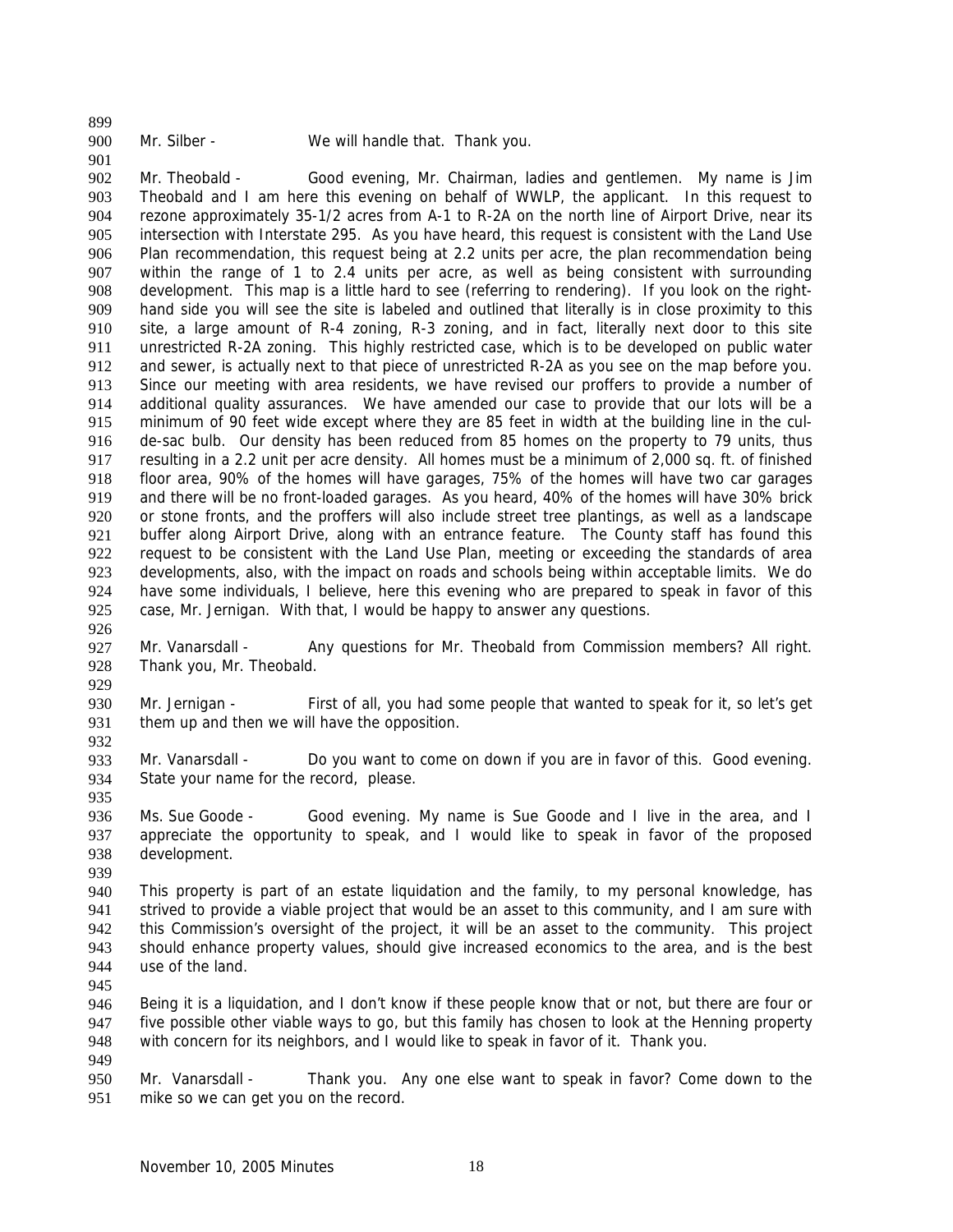Mr. Silber - We will handle that. Thank you.

Mr. Theobald - Good evening, Mr. Chairman, ladies and gentlemen. My name is Jim Theobald and I am here this evening on behalf of WWLP, the applicant. In this request to rezone approximately 35-1/2 acres from A-1 to R-2A on the north line of Airport Drive, near its intersection with Interstate 295. As you have heard, this request is consistent with the Land Use Plan recommendation, this request being at 2.2 units per acre, the plan recommendation being within the range of 1 to 2.4 units per acre, as well as being consistent with surrounding development. This map is a little hard to see (referring to rendering). If you look on the right-hand side you will see the site is labeled and outlined that literally is in close proximity to this site, a large amount of R-4 zoning, R-3 zoning, and in fact, literally next door to this site unrestricted R-2A zoning. This highly restricted case, which is to be developed on public water and sewer, is actually next to that piece of unrestricted R-2A as you see on the map before you. Since our meeting with area residents, we have revised our proffers to provide a number of additional quality assurances. We have amended our case to provide that our lots will be a minimum of 90 feet wide except where they are 85 feet in width at the building line in the cul-de-sac bulb. Our density has been reduced from 85 homes on the property to 79 units, thus resulting in a 2.2 unit per acre density. All homes must be a minimum of 2,000 sq. ft. of finished floor area, 90% of the homes will have garages, 75% of the homes will have two car garages and there will be no front-loaded garages. As you heard, 40% of the homes will have 30% brick or stone fronts, and the proffers will also include street tree plantings, as well as a landscape buffer along Airport Drive, along with an entrance feature. The County staff has found this request to be consistent with the Land Use Plan, meeting or exceeding the standards of area developments, also, with the impact on roads and schools being within acceptable limits. We do have some individuals, I believe, here this evening who are prepared to speak in favor of this case, Mr. Jernigan. With that, I would be happy to answer any questions.

Mr. Vanarsdall - Any questions for Mr. Theobald from Commission members? All right. Thank you, Mr. Theobald.

Mr. Jernigan - First of all, you had some people that wanted to speak for it, so let's get them up and then we will have the opposition.

Mr. Vanarsdall - Do you want to come on down if you are in favor of this. Good evening. State your name for the record, please.

Ms. Sue Goode - Good evening. My name is Sue Goode and I live in the area, and I appreciate the opportunity to speak, and I would like to speak in favor of the proposed development.

This property is part of an estate liquidation and the family, to my personal knowledge, has strived to provide a viable project that would be an asset to this community, and I am sure with this Commission's oversight of the project, it will be an asset to the community. This project should enhance property values, should give increased economics to the area, and is the best use of the land.

Being it is a liquidation, and I don't know if these people know that or not, but there are four or five possible other viable ways to go, but this family has chosen to look at the Henning property with concern for its neighbors, and I would like to speak in favor of it. Thank you.

Mr. Vanarsdall - Thank you. Any one else want to speak in favor? Come down to the mike so we can get you on the record.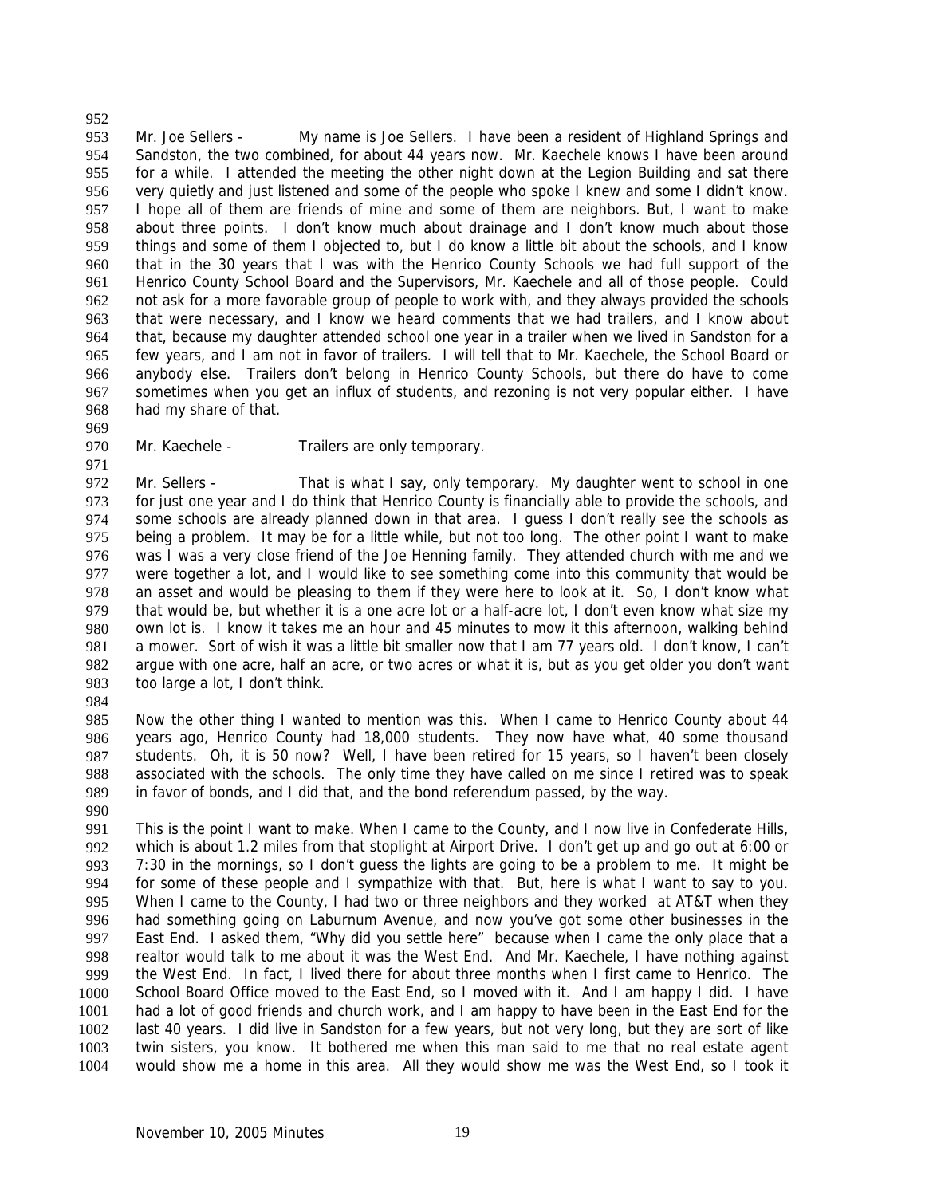Mr. Joe Sellers - My name is Joe Sellers. I have been a resident of Highland Springs and Sandston, the two combined, for about 44 years now. Mr. Kaechele knows I have been around for a while. I attended the meeting the other night down at the Legion Building and sat there very quietly and just listened and some of the people who spoke I knew and some I didn't know. I hope all of them are friends of mine and some of them are neighbors. But, I want to make about three points. I don't know much about drainage and I don't know much about those things and some of them I objected to, but I do know a little bit about the schools, and I know that in the 30 years that I was with the Henrico County Schools we had full support of the Henrico County School Board and the Supervisors, Mr. Kaechele and all of those people. Could not ask for a more favorable group of people to work with, and they always provided the schools that were necessary, and I know we heard comments that we had trailers, and I know about that, because my daughter attended school one year in a trailer when we lived in Sandston for a few years, and I am not in favor of trailers. I will tell that to Mr. Kaechele, the School Board or anybody else. Trailers don't belong in Henrico County Schools, but there do have to come sometimes when you get an influx of students, and rezoning is not very popular either. I have had my share of that.

Mr. Kaechele - Trailers are only temporary.

Mr. Sellers - That is what I say, only temporary. My daughter went to school in one for just one year and I do think that Henrico County is financially able to provide the schools, and some schools are already planned down in that area. I guess I don't really see the schools as being a problem. It may be for a little while, but not too long. The other point I want to make was I was a very close friend of the Joe Henning family. They attended church with me and we were together a lot, and I would like to see something come into this community that would be an asset and would be pleasing to them if they were here to look at it. So, I don't know what that would be, but whether it is a one acre lot or a half-acre lot, I don't even know what size my own lot is. I know it takes me an hour and 45 minutes to mow it this afternoon, walking behind a mower. Sort of wish it was a little bit smaller now that I am 77 years old. I don't know, I can't argue with one acre, half an acre, or two acres or what it is, but as you get older you don't want too large a lot, I don't think.

Now the other thing I wanted to mention was this. When I came to Henrico County about 44 years ago, Henrico County had 18,000 students. They now have what, 40 some thousand students. Oh, it is 50 now? Well, I have been retired for 15 years, so I haven't been closely associated with the schools. The only time they have called on me since I retired was to speak in favor of bonds, and I did that, and the bond referendum passed, by the way.

This is the point I want to make. When I came to the County, and I now live in Confederate Hills, which is about 1.2 miles from that stoplight at Airport Drive. I don't get up and go out at 6:00 or 7:30 in the mornings, so I don't guess the lights are going to be a problem to me. It might be for some of these people and I sympathize with that. But, here is what I want to say to you. When I came to the County, I had two or three neighbors and they worked at AT&T when they had something going on Laburnum Avenue, and now you've got some other businesses in the East End. I asked them, "Why did you settle here" because when I came the only place that a realtor would talk to me about it was the West End. And Mr. Kaechele, I have nothing against the West End. In fact, I lived there for about three months when I first came to Henrico. The School Board Office moved to the East End, so I moved with it. And I am happy I did. I have had a lot of good friends and church work, and I am happy to have been in the East End for the last 40 years. I did live in Sandston for a few years, but not very long, but they are sort of like twin sisters, you know. It bothered me when this man said to me that no real estate agent would show me a home in this area. All they would show me was the West End, so I took it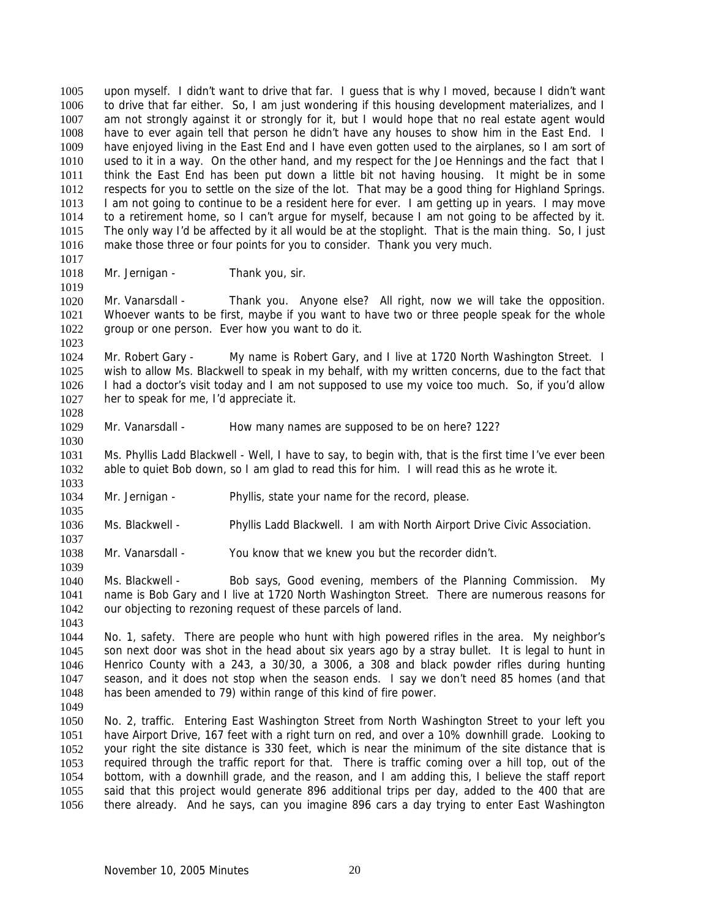upon myself. I didn't want to drive that far. I guess that is why I moved, because I didn't want to drive that far either. So, I am just wondering if this housing development materializes, and I am not strongly against it or strongly for it, but I would hope that no real estate agent would have to ever again tell that person he didn't have any houses to show him in the East End. I have enjoyed living in the East End and I have even gotten used to the airplanes, so I am sort of used to it in a way. On the other hand, and my respect for the Joe Hennings and the fact that I think the East End has been put down a little bit not having housing. It might be in some respects for you to settle on the size of the lot. That may be a good thing for Highland Springs. I am not going to continue to be a resident here for ever. I am getting up in years. I may move to a retirement home, so I can't argue for myself, because I am not going to be affected by it. The only way I'd be affected by it all would be at the stoplight. That is the main thing. So, I just make those three or four points for you to consider. Thank you very much.

Mr. Jernigan - Thank you, sir.

Mr. Vanarsdall - Thank you. Anyone else? All right, now we will take the opposition. Whoever wants to be first, maybe if you want to have two or three people speak for the whole group or one person. Ever how you want to do it.

Mr. Robert Gary - My name is Robert Gary, and I live at 1720 North Washington Street. I wish to allow Ms. Blackwell to speak in my behalf, with my written concerns, due to the fact that I had a doctor's visit today and I am not supposed to use my voice too much. So, if you'd allow her to speak for me, I'd appreciate it.

Mr. Vanarsdall - How many names are supposed to be on here? 122?

Ms. Phyllis Ladd Blackwell - Well, I have to say, to begin with, that is the first time I've ever been able to quiet Bob down, so I am glad to read this for him. I will read this as he wrote it.

Mr. Jernigan - Phyllis, state your name for the record, please.

Ms. Blackwell - Phyllis Ladd Blackwell. I am with North Airport Drive Civic Association.

Mr. Vanarsdall - You know that we knew you but the recorder didn't.

Ms. Blackwell - Bob says, Good evening, members of the Planning Commission. My name is Bob Gary and I live at 1720 North Washington Street. There are numerous reasons for our objecting to rezoning request of these parcels of land.

No. 1, safety. There are people who hunt with high powered rifles in the area. My neighbor's son next door was shot in the head about six years ago by a stray bullet. It is legal to hunt in Henrico County with a 243, a 30/30, a 3006, a 308 and black powder rifles during hunting season, and it does not stop when the season ends. I say we don't need 85 homes (and that has been amended to 79) within range of this kind of fire power.

No. 2, traffic. Entering East Washington Street from North Washington Street to your left you have Airport Drive, 167 feet with a right turn on red, and over a 10% downhill grade. Looking to your right the site distance is 330 feet, which is near the minimum of the site distance that is required through the traffic report for that. There is traffic coming over a hill top, out of the bottom, with a downhill grade, and the reason, and I am adding this, I believe the staff report said that this project would generate 896 additional trips per day, added to the 400 that are there already. And he says, can you imagine 896 cars a day trying to enter East Washington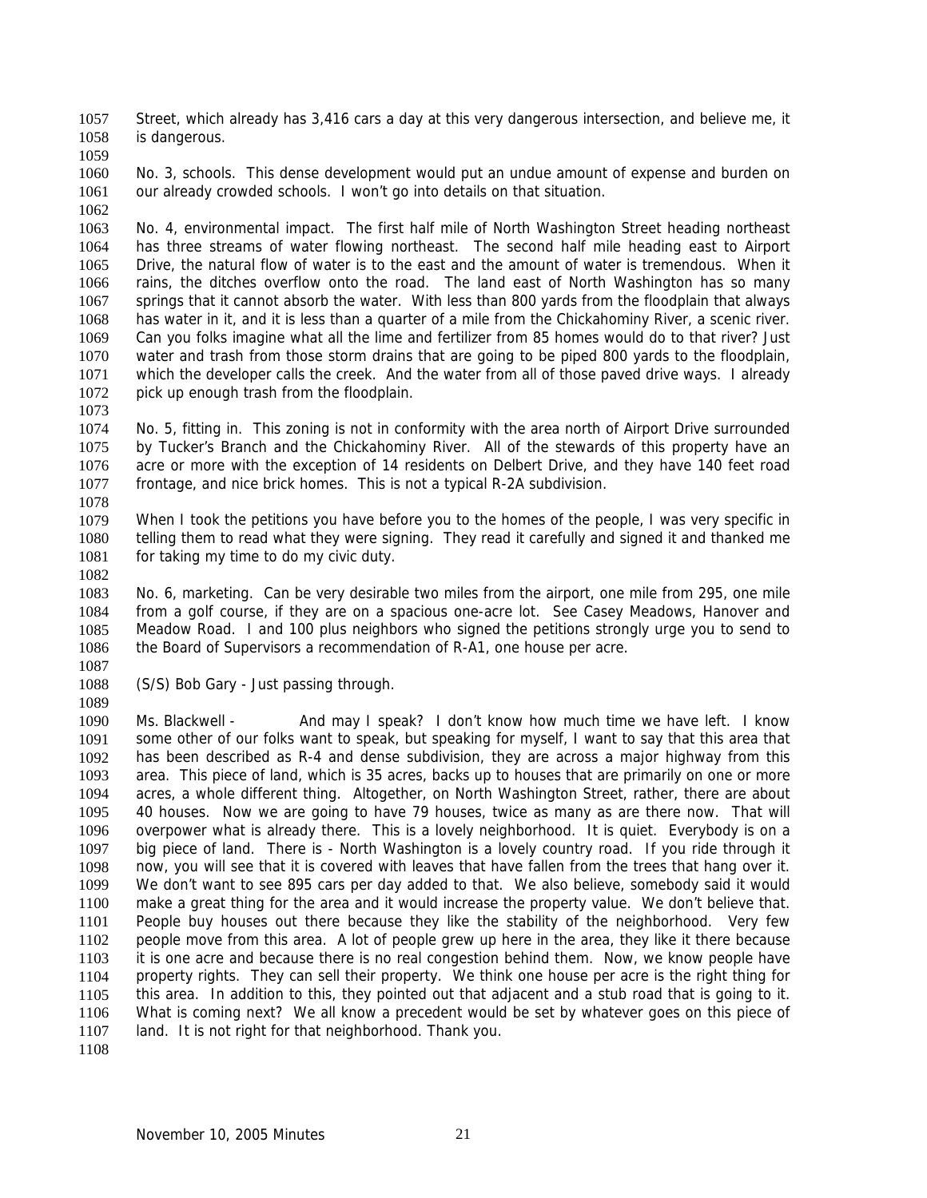Street, which already has 3,416 cars a day at this very dangerous intersection, and believe me, it is dangerous.

No. 3, schools. This dense development would put an undue amount of expense and burden on our already crowded schools. I won't go into details on that situation.

No. 4, environmental impact. The first half mile of North Washington Street heading northeast has three streams of water flowing northeast. The second half mile heading east to Airport Drive, the natural flow of water is to the east and the amount of water is tremendous. When it rains, the ditches overflow onto the road. The land east of North Washington has so many springs that it cannot absorb the water. With less than 800 yards from the floodplain that always has water in it, and it is less than a quarter of a mile from the Chickahominy River, a scenic river. Can you folks imagine what all the lime and fertilizer from 85 homes would do to that river? Just water and trash from those storm drains that are going to be piped 800 yards to the floodplain, which the developer calls the creek. And the water from all of those paved drive ways. I already pick up enough trash from the floodplain.

No. 5, fitting in. This zoning is not in conformity with the area north of Airport Drive surrounded by Tucker's Branch and the Chickahominy River. All of the stewards of this property have an acre or more with the exception of 14 residents on Delbert Drive, and they have 140 feet road frontage, and nice brick homes. This is not a typical R-2A subdivision.

When I took the petitions you have before you to the homes of the people, I was very specific in telling them to read what they were signing. They read it carefully and signed it and thanked me for taking my time to do my civic duty.

No. 6, marketing. Can be very desirable two miles from the airport, one mile from 295, one mile from a golf course, if they are on a spacious one-acre lot. See Casey Meadows, Hanover and Meadow Road. I and 100 plus neighbors who signed the petitions strongly urge you to send to the Board of Supervisors a recommendation of R-A1, one house per acre.

(S/S) Bob Gary - Just passing through.

Ms. Blackwell - And may I speak? I don't know how much time we have left. I know some other of our folks want to speak, but speaking for myself, I want to say that this area that has been described as R-4 and dense subdivision, they are across a major highway from this area. This piece of land, which is 35 acres, backs up to houses that are primarily on one or more acres, a whole different thing. Altogether, on North Washington Street, rather, there are about 40 houses. Now we are going to have 79 houses, twice as many as are there now. That will overpower what is already there. This is a lovely neighborhood. It is quiet. Everybody is on a big piece of land. There is - North Washington is a lovely country road. If you ride through it now, you will see that it is covered with leaves that have fallen from the trees that hang over it. We don't want to see 895 cars per day added to that. We also believe, somebody said it would make a great thing for the area and it would increase the property value. We don't believe that. People buy houses out there because they like the stability of the neighborhood. Very few people move from this area. A lot of people grew up here in the area, they like it there because it is one acre and because there is no real congestion behind them. Now, we know people have property rights. They can sell their property. We think one house per acre is the right thing for this area. In addition to this, they pointed out that adjacent and a stub road that is going to it. What is coming next? We all know a precedent would be set by whatever goes on this piece of land. It is not right for that neighborhood. Thank you.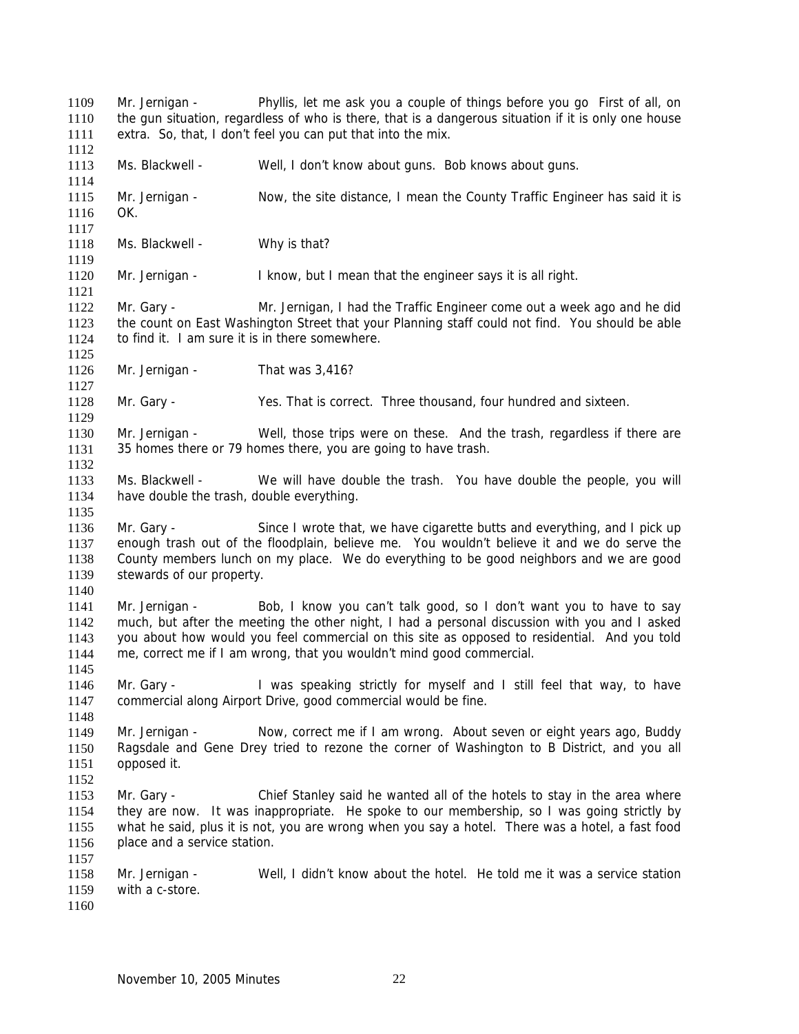Mr. Jernigan - Phyllis, let me ask you a couple of things before you go First of all, on the gun situation, regardless of who is there, that is a dangerous situation if it is only one house extra. So, that, I don't feel you can put that into the mix.

Ms. Blackwell - Well, I don't know about guns. Bob knows about guns.

Mr. Jernigan - Now, the site distance, I mean the County Traffic Engineer has said it is OK.

Ms. Blackwell - Why is that?

Mr. Jernigan - I know, but I mean that the engineer says it is all right.

Mr. Gary - Mr. Jernigan, I had the Traffic Engineer come out a week ago and he did the count on East Washington Street that your Planning staff could not find. You should be able to find it. I am sure it is in there somewhere.

Mr. Jernigan - That was 3,416?

Mr. Gary - Yes. That is correct. Three thousand, four hundred and sixteen.

Mr. Jernigan - Well, those trips were on these. And the trash, regardless if there are 35 homes there or 79 homes there, you are going to have trash.

Ms. Blackwell - We will have double the trash. You have double the people, you will have double the trash, double everything.

Mr. Gary - Since I wrote that, we have cigarette butts and everything, and I pick up enough trash out of the floodplain, believe me. You wouldn't believe it and we do serve the County members lunch on my place. We do everything to be good neighbors and we are good stewards of our property.

Mr. Jernigan - Bob, I know you can't talk good, so I don't want you to have to say much, but after the meeting the other night, I had a personal discussion with you and I asked you about how would you feel commercial on this site as opposed to residential. And you told me, correct me if I am wrong, that you wouldn't mind good commercial.

Mr. Gary - I was speaking strictly for myself and I still feel that way, to have commercial along Airport Drive, good commercial would be fine.

Mr. Jernigan - Now, correct me if I am wrong. About seven or eight years ago, Buddy Ragsdale and Gene Drey tried to rezone the corner of Washington to B District, and you all opposed it.

Mr. Gary - Chief Stanley said he wanted all of the hotels to stay in the area where they are now. It was inappropriate. He spoke to our membership, so I was going strictly by what he said, plus it is not, you are wrong when you say a hotel. There was a hotel, a fast food place and a service station.

Mr. Jernigan - Well, I didn't know about the hotel. He told me it was a service station with a c-store.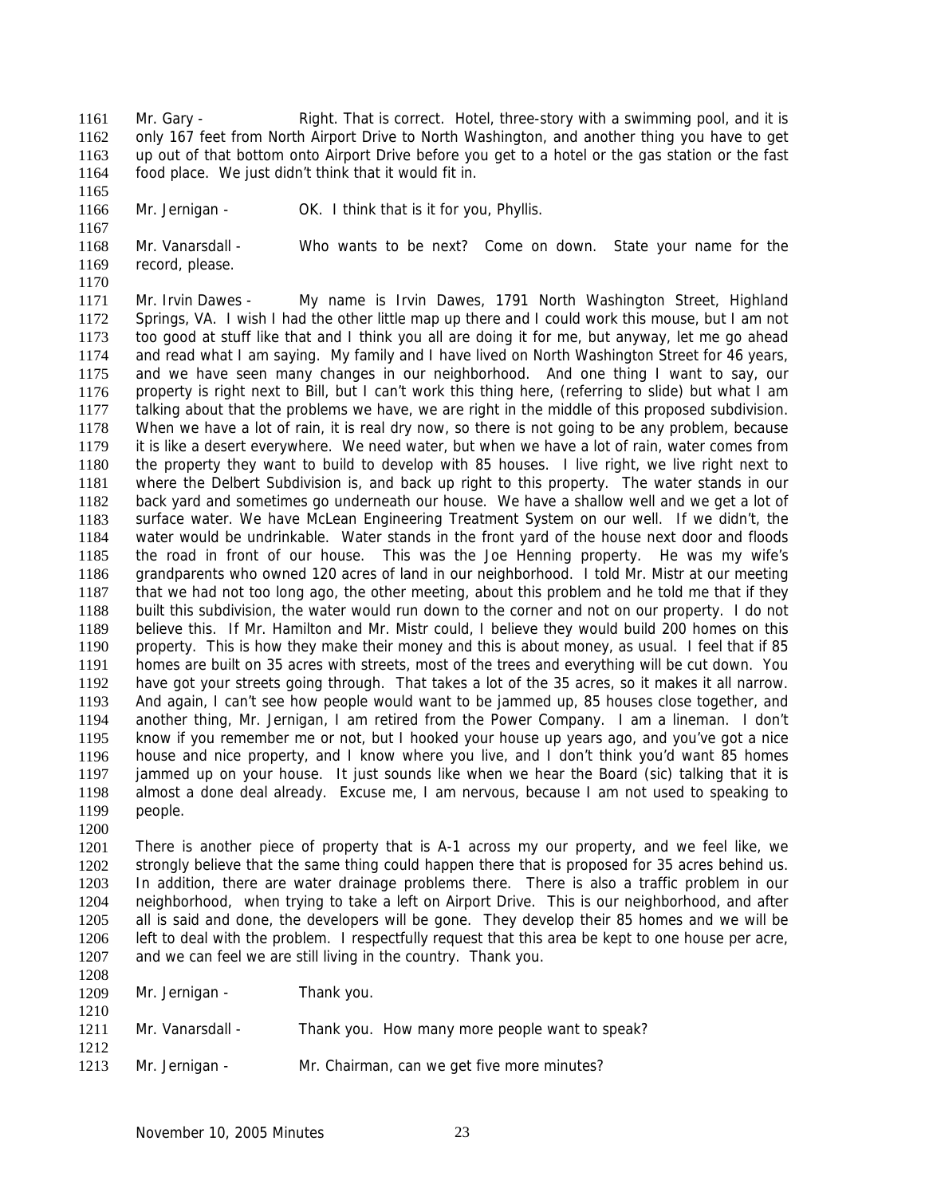Mr. Gary - Right. That is correct. Hotel, three-story with a swimming pool, and it is only 167 feet from North Airport Drive to North Washington, and another thing you have to get up out of that bottom onto Airport Drive before you get to a hotel or the gas station or the fast food place. We just didn't think that it would fit in.

Mr. Jernigan - OK. I think that is it for you, Phyllis.

Mr. Vanarsdall - Who wants to be next? Come on down. State your name for the record, please.

Mr. Irvin Dawes - My name is Irvin Dawes, 1791 North Washington Street, Highland Springs, VA. I wish I had the other little map up there and I could work this mouse, but I am not too good at stuff like that and I think you all are doing it for me, but anyway, let me go ahead and read what I am saying. My family and I have lived on North Washington Street for 46 years, and we have seen many changes in our neighborhood. And one thing I want to say, our property is right next to Bill, but I can't work this thing here, (referring to slide) but what I am talking about that the problems we have, we are right in the middle of this proposed subdivision. When we have a lot of rain, it is real dry now, so there is not going to be any problem, because it is like a desert everywhere. We need water, but when we have a lot of rain, water comes from the property they want to build to develop with 85 houses. I live right, we live right next to where the Delbert Subdivision is, and back up right to this property. The water stands in our back yard and sometimes go underneath our house. We have a shallow well and we get a lot of surface water. We have McLean Engineering Treatment System on our well. If we didn't, the water would be undrinkable. Water stands in the front yard of the house next door and floods the road in front of our house. This was the Joe Henning property. He was my wife's grandparents who owned 120 acres of land in our neighborhood. I told Mr. Mistr at our meeting that we had not too long ago, the other meeting, about this problem and he told me that if they built this subdivision, the water would run down to the corner and not on our property. I do not believe this. If Mr. Hamilton and Mr. Mistr could, I believe they would build 200 homes on this property. This is how they make their money and this is about money, as usual. I feel that if 85 homes are built on 35 acres with streets, most of the trees and everything will be cut down. You have got your streets going through. That takes a lot of the 35 acres, so it makes it all narrow. And again, I can't see how people would want to be jammed up, 85 houses close together, and another thing, Mr. Jernigan, I am retired from the Power Company. I am a lineman. I don't know if you remember me or not, but I hooked your house up years ago, and you've got a nice house and nice property, and I know where you live, and I don't think you'd want 85 homes jammed up on your house. It just sounds like when we hear the Board (sic) talking that it is almost a done deal already. Excuse me, I am nervous, because I am not used to speaking to people.

There is another piece of property that is A-1 across my our property, and we feel like, we strongly believe that the same thing could happen there that is proposed for 35 acres behind us. In addition, there are water drainage problems there. There is also a traffic problem in our neighborhood, when trying to take a left on Airport Drive. This is our neighborhood, and after all is said and done, the developers will be gone. They develop their 85 homes and we will be left to deal with the problem. I respectfully request that this area be kept to one house per acre, and we can feel we are still living in the country. Thank you.

Mr. Jernigan - Thank you.

Mr. Vanarsdall - Thank you. How many more people want to speak?

Mr. Jernigan - Mr. Chairman, can we get five more minutes?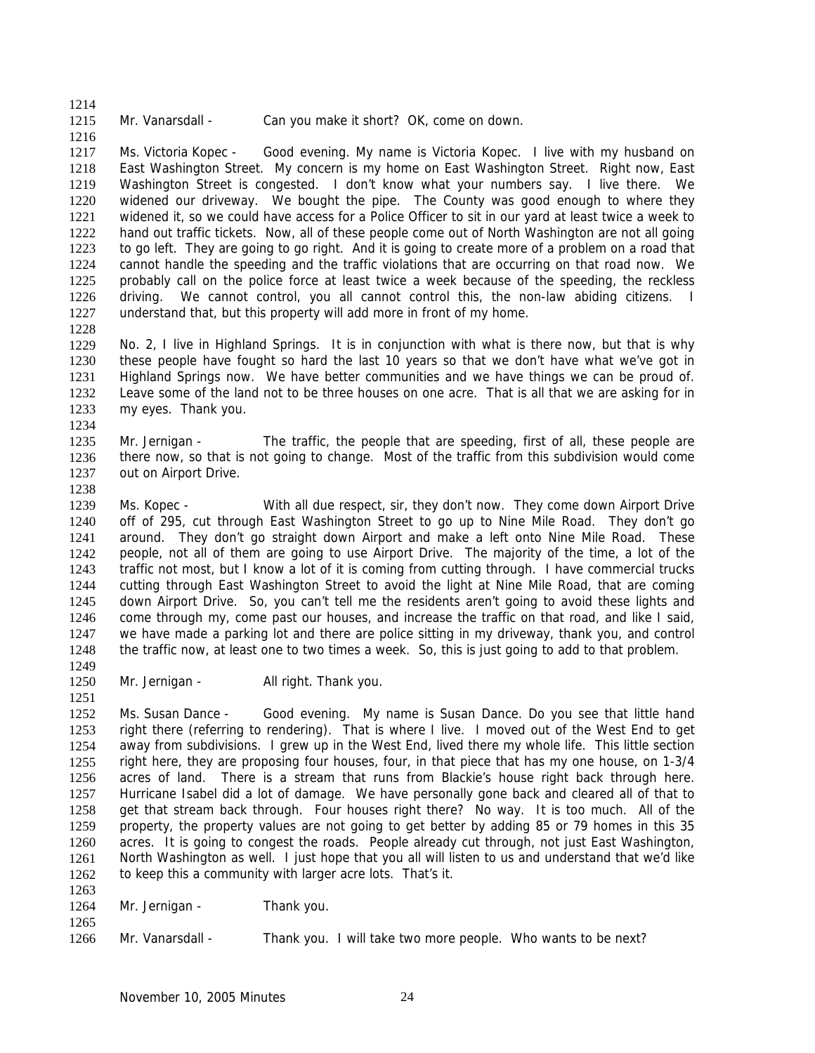Mr. Vanarsdall - Can you make it short? OK, come on down.

Ms. Victoria Kopec - Good evening. My name is Victoria Kopec. I live with my husband on East Washington Street. My concern is my home on East Washington Street. Right now, East Washington Street is congested. I don't know what your numbers say. I live there. We widened our driveway. We bought the pipe. The County was good enough to where they widened it, so we could have access for a Police Officer to sit in our yard at least twice a week to hand out traffic tickets. Now, all of these people come out of North Washington are not all going to go left. They are going to go right. And it is going to create more of a problem on a road that cannot handle the speeding and the traffic violations that are occurring on that road now. We probably call on the police force at least twice a week because of the speeding, the reckless driving. We cannot control, you all cannot control this, the non-law abiding citizens. I understand that, but this property will add more in front of my home.

No. 2, I live in Highland Springs. It is in conjunction with what is there now, but that is why these people have fought so hard the last 10 years so that we don't have what we've got in Highland Springs now. We have better communities and we have things we can be proud of. Leave some of the land not to be three houses on one acre. That is all that we are asking for in my eyes. Thank you.

Mr. Jernigan - The traffic, the people that are speeding, first of all, these people are there now, so that is not going to change. Most of the traffic from this subdivision would come out on Airport Drive.

Ms. Kopec - With all due respect, sir, they don't now. They come down Airport Drive off of 295, cut through East Washington Street to go up to Nine Mile Road. They don't go around. They don't go straight down Airport and make a left onto Nine Mile Road. These people, not all of them are going to use Airport Drive. The majority of the time, a lot of the traffic not most, but I know a lot of it is coming from cutting through. I have commercial trucks cutting through East Washington Street to avoid the light at Nine Mile Road, that are coming down Airport Drive. So, you can't tell me the residents aren't going to avoid these lights and come through my, come past our houses, and increase the traffic on that road, and like I said, we have made a parking lot and there are police sitting in my driveway, thank you, and control the traffic now, at least one to two times a week. So, this is just going to add to that problem.

Mr. Jernigan - All right. Thank you.

Ms. Susan Dance - Good evening. My name is Susan Dance. Do you see that little hand right there (referring to rendering). That is where I live. I moved out of the West End to get away from subdivisions. I grew up in the West End, lived there my whole life. This little section right here, they are proposing four houses, four, in that piece that has my one house, on 1-3/4 acres of land. There is a stream that runs from Blackie's house right back through here. Hurricane Isabel did a lot of damage. We have personally gone back and cleared all of that to get that stream back through. Four houses right there? No way. It is too much. All of the property, the property values are not going to get better by adding 85 or 79 homes in this 35 acres. It is going to congest the roads. People already cut through, not just East Washington, North Washington as well. I just hope that you all will listen to us and understand that we'd like to keep this a community with larger acre lots. That's it.

Mr. Jernigan - Thank you.

Mr. Vanarsdall - Thank you. I will take two more people. Who wants to be next?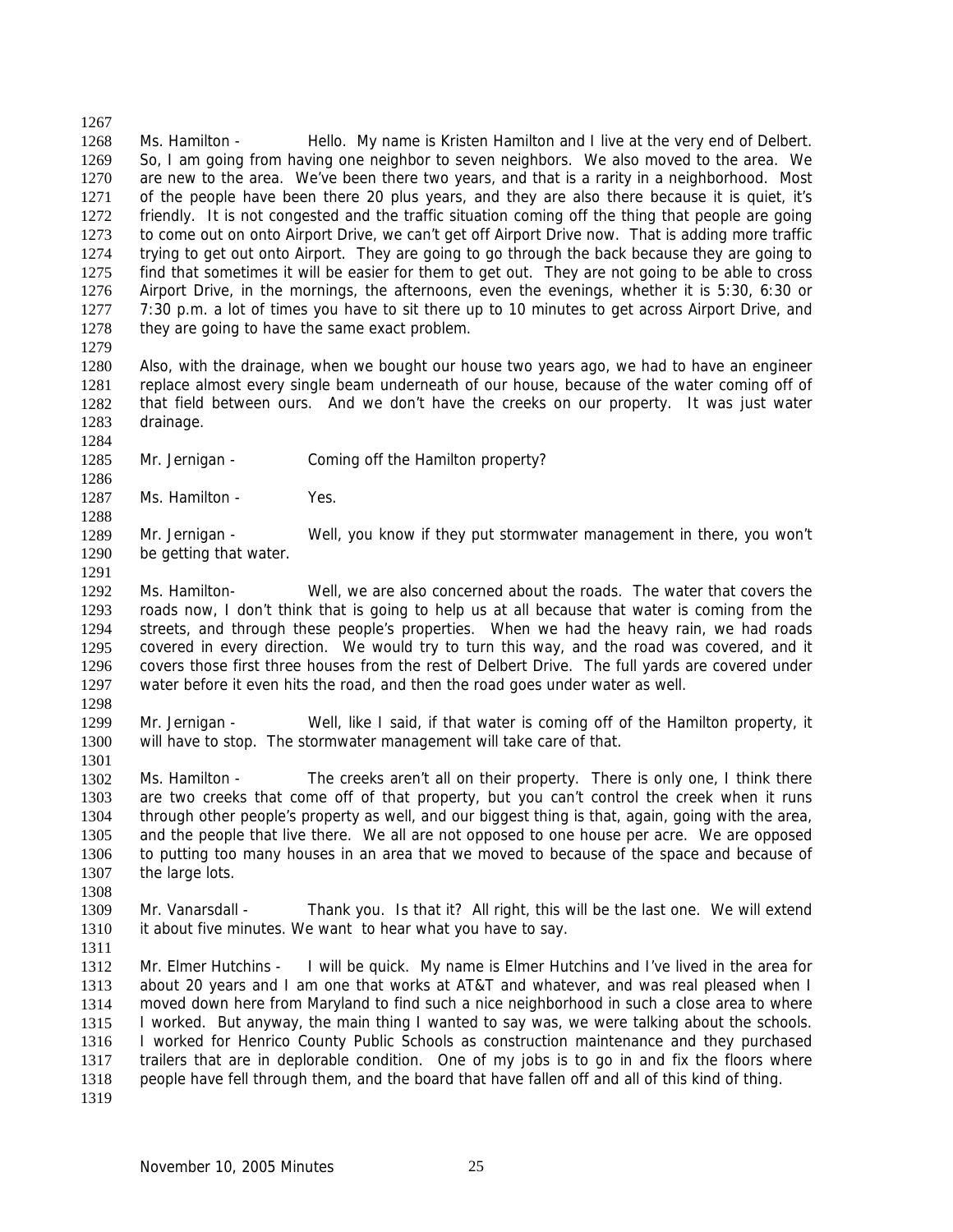Ms. Hamilton - Hello. My name is Kristen Hamilton and I live at the very end of Delbert. So, I am going from having one neighbor to seven neighbors. We also moved to the area. We are new to the area. We've been there two years, and that is a rarity in a neighborhood. Most of the people have been there 20 plus years, and they are also there because it is quiet, it's friendly. It is not congested and the traffic situation coming off the thing that people are going to come out on onto Airport Drive, we can't get off Airport Drive now. That is adding more traffic trying to get out onto Airport. They are going to go through the back because they are going to find that sometimes it will be easier for them to get out. They are not going to be able to cross Airport Drive, in the mornings, the afternoons, even the evenings, whether it is 5:30, 6:30 or 7:30 p.m. a lot of times you have to sit there up to 10 minutes to get across Airport Drive, and they are going to have the same exact problem.

Also, with the drainage, when we bought our house two years ago, we had to have an engineer replace almost every single beam underneath of our house, because of the water coming off of that field between ours. And we don't have the creeks on our property. It was just water drainage.

Mr. Jernigan - Coming off the Hamilton property?

Ms. Hamilton - Yes.

Mr. Jernigan - Well, you know if they put stormwater management in there, you won't be getting that water.

Ms. Hamilton- Well, we are also concerned about the roads. The water that covers the roads now, I don't think that is going to help us at all because that water is coming from the streets, and through these people's properties. When we had the heavy rain, we had roads covered in every direction. We would try to turn this way, and the road was covered, and it covers those first three houses from the rest of Delbert Drive. The full yards are covered under water before it even hits the road, and then the road goes under water as well.

Mr. Jernigan - Well, like I said, if that water is coming off of the Hamilton property, it will have to stop. The stormwater management will take care of that.

Ms. Hamilton - The creeks aren't all on their property. There is only one, I think there are two creeks that come off of that property, but you can't control the creek when it runs through other people's property as well, and our biggest thing is that, again, going with the area, and the people that live there. We all are not opposed to one house per acre. We are opposed to putting too many houses in an area that we moved to because of the space and because of the large lots.

Mr. Vanarsdall - Thank you. Is that it? All right, this will be the last one. We will extend it about five minutes. We want to hear what you have to say.

Mr. Elmer Hutchins - I will be quick. My name is Elmer Hutchins and I've lived in the area for about 20 years and I am one that works at AT&T and whatever, and was real pleased when I moved down here from Maryland to find such a nice neighborhood in such a close area to where I worked. But anyway, the main thing I wanted to say was, we were talking about the schools. I worked for Henrico County Public Schools as construction maintenance and they purchased trailers that are in deplorable condition. One of my jobs is to go in and fix the floors where people have fell through them, and the board that have fallen off and all of this kind of thing.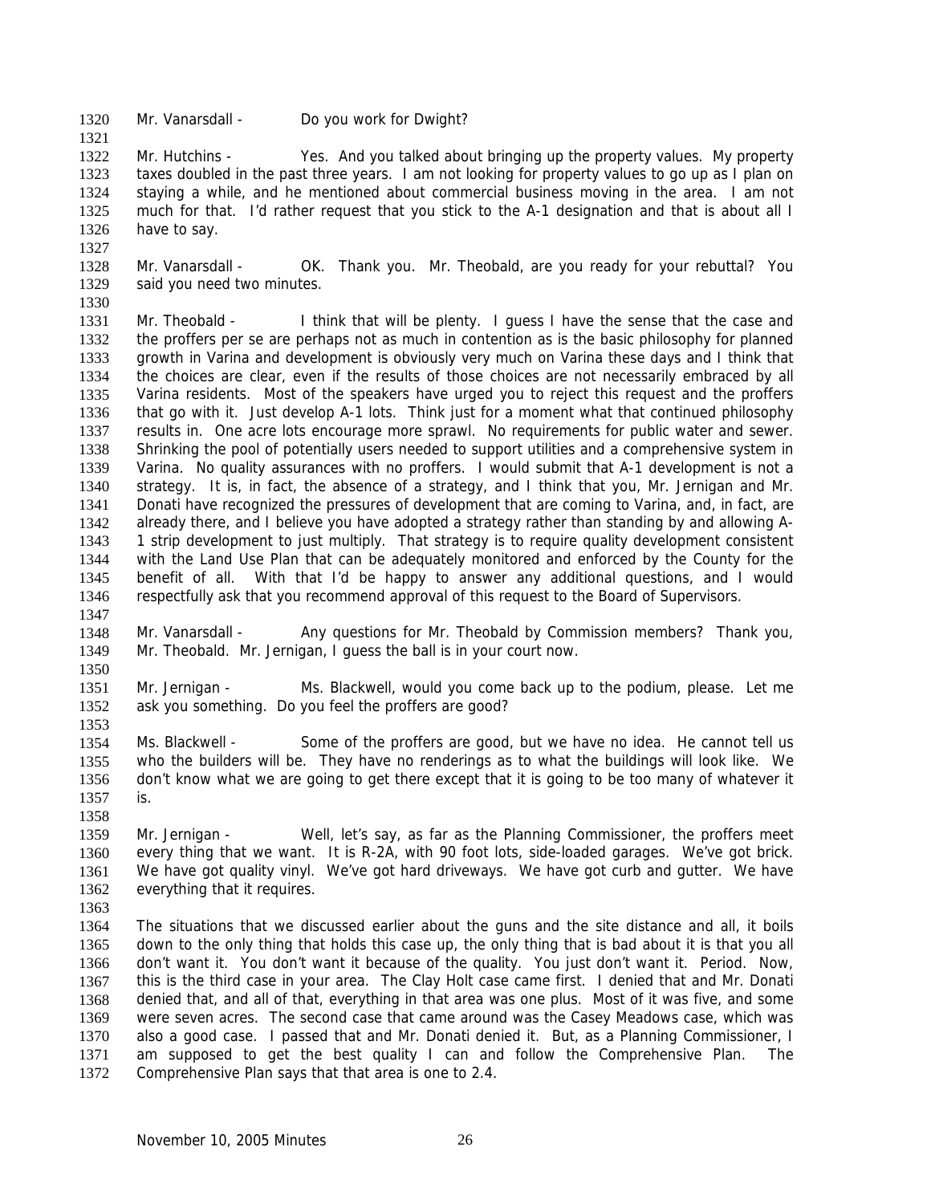Mr. Vanarsdall - Do you work for Dwight?

Mr. Hutchins - Yes. And you talked about bringing up the property values. My property taxes doubled in the past three years. I am not looking for property values to go up as I plan on staying a while, and he mentioned about commercial business moving in the area. I am not much for that. I'd rather request that you stick to the A-1 designation and that is about all I have to say.

Mr. Vanarsdall - OK. Thank you. Mr. Theobald, are you ready for your rebuttal? You said you need two minutes.

Mr. Theobald - I think that will be plenty. I guess I have the sense that the case and the proffers per se are perhaps not as much in contention as is the basic philosophy for planned growth in Varina and development is obviously very much on Varina these days and I think that the choices are clear, even if the results of those choices are not necessarily embraced by all Varina residents. Most of the speakers have urged you to reject this request and the proffers that go with it. Just develop A-1 lots. Think just for a moment what that continued philosophy results in. One acre lots encourage more sprawl. No requirements for public water and sewer. Shrinking the pool of potentially users needed to support utilities and a comprehensive system in Varina. No quality assurances with no proffers. I would submit that A-1 development is not a strategy. It is, in fact, the absence of a strategy, and I think that you, Mr. Jernigan and Mr. Donati have recognized the pressures of development that are coming to Varina, and, in fact, are already there, and I believe you have adopted a strategy rather than standing by and allowing A-1 strip development to just multiply. That strategy is to require quality development consistent with the Land Use Plan that can be adequately monitored and enforced by the County for the benefit of all. With that I'd be happy to answer any additional questions, and I would respectfully ask that you recommend approval of this request to the Board of Supervisors.

Mr. Vanarsdall - Any questions for Mr. Theobald by Commission members? Thank you, Mr. Theobald. Mr. Jernigan, I guess the ball is in your court now.

Mr. Jernigan - Ms. Blackwell, would you come back up to the podium, please. Let me ask you something. Do you feel the proffers are good?

Ms. Blackwell - Some of the proffers are good, but we have no idea. He cannot tell us who the builders will be. They have no renderings as to what the buildings will look like. We don't know what we are going to get there except that it is going to be too many of whatever it is.

Mr. Jernigan - Well, let's say, as far as the Planning Commissioner, the proffers meet every thing that we want. It is R-2A, with 90 foot lots, side-loaded garages. We've got brick. We have got quality vinyl. We've got hard driveways. We have got curb and gutter. We have everything that it requires.

The situations that we discussed earlier about the guns and the site distance and all, it boils down to the only thing that holds this case up, the only thing that is bad about it is that you all don't want it. You don't want it because of the quality. You just don't want it. Period. Now, this is the third case in your area. The Clay Holt case came first. I denied that and Mr. Donati denied that, and all of that, everything in that area was one plus. Most of it was five, and some were seven acres. The second case that came around was the Casey Meadows case, which was also a good case. I passed that and Mr. Donati denied it. But, as a Planning Commissioner, I am supposed to get the best quality I can and follow the Comprehensive Plan. The Comprehensive Plan says that that area is one to 2.4.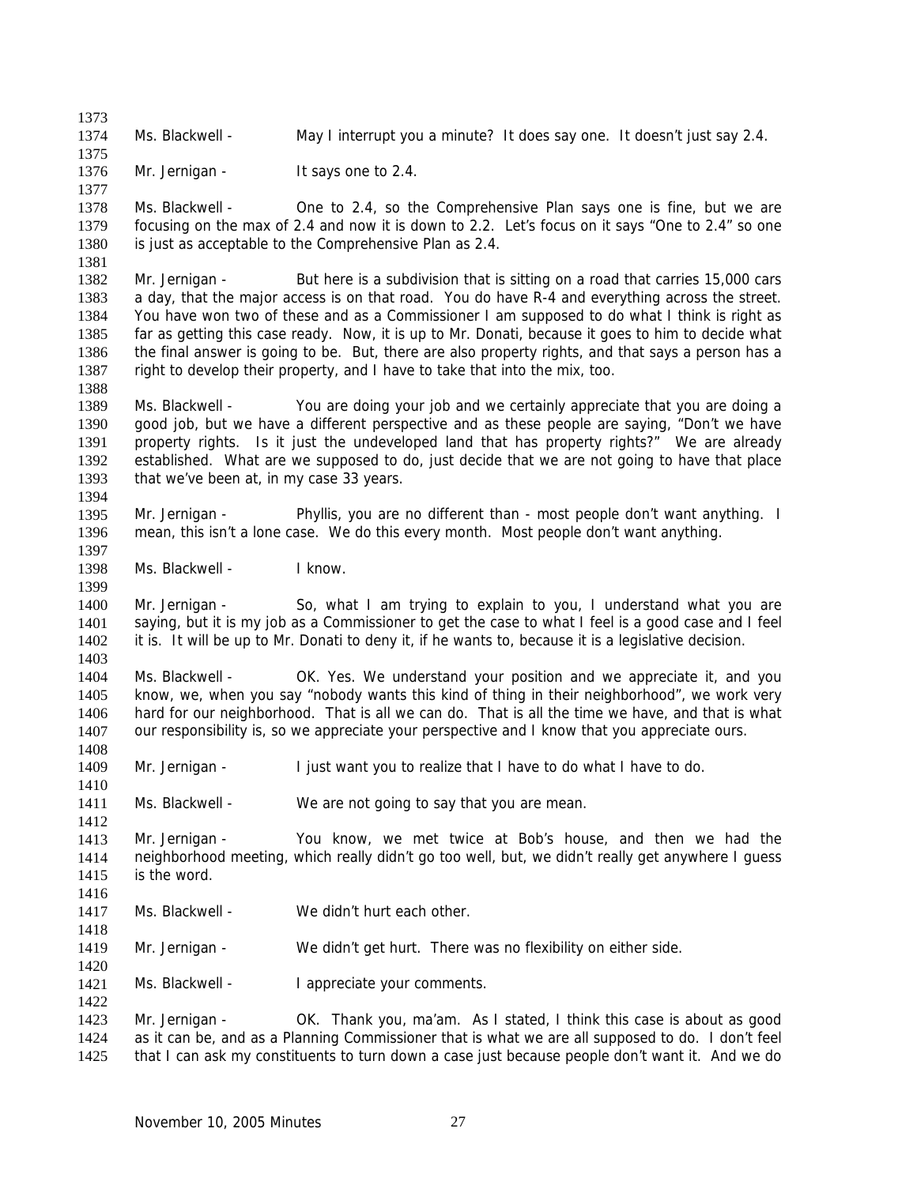Ms. Blackwell - May I interrupt you a minute? It does say one. It doesn't just say 2.4.

Mr. Jernigan - It says one to 2.4.

Ms. Blackwell - One to 2.4, so the Comprehensive Plan says one is fine, but we are focusing on the max of 2.4 and now it is down to 2.2. Let's focus on it says "One to 2.4" so one is just as acceptable to the Comprehensive Plan as 2.4.

Mr. Jernigan - But here is a subdivision that is sitting on a road that carries 15,000 cars a day, that the major access is on that road. You do have R-4 and everything across the street. You have won two of these and as a Commissioner I am supposed to do what I think is right as far as getting this case ready. Now, it is up to Mr. Donati, because it goes to him to decide what the final answer is going to be. But, there are also property rights, and that says a person has a right to develop their property, and I have to take that into the mix, too.

Ms. Blackwell - You are doing your job and we certainly appreciate that you are doing a good job, but we have a different perspective and as these people are saying, "Don't we have property rights. Is it just the undeveloped land that has property rights?" We are already established. What are we supposed to do, just decide that we are not going to have that place that we've been at, in my case 33 years.

Mr. Jernigan - Phyllis, you are no different than - most people don't want anything. I mean, this isn't a lone case. We do this every month. Most people don't want anything.

Ms. Blackwell - I know.

Mr. Jernigan - So, what I am trying to explain to you, I understand what you are saying, but it is my job as a Commissioner to get the case to what I feel is a good case and I feel it is. It will be up to Mr. Donati to deny it, if he wants to, because it is a legislative decision.

Ms. Blackwell - OK. Yes. We understand your position and we appreciate it, and you know, we, when you say "nobody wants this kind of thing in their neighborhood", we work very hard for our neighborhood. That is all we can do. That is all the time we have, and that is what our responsibility is, so we appreciate your perspective and I know that you appreciate ours.

Mr. Jernigan - I just want you to realize that I have to do what I have to do.

Ms. Blackwell - We are not going to say that you are mean.

Mr. Jernigan - You know, we met twice at Bob's house, and then we had the neighborhood meeting, which really didn't go too well, but, we didn't really get anywhere I guess is the word.

Ms. Blackwell - We didn't hurt each other.

Mr. Jernigan - We didn't get hurt. There was no flexibility on either side.

Ms. Blackwell - I appreciate your comments.

Mr. Jernigan - OK. Thank you, ma'am. As I stated, I think this case is about as good as it can be, and as a Planning Commissioner that is what we are all supposed to do. I don't feel that I can ask my constituents to turn down a case just because people don't want it. And we do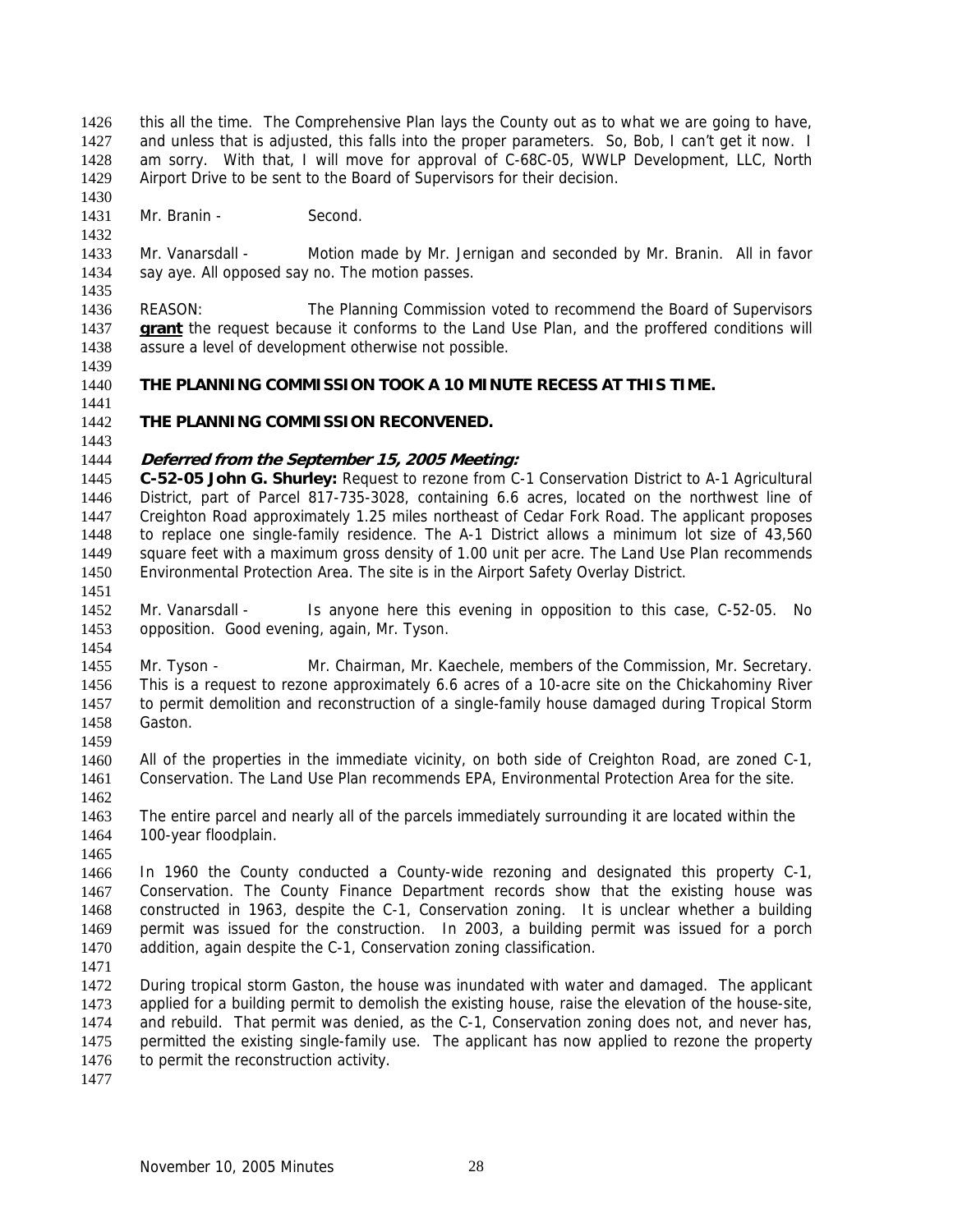this all the time. The Comprehensive Plan lays the County out as to what we are going to have, and unless that is adjusted, this falls into the proper parameters. So, Bob, I can't get it now. I am sorry. With that, I will move for approval of C-68C-05, WWLP Development, LLC, North Airport Drive to be sent to the Board of Supervisors for their decision.

Mr. Branin - Second.

Mr. Vanarsdall - Motion made by Mr. Jernigan and seconded by Mr. Branin. All in favor say aye. All opposed say no. The motion passes.

REASON: The Planning Commission voted to recommend the Board of Supervisors **grant** the request because it conforms to the Land Use Plan, and the proffered conditions will assure a level of development otherwise not possible.

**THE PLANNING COMMISSION TOOK A 10 MINUTE RECESS AT THIS TIME.**

**THE PLANNING COMMISSION RECONVENED.**

***Deferred from the September 15, 2005 Meeting:***

**C-52-05 John G. Shurley:** Request to rezone from C-1 Conservation District to A-1 Agricultural District, part of Parcel 817-735-3028, containing 6.6 acres, located on the northwest line of Creighton Road approximately 1.25 miles northeast of Cedar Fork Road. The applicant proposes to replace one single-family residence. The A-1 District allows a minimum lot size of 43,560 square feet with a maximum gross density of 1.00 unit per acre. The Land Use Plan recommends Environmental Protection Area. The site is in the Airport Safety Overlay District.

Mr. Vanarsdall - Is anyone here this evening in opposition to this case, C-52-05. No opposition. Good evening, again, Mr. Tyson.

Mr. Tyson - Mr. Chairman, Mr. Kaechele, members of the Commission, Mr. Secretary. This is a request to rezone approximately 6.6 acres of a 10-acre site on the Chickahominy River to permit demolition and reconstruction of a single-family house damaged during Tropical Storm Gaston.

All of the properties in the immediate vicinity, on both side of Creighton Road, are zoned C-1, Conservation. The Land Use Plan recommends EPA, Environmental Protection Area for the site.

The entire parcel and nearly all of the parcels immediately surrounding it are located within the 100-year floodplain.

In 1960 the County conducted a County-wide rezoning and designated this property C-1, Conservation. The County Finance Department records show that the existing house was constructed in 1963, despite the C-1, Conservation zoning. It is unclear whether a building permit was issued for the construction. In 2003, a building permit was issued for a porch addition, again despite the C-1, Conservation zoning classification.

During tropical storm Gaston, the house was inundated with water and damaged. The applicant applied for a building permit to demolish the existing house, raise the elevation of the house-site, and rebuild. That permit was denied, as the C-1, Conservation zoning does not, and never has, permitted the existing single-family use. The applicant has now applied to rezone the property to permit the reconstruction activity.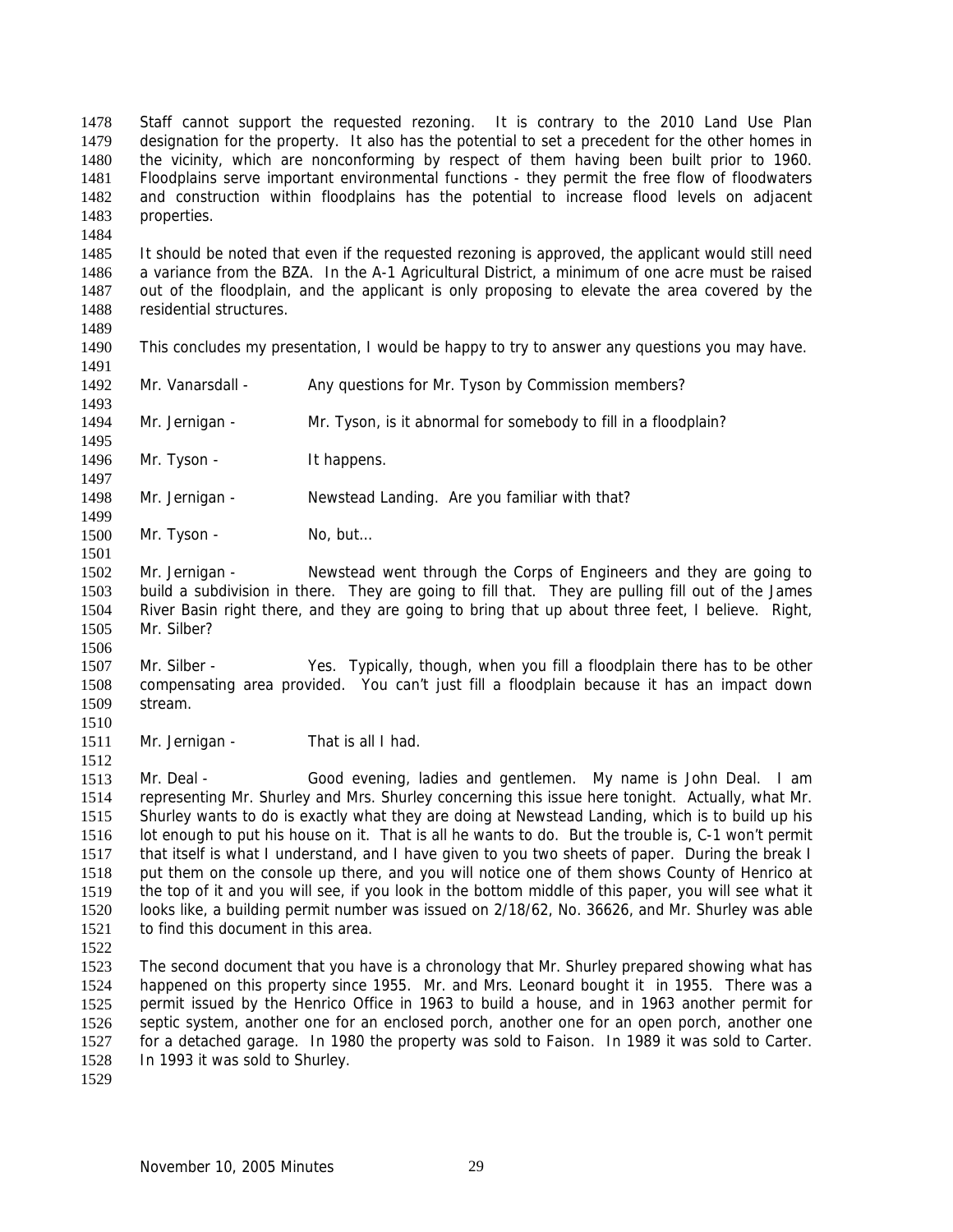Staff cannot support the requested rezoning. It is contrary to the 2010 Land Use Plan designation for the property. It also has the potential to set a precedent for the other homes in the vicinity, which are nonconforming by respect of them having been built prior to 1960. Floodplains serve important environmental functions - they permit the free flow of floodwaters and construction within floodplains has the potential to increase flood levels on adjacent properties.

It should be noted that even if the requested rezoning is approved, the applicant would still need a variance from the BZA. In the A-1 Agricultural District, a minimum of one acre must be raised out of the floodplain, and the applicant is only proposing to elevate the area covered by the residential structures.

This concludes my presentation, I would be happy to try to answer any questions you may have.

Mr. Vanarsdall - Any questions for Mr. Tyson by Commission members?

Mr. Jernigan - Mr. Tyson, is it abnormal for somebody to fill in a floodplain?

Mr. Tyson - It happens.

Mr. Jernigan - Newstead Landing. Are you familiar with that?

Mr. Tyson - No, but…

Mr. Jernigan - Newstead went through the Corps of Engineers and they are going to build a subdivision in there. They are going to fill that. They are pulling fill out of the James River Basin right there, and they are going to bring that up about three feet, I believe. Right, Mr. Silber?

Mr. Silber - Yes. Typically, though, when you fill a floodplain there has to be other compensating area provided. You can't just fill a floodplain because it has an impact down stream.

Mr. Jernigan - That is all I had.

Mr. Deal - Good evening, ladies and gentlemen. My name is John Deal. I am representing Mr. Shurley and Mrs. Shurley concerning this issue here tonight. Actually, what Mr. Shurley wants to do is exactly what they are doing at Newstead Landing, which is to build up his lot enough to put his house on it. That is all he wants to do. But the trouble is, C-1 won't permit that itself is what I understand, and I have given to you two sheets of paper. During the break I put them on the console up there, and you will notice one of them shows County of Henrico at the top of it and you will see, if you look in the bottom middle of this paper, you will see what it looks like, a building permit number was issued on 2/18/62, No. 36626, and Mr. Shurley was able to find this document in this area.

The second document that you have is a chronology that Mr. Shurley prepared showing what has happened on this property since 1955. Mr. and Mrs. Leonard bought it in 1955. There was a permit issued by the Henrico Office in 1963 to build a house, and in 1963 another permit for septic system, another one for an enclosed porch, another one for an open porch, another one for a detached garage. In 1980 the property was sold to Faison. In 1989 it was sold to Carter. In 1993 it was sold to Shurley.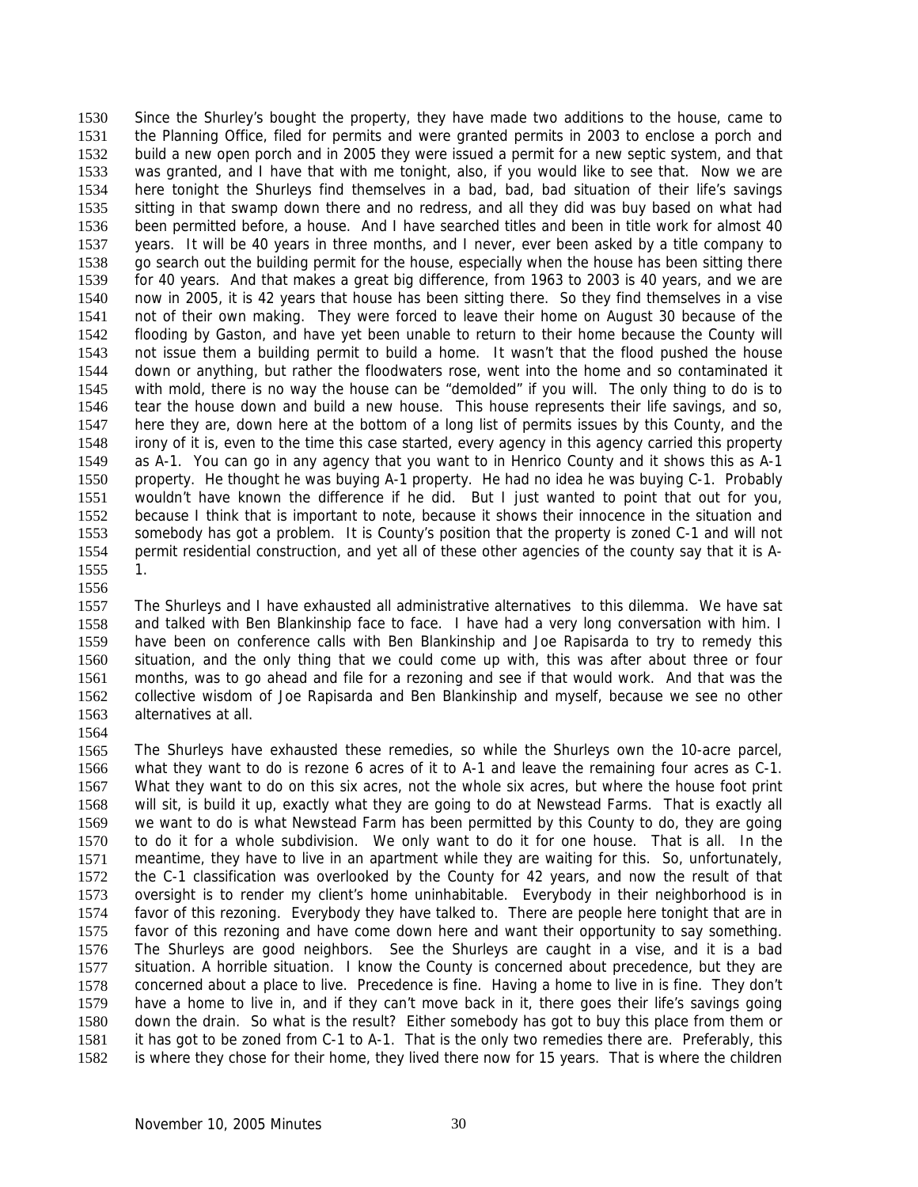Since the Shurley's bought the property, they have made two additions to the house, came to the Planning Office, filed for permits and were granted permits in 2003 to enclose a porch and build a new open porch and in 2005 they were issued a permit for a new septic system, and that was granted, and I have that with me tonight, also, if you would like to see that. Now we are here tonight the Shurleys find themselves in a bad, bad, bad situation of their life's savings sitting in that swamp down there and no redress, and all they did was buy based on what had been permitted before, a house. And I have searched titles and been in title work for almost 40 years. It will be 40 years in three months, and I never, ever been asked by a title company to go search out the building permit for the house, especially when the house has been sitting there for 40 years. And that makes a great big difference, from 1963 to 2003 is 40 years, and we are now in 2005, it is 42 years that house has been sitting there. So they find themselves in a vise not of their own making. They were forced to leave their home on August 30 because of the flooding by Gaston, and have yet been unable to return to their home because the County will not issue them a building permit to build a home. It wasn't that the flood pushed the house down or anything, but rather the floodwaters rose, went into the home and so contaminated it with mold, there is no way the house can be "demolded" if you will. The only thing to do is to tear the house down and build a new house. This house represents their life savings, and so, here they are, down here at the bottom of a long list of permits issues by this County, and the irony of it is, even to the time this case started, every agency in this agency carried this property as A-1. You can go in any agency that you want to in Henrico County and it shows this as A-1 property. He thought he was buying A-1 property. He had no idea he was buying C-1. Probably wouldn't have known the difference if he did. But I just wanted to point that out for you, because I think that is important to note, because it shows their innocence in the situation and somebody has got a problem. It is County's position that the property is zoned C-1 and will not permit residential construction, and yet all of these other agencies of the county say that it is A-1.

The Shurleys and I have exhausted all administrative alternatives to this dilemma. We have sat and talked with Ben Blankinship face to face. I have had a very long conversation with him. I have been on conference calls with Ben Blankinship and Joe Rapisarda to try to remedy this situation, and the only thing that we could come up with, this was after about three or four months, was to go ahead and file for a rezoning and see if that would work. And that was the collective wisdom of Joe Rapisarda and Ben Blankinship and myself, because we see no other alternatives at all.

The Shurleys have exhausted these remedies, so while the Shurleys own the 10-acre parcel, what they want to do is rezone 6 acres of it to A-1 and leave the remaining four acres as C-1. What they want to do on this six acres, not the whole six acres, but where the house foot print will sit, is build it up, exactly what they are going to do at Newstead Farms. That is exactly all we want to do is what Newstead Farm has been permitted by this County to do, they are going to do it for a whole subdivision. We only want to do it for one house. That is all. In the meantime, they have to live in an apartment while they are waiting for this. So, unfortunately, the C-1 classification was overlooked by the County for 42 years, and now the result of that oversight is to render my client's home uninhabitable. Everybody in their neighborhood is in favor of this rezoning. Everybody they have talked to. There are people here tonight that are in favor of this rezoning and have come down here and want their opportunity to say something. The Shurleys are good neighbors. See the Shurleys are caught in a vise, and it is a bad situation. A horrible situation. I know the County is concerned about precedence, but they are concerned about a place to live. Precedence is fine. Having a home to live in is fine. They don't have a home to live in, and if they can't move back in it, there goes their life's savings going down the drain. So what is the result? Either somebody has got to buy this place from them or it has got to be zoned from C-1 to A-1. That is the only two remedies there are. Preferably, this is where they chose for their home, they lived there now for 15 years. That is where the children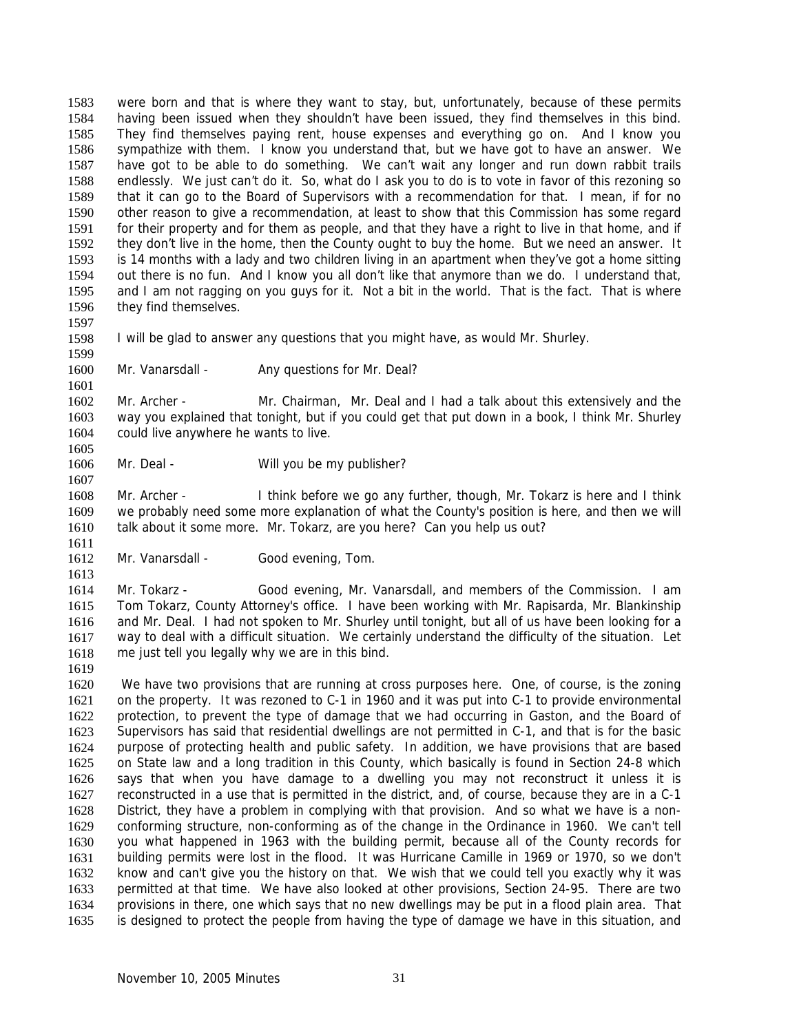were born and that is where they want to stay, but, unfortunately, because of these permits having been issued when they shouldn't have been issued, they find themselves in this bind. They find themselves paying rent, house expenses and everything go on. And I know you sympathize with them. I know you understand that, but we have got to have an answer. We have got to be able to do something. We can't wait any longer and run down rabbit trails endlessly. We just can't do it. So, what do I ask you to do is to vote in favor of this rezoning so that it can go to the Board of Supervisors with a recommendation for that. I mean, if for no other reason to give a recommendation, at least to show that this Commission has some regard for their property and for them as people, and that they have a right to live in that home, and if they don't live in the home, then the County ought to buy the home. But we need an answer. It is 14 months with a lady and two children living in an apartment when they've got a home sitting out there is no fun. And I know you all don't like that anymore than we do. I understand that, and I am not ragging on you guys for it. Not a bit in the world. That is the fact. That is where they find themselves.

I will be glad to answer any questions that you might have, as would Mr. Shurley.

Mr. Vanarsdall - Any questions for Mr. Deal?

Mr. Archer - Mr. Chairman, Mr. Deal and I had a talk about this extensively and the way you explained that tonight, but if you could get that put down in a book, I think Mr. Shurley could live anywhere he wants to live.

Mr. Deal - Will you be my publisher?

Mr. Archer - I think before we go any further, though, Mr. Tokarz is here and I think we probably need some more explanation of what the County's position is here, and then we will talk about it some more. Mr. Tokarz, are you here? Can you help us out?

Mr. Vanarsdall - Good evening, Tom.

Mr. Tokarz - Good evening, Mr. Vanarsdall, and members of the Commission. I am Tom Tokarz, County Attorney's office. I have been working with Mr. Rapisarda, Mr. Blankinship and Mr. Deal. I had not spoken to Mr. Shurley until tonight, but all of us have been looking for a way to deal with a difficult situation. We certainly understand the difficulty of the situation. Let me just tell you legally why we are in this bind.

We have two provisions that are running at cross purposes here. One, of course, is the zoning on the property. It was rezoned to C-1 in 1960 and it was put into C-1 to provide environmental protection, to prevent the type of damage that we had occurring in Gaston, and the Board of Supervisors has said that residential dwellings are not permitted in C-1, and that is for the basic purpose of protecting health and public safety. In addition, we have provisions that are based on State law and a long tradition in this County, which basically is found in Section 24-8 which says that when you have damage to a dwelling you may not reconstruct it unless it is reconstructed in a use that is permitted in the district, and, of course, because they are in a C-1 District, they have a problem in complying with that provision. And so what we have is a non-conforming structure, non-conforming as of the change in the Ordinance in 1960. We can't tell you what happened in 1963 with the building permit, because all of the County records for building permits were lost in the flood. It was Hurricane Camille in 1969 or 1970, so we don't know and can't give you the history on that. We wish that we could tell you exactly why it was permitted at that time. We have also looked at other provisions, Section 24-95. There are two provisions in there, one which says that no new dwellings may be put in a flood plain area. That is designed to protect the people from having the type of damage we have in this situation, and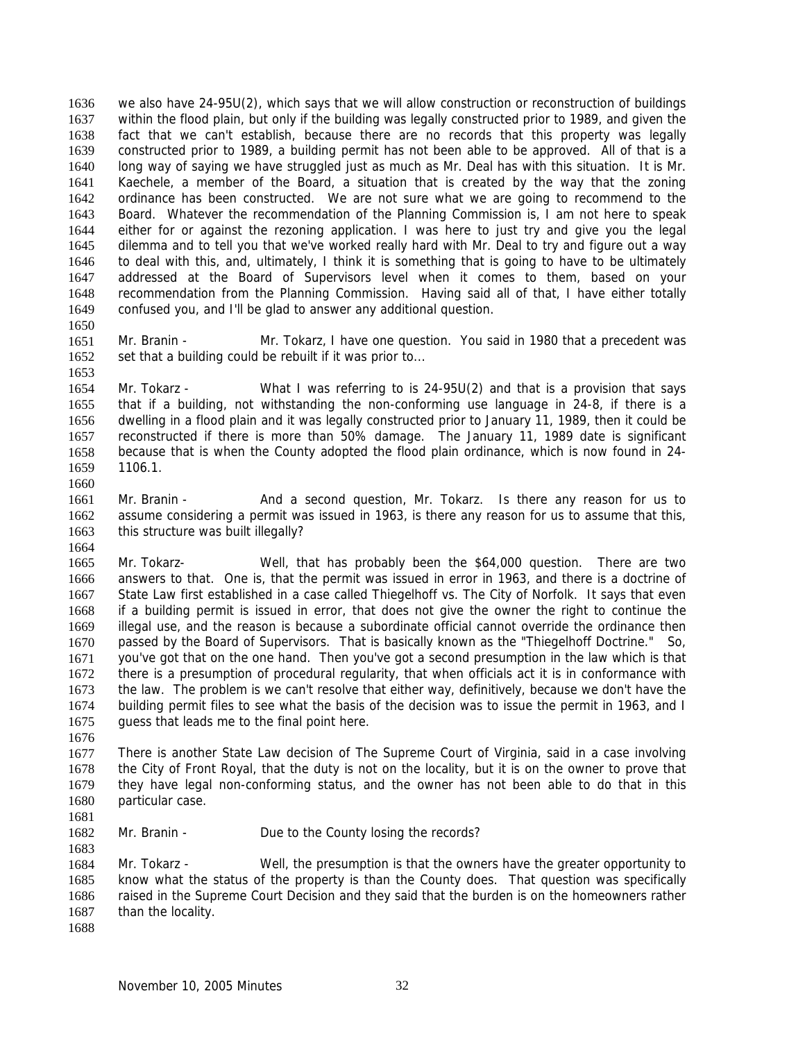we also have 24-95U(2), which says that we will allow construction or reconstruction of buildings within the flood plain, but only if the building was legally constructed prior to 1989, and given the fact that we can't establish, because there are no records that this property was legally constructed prior to 1989, a building permit has not been able to be approved. All of that is a long way of saying we have struggled just as much as Mr. Deal has with this situation. It is Mr. Kaechele, a member of the Board, a situation that is created by the way that the zoning ordinance has been constructed. We are not sure what we are going to recommend to the Board. Whatever the recommendation of the Planning Commission is, I am not here to speak either for or against the rezoning application. I was here to just try and give you the legal dilemma and to tell you that we've worked really hard with Mr. Deal to try and figure out a way to deal with this, and, ultimately, I think it is something that is going to have to be ultimately addressed at the Board of Supervisors level when it comes to them, based on your recommendation from the Planning Commission. Having said all of that, I have either totally confused you, and I'll be glad to answer any additional question.

Mr. Branin - Mr. Tokarz, I have one question. You said in 1980 that a precedent was set that a building could be rebuilt if it was prior to...

Mr. Tokarz - What I was referring to is 24-95U(2) and that is a provision that says that if a building, not withstanding the non-conforming use language in 24-8, if there is a dwelling in a flood plain and it was legally constructed prior to January 11, 1989, then it could be reconstructed if there is more than 50% damage. The January 11, 1989 date is significant because that is when the County adopted the flood plain ordinance, which is now found in 24-1106.1.

Mr. Branin - And a second question, Mr. Tokarz. Is there any reason for us to assume considering a permit was issued in 1963, is there any reason for us to assume that this, this structure was built illegally?

Mr. Tokarz- Well, that has probably been the $64,000 question. There are two answers to that. One is, that the permit was issued in error in 1963, and there is a doctrine of State Law first established in a case called Thiegelhoff vs. The City of Norfolk. It says that even if a building permit is issued in error, that does not give the owner the right to continue the illegal use, and the reason is because a subordinate official cannot override the ordinance then passed by the Board of Supervisors. That is basically known as the "Thiegelhoff Doctrine." So, you've got that on the one hand. Then you've got a second presumption in the law which is that there is a presumption of procedural regularity, that when officials act it is in conformance with the law. The problem is we can't resolve that either way, definitively, because we don't have the building permit files to see what the basis of the decision was to issue the permit in 1963, and I guess that leads me to the final point here.

There is another State Law decision of The Supreme Court of Virginia, said in a case involving the City of Front Royal, that the duty is not on the locality, but it is on the owner to prove that they have legal non-conforming status, and the owner has not been able to do that in this particular case.

Mr. Branin - Due to the County losing the records?

Mr. Tokarz - Well, the presumption is that the owners have the greater opportunity to know what the status of the property is than the County does. That question was specifically raised in the Supreme Court Decision and they said that the burden is on the homeowners rather than the locality.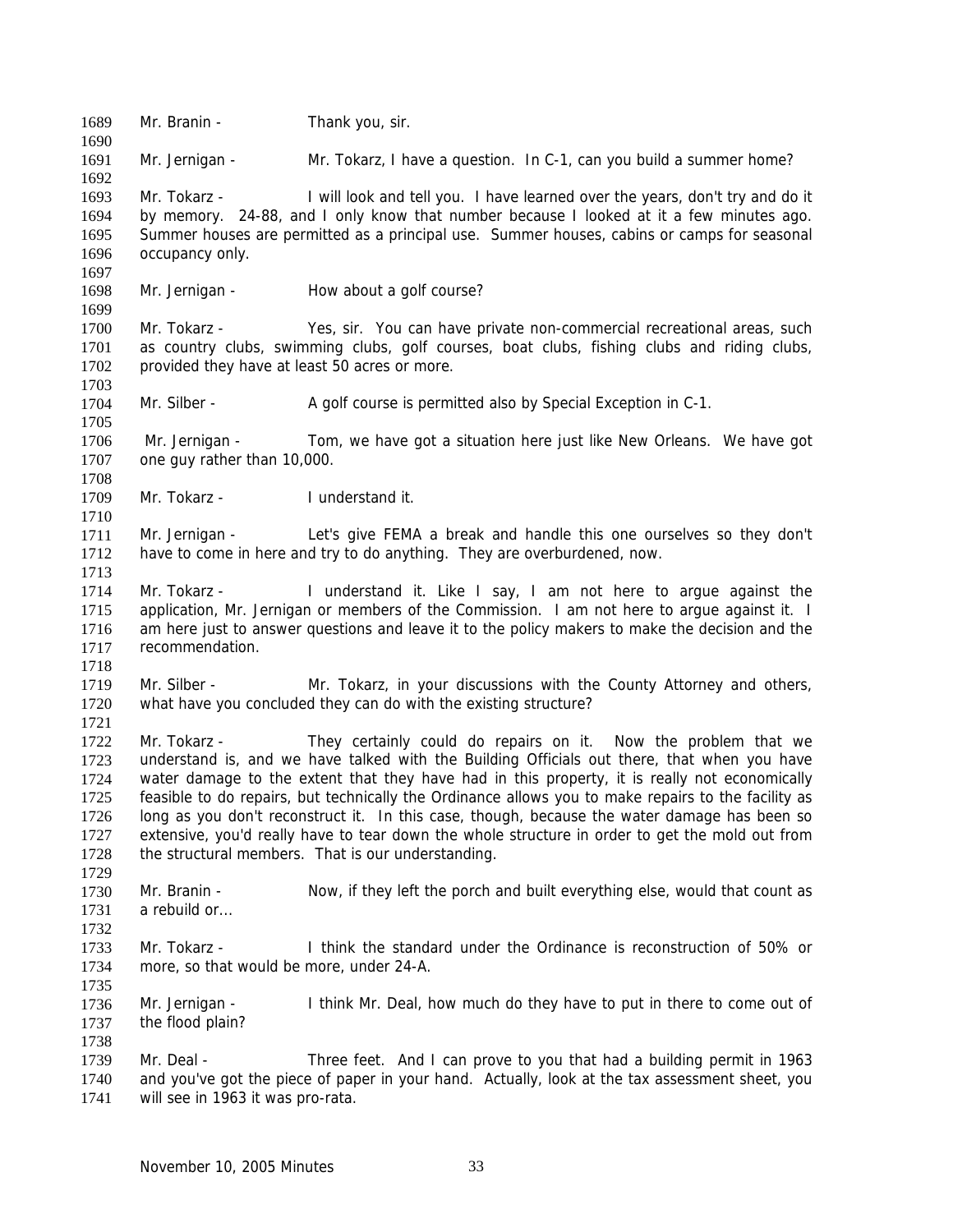Mr. Branin - Thank you, sir.

Mr. Jernigan - Mr. Tokarz, I have a question. In C-1, can you build a summer home?

Mr. Tokarz - I will look and tell you. I have learned over the years, don't try and do it by memory. 24-88, and I only know that number because I looked at it a few minutes ago. Summer houses are permitted as a principal use. Summer houses, cabins or camps for seasonal occupancy only.

Mr. Jernigan - How about a golf course?

Mr. Tokarz - Yes, sir. You can have private non-commercial recreational areas, such as country clubs, swimming clubs, golf courses, boat clubs, fishing clubs and riding clubs, provided they have at least 50 acres or more.

Mr. Silber - A golf course is permitted also by Special Exception in C-1.

Mr. Jernigan - Tom, we have got a situation here just like New Orleans. We have got one guy rather than 10,000.

Mr. Tokarz - I understand it.

Mr. Jernigan - Let's give FEMA a break and handle this one ourselves so they don't have to come in here and try to do anything. They are overburdened, now.

Mr. Tokarz - I understand it. Like I say, I am not here to argue against the application, Mr. Jernigan or members of the Commission. I am not here to argue against it. I am here just to answer questions and leave it to the policy makers to make the decision and the recommendation.

Mr. Silber - Mr. Tokarz, in your discussions with the County Attorney and others, what have you concluded they can do with the existing structure?

Mr. Tokarz - They certainly could do repairs on it. Now the problem that we understand is, and we have talked with the Building Officials out there, that when you have water damage to the extent that they have had in this property, it is really not economically feasible to do repairs, but technically the Ordinance allows you to make repairs to the facility as long as you don't reconstruct it. In this case, though, because the water damage has been so extensive, you'd really have to tear down the whole structure in order to get the mold out from the structural members. That is our understanding.

Mr. Branin - Now, if they left the porch and built everything else, would that count as a rebuild or...

Mr. Tokarz - I think the standard under the Ordinance is reconstruction of 50% or more, so that would be more, under 24-A.

Mr. Jernigan - I think Mr. Deal, how much do they have to put in there to come out of the flood plain?

Mr. Deal - Three feet. And I can prove to you that had a building permit in 1963 and you've got the piece of paper in your hand. Actually, look at the tax assessment sheet, you will see in 1963 it was pro-rata.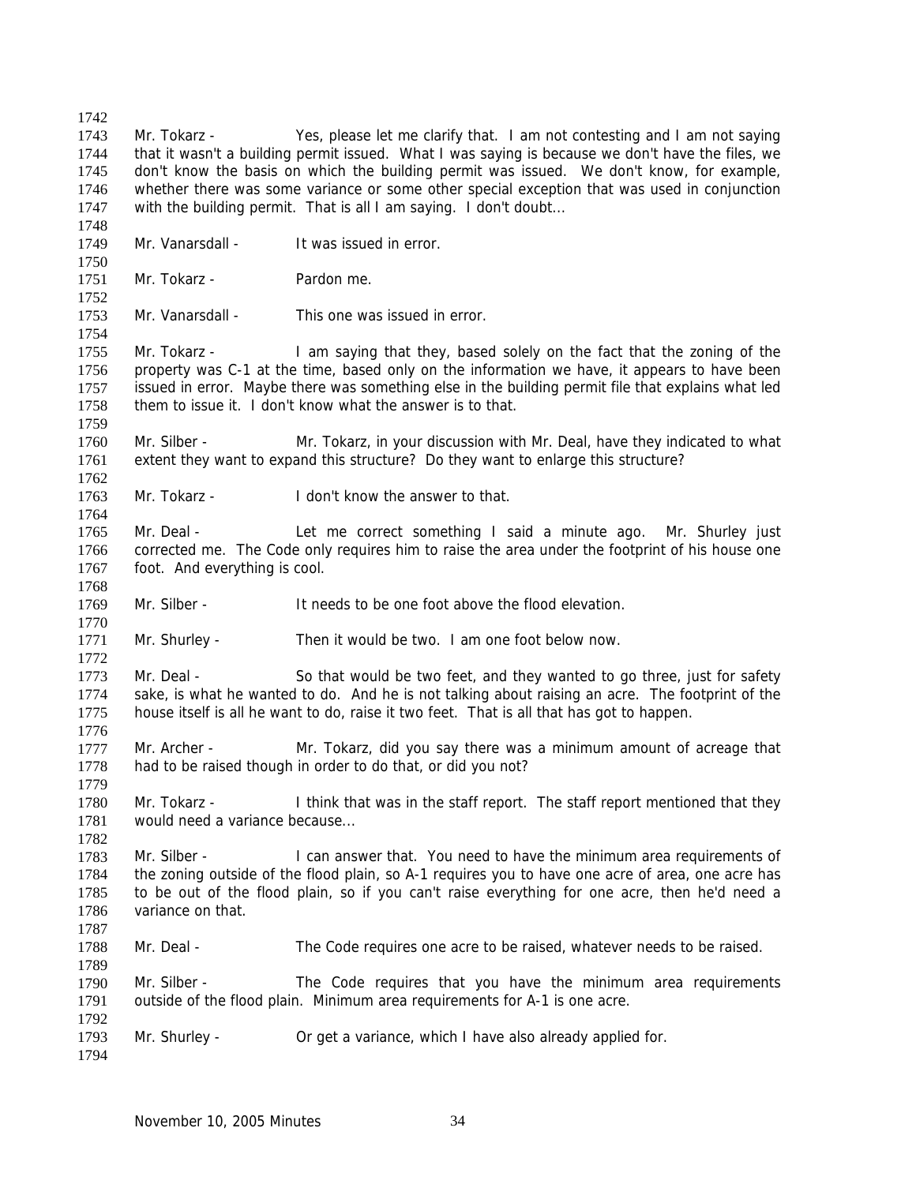Mr. Tokarz - Yes, please let me clarify that. I am not contesting and I am not saying that it wasn't a building permit issued. What I was saying is because we don't have the files, we don't know the basis on which the building permit was issued. We don't know, for example, whether there was some variance or some other special exception that was used in conjunction with the building permit. That is all I am saying. I don't doubt...

Mr. Vanarsdall - It was issued in error.

Mr. Tokarz - Pardon me.

Mr. Vanarsdall - This one was issued in error.

Mr. Tokarz - I am saying that they, based solely on the fact that the zoning of the property was C-1 at the time, based only on the information we have, it appears to have been issued in error. Maybe there was something else in the building permit file that explains what led them to issue it. I don't know what the answer is to that.

Mr. Silber - Mr. Tokarz, in your discussion with Mr. Deal, have they indicated to what extent they want to expand this structure? Do they want to enlarge this structure?

Mr. Tokarz - I don't know the answer to that.

Mr. Deal - Let me correct something I said a minute ago. Mr. Shurley just corrected me. The Code only requires him to raise the area under the footprint of his house one foot. And everything is cool.

Mr. Silber - It needs to be one foot above the flood elevation.

Mr. Shurley - Then it would be two. I am one foot below now.

Mr. Deal - So that would be two feet, and they wanted to go three, just for safety sake, is what he wanted to do. And he is not talking about raising an acre. The footprint of the house itself is all he want to do, raise it two feet. That is all that has got to happen.

Mr. Archer - Mr. Tokarz, did you say there was a minimum amount of acreage that had to be raised though in order to do that, or did you not?

Mr. Tokarz - I think that was in the staff report. The staff report mentioned that they would need a variance because...

Mr. Silber - I can answer that. You need to have the minimum area requirements of the zoning outside of the flood plain, so A-1 requires you to have one acre of area, one acre has to be out of the flood plain, so if you can't raise everything for one acre, then he'd need a variance on that.

Mr. Deal - The Code requires one acre to be raised, whatever needs to be raised.

Mr. Silber - The Code requires that you have the minimum area requirements outside of the flood plain. Minimum area requirements for A-1 is one acre.

Mr. Shurley - Or get a variance, which I have also already applied for.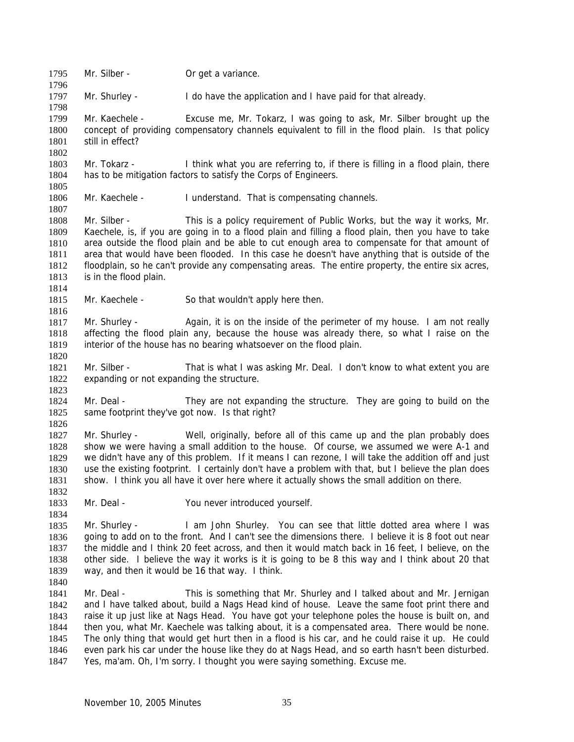Mr. Silber - Or get a variance.

Mr. Shurley - I do have the application and I have paid for that already.

Mr. Kaechele - Excuse me, Mr. Tokarz, I was going to ask, Mr. Silber brought up the concept of providing compensatory channels equivalent to fill in the flood plain. Is that policy still in effect?

Mr. Tokarz - I think what you are referring to, if there is filling in a flood plain, there has to be mitigation factors to satisfy the Corps of Engineers.

Mr. Kaechele - I understand. That is compensating channels.

Mr. Silber - This is a policy requirement of Public Works, but the way it works, Mr. Kaechele, is, if you are going in to a flood plain and filling a flood plain, then you have to take area outside the flood plain and be able to cut enough area to compensate for that amount of area that would have been flooded. In this case he doesn't have anything that is outside of the floodplain, so he can't provide any compensating areas. The entire property, the entire six acres, is in the flood plain.

Mr. Kaechele - So that wouldn't apply here then.

Mr. Shurley - Again, it is on the inside of the perimeter of my house. I am not really affecting the flood plain any, because the house was already there, so what I raise on the interior of the house has no bearing whatsoever on the flood plain.

Mr. Silber - That is what I was asking Mr. Deal. I don't know to what extent you are expanding or not expanding the structure.

Mr. Deal - They are not expanding the structure. They are going to build on the same footprint they've got now. Is that right?

Mr. Shurley - Well, originally, before all of this came up and the plan probably does show we were having a small addition to the house. Of course, we assumed we were A-1 and we didn't have any of this problem. If it means I can rezone, I will take the addition off and just use the existing footprint. I certainly don't have a problem with that, but I believe the plan does show. I think you all have it over here where it actually shows the small addition on there.

Mr. Deal - You never introduced yourself.

Mr. Shurley - I am John Shurley. You can see that little dotted area where I was going to add on to the front. And I can't see the dimensions there. I believe it is 8 foot out near the middle and I think 20 feet across, and then it would match back in 16 feet, I believe, on the other side. I believe the way it works is it is going to be 8 this way and I think about 20 that way, and then it would be 16 that way. I think.

Mr. Deal - This is something that Mr. Shurley and I talked about and Mr. Jernigan and I have talked about, build a Nags Head kind of house. Leave the same foot print there and raise it up just like at Nags Head. You have got your telephone poles the house is built on, and then you, what Mr. Kaechele was talking about, it is a compensated area. There would be none. The only thing that would get hurt then in a flood is his car, and he could raise it up. He could even park his car under the house like they do at Nags Head, and so earth hasn't been disturbed. Yes, ma'am. Oh, I'm sorry. I thought you were saying something. Excuse me.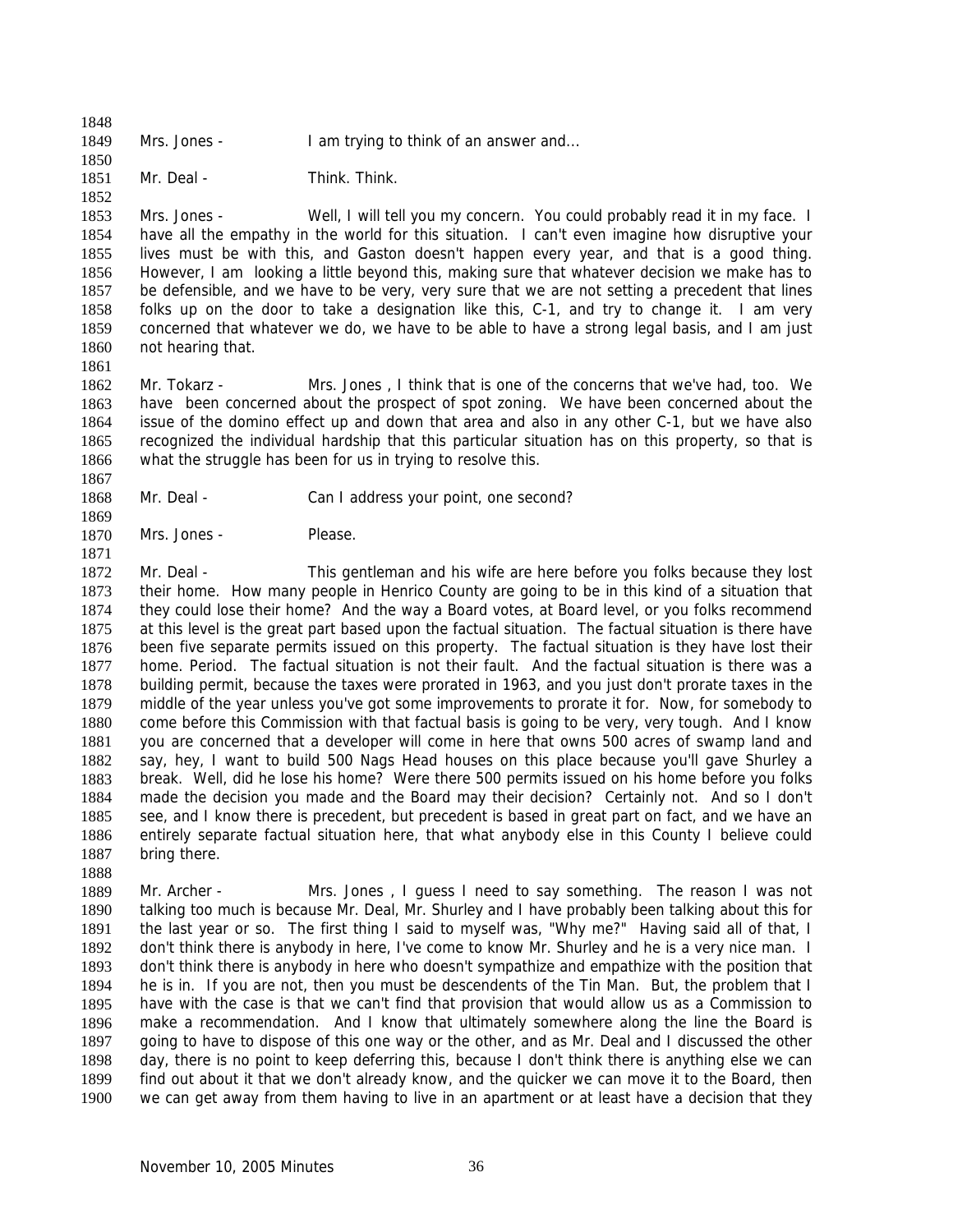Mrs. Jones - I am trying to think of an answer and...

Mr. Deal - Think. Think.

Mrs. Jones - Well, I will tell you my concern. You could probably read it in my face. I have all the empathy in the world for this situation. I can't even imagine how disruptive your lives must be with this, and Gaston doesn't happen every year, and that is a good thing. However, I am looking a little beyond this, making sure that whatever decision we make has to be defensible, and we have to be very, very sure that we are not setting a precedent that lines folks up on the door to take a designation like this, C-1, and try to change it. I am very concerned that whatever we do, we have to be able to have a strong legal basis, and I am just not hearing that.

Mr. Tokarz - Mrs. Jones , I think that is one of the concerns that we've had, too. We have been concerned about the prospect of spot zoning. We have been concerned about the issue of the domino effect up and down that area and also in any other C-1, but we have also recognized the individual hardship that this particular situation has on this property, so that is what the struggle has been for us in trying to resolve this.

Mr. Deal - Can I address your point, one second?

Mrs. Jones - Please.

Mr. Deal - This gentleman and his wife are here before you folks because they lost their home. How many people in Henrico County are going to be in this kind of a situation that they could lose their home? And the way a Board votes, at Board level, or you folks recommend at this level is the great part based upon the factual situation. The factual situation is there have been five separate permits issued on this property. The factual situation is they have lost their home. Period. The factual situation is not their fault. And the factual situation is there was a building permit, because the taxes were prorated in 1963, and you just don't prorate taxes in the middle of the year unless you've got some improvements to prorate it for. Now, for somebody to come before this Commission with that factual basis is going to be very, very tough. And I know you are concerned that a developer will come in here that owns 500 acres of swamp land and say, hey, I want to build 500 Nags Head houses on this place because you'll gave Shurley a break. Well, did he lose his home? Were there 500 permits issued on his home before you folks made the decision you made and the Board may their decision? Certainly not. And so I don't see, and I know there is precedent, but precedent is based in great part on fact, and we have an entirely separate factual situation here, that what anybody else in this County I believe could bring there.

Mr. Archer - Mrs. Jones , I guess I need to say something. The reason I was not talking too much is because Mr. Deal, Mr. Shurley and I have probably been talking about this for the last year or so. The first thing I said to myself was, "Why me?" Having said all of that, I don't think there is anybody in here, I've come to know Mr. Shurley and he is a very nice man. I don't think there is anybody in here who doesn't sympathize and empathize with the position that he is in. If you are not, then you must be descendents of the Tin Man. But, the problem that I have with the case is that we can't find that provision that would allow us as a Commission to make a recommendation. And I know that ultimately somewhere along the line the Board is going to have to dispose of this one way or the other, and as Mr. Deal and I discussed the other day, there is no point to keep deferring this, because I don't think there is anything else we can find out about it that we don't already know, and the quicker we can move it to the Board, then we can get away from them having to live in an apartment or at least have a decision that they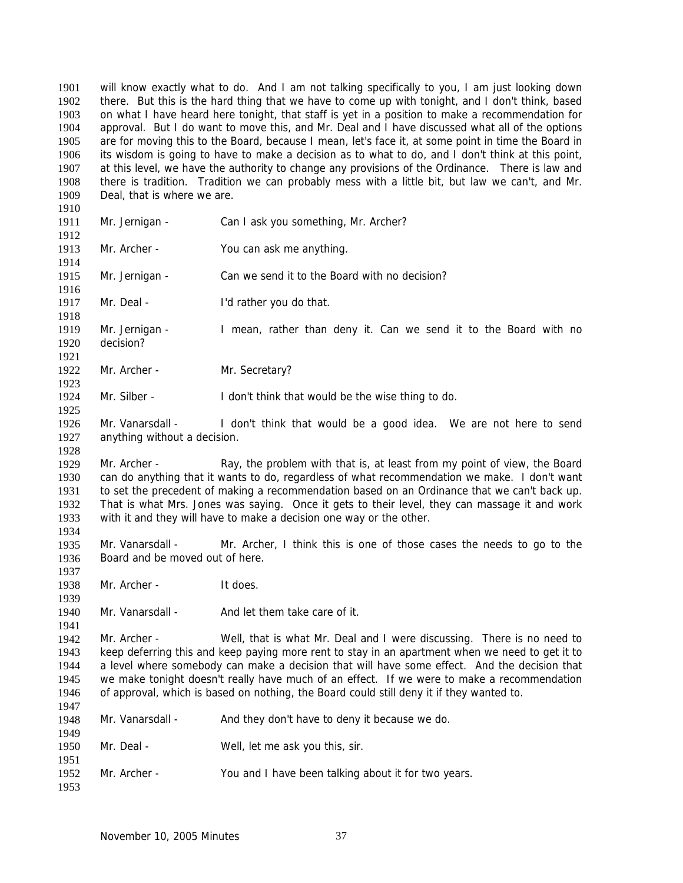will know exactly what to do. And I am not talking specifically to you, I am just looking down there. But this is the hard thing that we have to come up with tonight, and I don't think, based on what I have heard here tonight, that staff is yet in a position to make a recommendation for approval. But I do want to move this, and Mr. Deal and I have discussed what all of the options are for moving this to the Board, because I mean, let's face it, at some point in time the Board in its wisdom is going to have to make a decision as to what to do, and I don't think at this point, at this level, we have the authority to change any provisions of the Ordinance. There is law and there is tradition. Tradition we can probably mess with a little bit, but law we can't, and Mr. Deal, that is where we are.

Mr. Jernigan - Can I ask you something, Mr. Archer?

Mr. Archer - You can ask me anything.

Mr. Jernigan - Can we send it to the Board with no decision?

Mr. Deal - I'd rather you do that.

Mr. Jernigan - I mean, rather than deny it. Can we send it to the Board with no decision?

Mr. Archer - Mr. Secretary?

Mr. Silber - I don't think that would be the wise thing to do.

Mr. Vanarsdall - I don't think that would be a good idea. We are not here to send anything without a decision.

Mr. Archer - Ray, the problem with that is, at least from my point of view, the Board can do anything that it wants to do, regardless of what recommendation we make. I don't want to set the precedent of making a recommendation based on an Ordinance that we can't back up. That is what Mrs. Jones was saying. Once it gets to their level, they can massage it and work with it and they will have to make a decision one way or the other.

Mr. Vanarsdall - Mr. Archer, I think this is one of those cases the needs to go to the Board and be moved out of here.

Mr. Archer - It does.

Mr. Vanarsdall - And let them take care of it.

Mr. Archer - Well, that is what Mr. Deal and I were discussing. There is no need to keep deferring this and keep paying more rent to stay in an apartment when we need to get it to a level where somebody can make a decision that will have some effect. And the decision that we make tonight doesn't really have much of an effect. If we were to make a recommendation of approval, which is based on nothing, the Board could still deny it if they wanted to.

Mr. Vanarsdall - And they don't have to deny it because we do.

Mr. Deal - Well, let me ask you this, sir.

Mr. Archer - You and I have been talking about it for two years.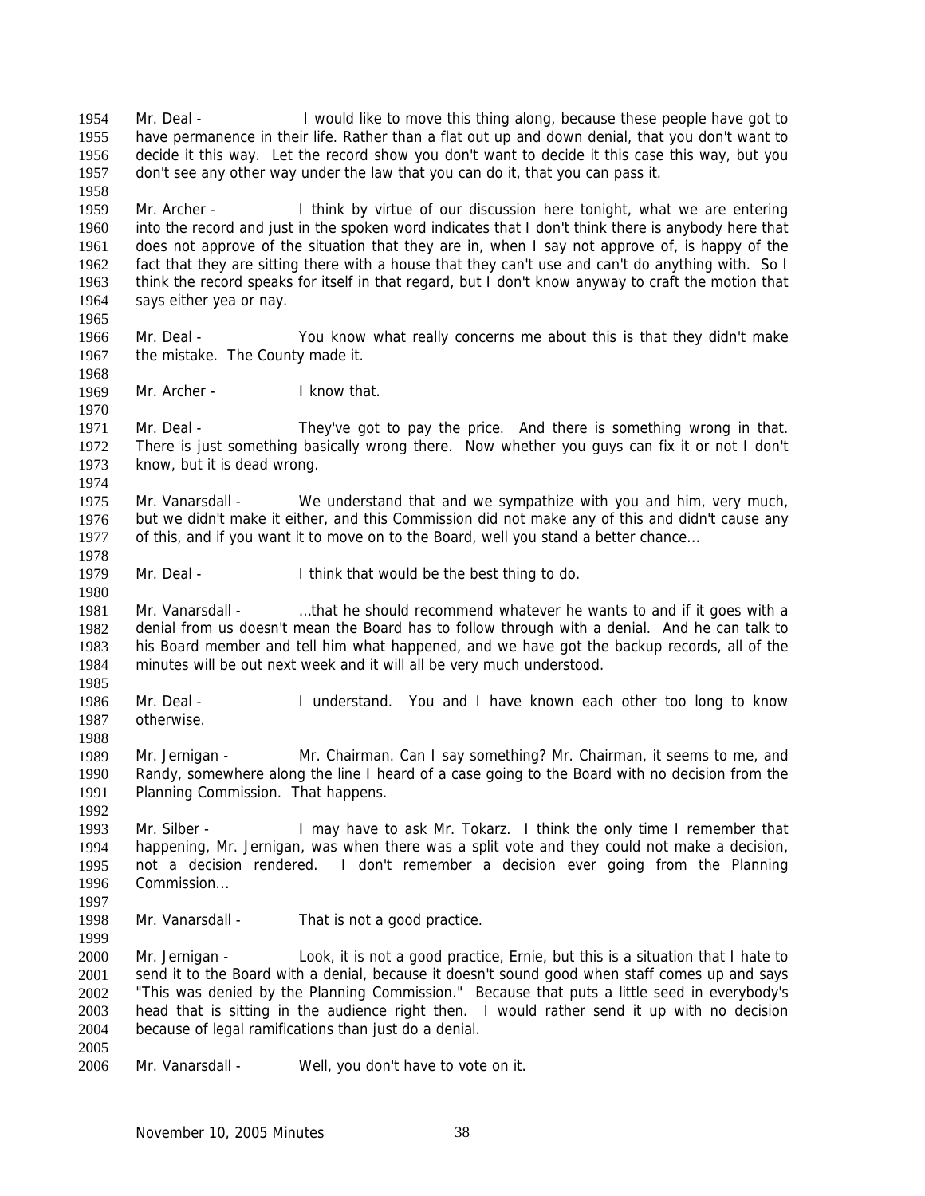Mr. Deal - I would like to move this thing along, because these people have got to have permanence in their life. Rather than a flat out up and down denial, that you don't want to decide it this way. Let the record show you don't want to decide it this case this way, but you don't see any other way under the law that you can do it, that you can pass it.

Mr. Archer - I think by virtue of our discussion here tonight, what we are entering into the record and just in the spoken word indicates that I don't think there is anybody here that does not approve of the situation that they are in, when I say not approve of, is happy of the fact that they are sitting there with a house that they can't use and can't do anything with. So I think the record speaks for itself in that regard, but I don't know anyway to craft the motion that says either yea or nay.

Mr. Deal - You know what really concerns me about this is that they didn't make the mistake. The County made it.

Mr. Archer - I know that.

Mr. Deal - They've got to pay the price. And there is something wrong in that. There is just something basically wrong there. Now whether you guys can fix it or not I don't know, but it is dead wrong.

Mr. Vanarsdall - We understand that and we sympathize with you and him, very much, but we didn't make it either, and this Commission did not make any of this and didn't cause any of this, and if you want it to move on to the Board, well you stand a better chance...

Mr. Deal - I think that would be the best thing to do.

Mr. Vanarsdall - ...that he should recommend whatever he wants to and if it goes with a denial from us doesn't mean the Board has to follow through with a denial. And he can talk to his Board member and tell him what happened, and we have got the backup records, all of the minutes will be out next week and it will all be very much understood.

Mr. Deal - I understand. You and I have known each other too long to know otherwise.

Mr. Jernigan - Mr. Chairman. Can I say something? Mr. Chairman, it seems to me, and Randy, somewhere along the line I heard of a case going to the Board with no decision from the Planning Commission. That happens.

Mr. Silber - I may have to ask Mr. Tokarz. I think the only time I remember that happening, Mr. Jernigan, was when there was a split vote and they could not make a decision, not a decision rendered. I don't remember a decision ever going from the Planning Commission...

Mr. Vanarsdall - That is not a good practice.

Mr. Jernigan - Look, it is not a good practice, Ernie, but this is a situation that I hate to send it to the Board with a denial, because it doesn't sound good when staff comes up and says "This was denied by the Planning Commission." Because that puts a little seed in everybody's head that is sitting in the audience right then. I would rather send it up with no decision because of legal ramifications than just do a denial.

Mr. Vanarsdall - Well, you don't have to vote on it.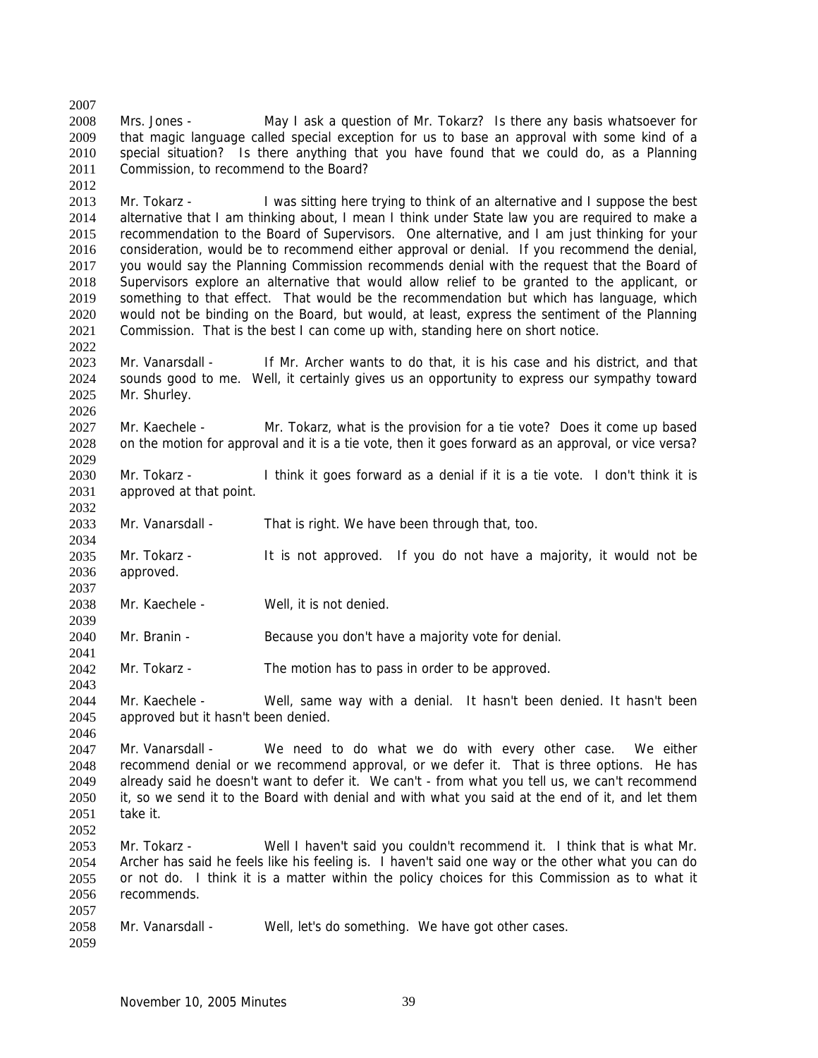Mrs. Jones - May I ask a question of Mr. Tokarz? Is there any basis whatsoever for that magic language called special exception for us to base an approval with some kind of a special situation? Is there anything that you have found that we could do, as a Planning Commission, to recommend to the Board?

Mr. Tokarz - I was sitting here trying to think of an alternative and I suppose the best alternative that I am thinking about, I mean I think under State law you are required to make a recommendation to the Board of Supervisors. One alternative, and I am just thinking for your consideration, would be to recommend either approval or denial. If you recommend the denial, you would say the Planning Commission recommends denial with the request that the Board of Supervisors explore an alternative that would allow relief to be granted to the applicant, or something to that effect. That would be the recommendation but which has language, which would not be binding on the Board, but would, at least, express the sentiment of the Planning Commission. That is the best I can come up with, standing here on short notice.

Mr. Vanarsdall - If Mr. Archer wants to do that, it is his case and his district, and that sounds good to me. Well, it certainly gives us an opportunity to express our sympathy toward Mr. Shurley.

Mr. Kaechele - Mr. Tokarz, what is the provision for a tie vote? Does it come up based on the motion for approval and it is a tie vote, then it goes forward as an approval, or vice versa?

Mr. Tokarz - I think it goes forward as a denial if it is a tie vote. I don't think it is approved at that point.

Mr. Vanarsdall - That is right. We have been through that, too.

Mr. Tokarz - It is not approved. If you do not have a majority, it would not be approved.

Mr. Kaechele - Well, it is not denied.

Mr. Branin - Because you don't have a majority vote for denial.

Mr. Tokarz - The motion has to pass in order to be approved.

Mr. Kaechele - Well, same way with a denial. It hasn't been denied. It hasn't been approved but it hasn't been denied.

Mr. Vanarsdall - We need to do what we do with every other case. We either recommend denial or we recommend approval, or we defer it. That is three options. He has already said he doesn't want to defer it. We can't - from what you tell us, we can't recommend it, so we send it to the Board with denial and with what you said at the end of it, and let them take it.

Mr. Tokarz - Well I haven't said you couldn't recommend it. I think that is what Mr. Archer has said he feels like his feeling is. I haven't said one way or the other what you can do or not do. I think it is a matter within the policy choices for this Commission as to what it recommends.

Mr. Vanarsdall - Well, let's do something. We have got other cases.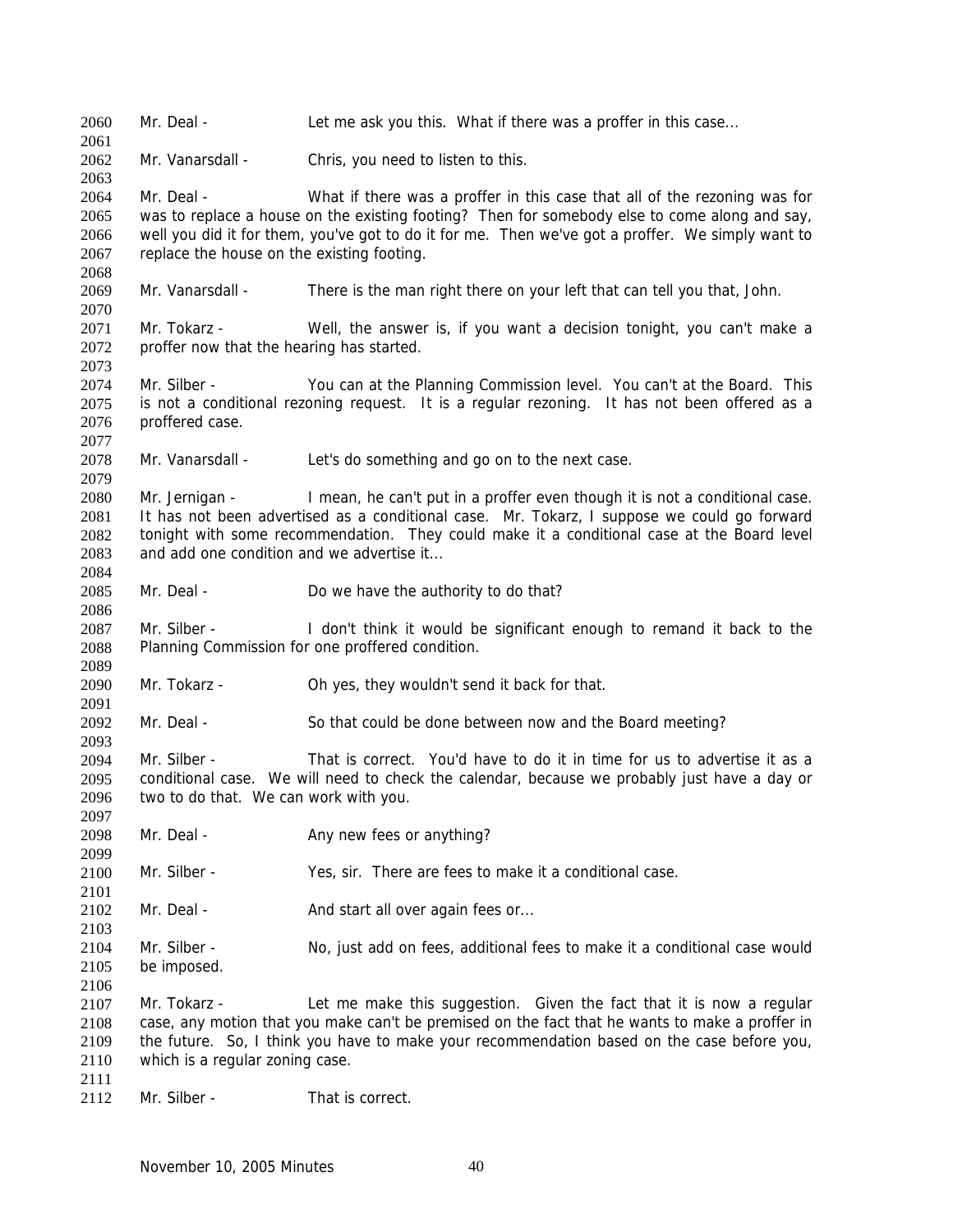Mr. Deal - Let me ask you this. What if there was a proffer in this case...

Mr. Vanarsdall - Chris, you need to listen to this.

Mr. Deal - What if there was a proffer in this case that all of the rezoning was for was to replace a house on the existing footing? Then for somebody else to come along and say, well you did it for them, you've got to do it for me. Then we've got a proffer. We simply want to replace the house on the existing footing.

Mr. Vanarsdall - There is the man right there on your left that can tell you that, John.

Mr. Tokarz - Well, the answer is, if you want a decision tonight, you can't make a proffer now that the hearing has started.

Mr. Silber - You can at the Planning Commission level. You can't at the Board. This is not a conditional rezoning request. It is a regular rezoning. It has not been offered as a proffered case.

Mr. Vanarsdall - Let's do something and go on to the next case.

Mr. Jernigan - I mean, he can't put in a proffer even though it is not a conditional case. It has not been advertised as a conditional case. Mr. Tokarz, I suppose we could go forward tonight with some recommendation. They could make it a conditional case at the Board level and add one condition and we advertise it...

Mr. Deal - Do we have the authority to do that?

Mr. Silber - I don't think it would be significant enough to remand it back to the Planning Commission for one proffered condition.

Mr. Tokarz - Oh yes, they wouldn't send it back for that.

Mr. Deal - So that could be done between now and the Board meeting?

Mr. Silber - That is correct. You'd have to do it in time for us to advertise it as a conditional case. We will need to check the calendar, because we probably just have a day or two to do that. We can work with you.

Mr. Deal - Any new fees or anything?

Mr. Silber - Yes, sir. There are fees to make it a conditional case.

Mr. Deal - And start all over again fees or...

Mr. Silber - No, just add on fees, additional fees to make it a conditional case would be imposed.

Mr. Tokarz - Let me make this suggestion. Given the fact that it is now a regular case, any motion that you make can't be premised on the fact that he wants to make a proffer in the future. So, I think you have to make your recommendation based on the case before you, which is a regular zoning case.

Mr. Silber - That is correct.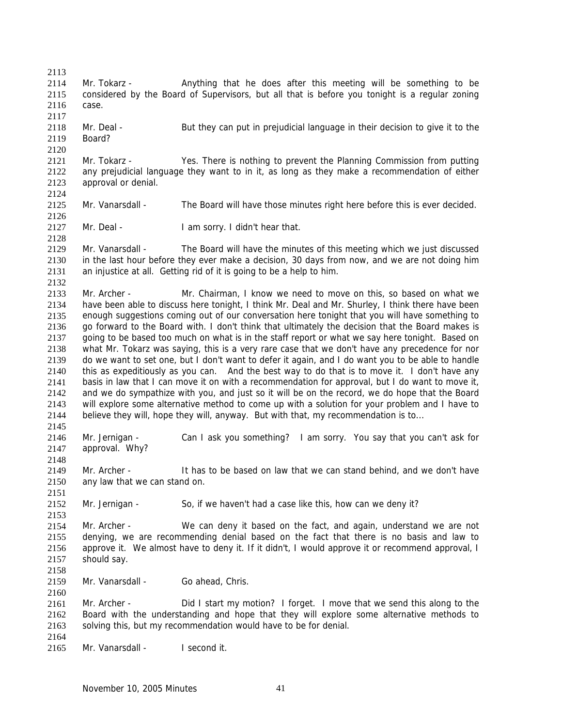Mr. Tokarz - Anything that he does after this meeting will be something to be considered by the Board of Supervisors, but all that is before you tonight is a regular zoning case.

Mr. Deal - But they can put in prejudicial language in their decision to give it to the Board?

Mr. Tokarz - Yes. There is nothing to prevent the Planning Commission from putting any prejudicial language they want to in it, as long as they make a recommendation of either approval or denial.

Mr. Vanarsdall - The Board will have those minutes right here before this is ever decided.

Mr. Deal - I am sorry. I didn't hear that.

Mr. Vanarsdall - The Board will have the minutes of this meeting which we just discussed in the last hour before they ever make a decision, 30 days from now, and we are not doing him an injustice at all. Getting rid of it is going to be a help to him.

Mr. Archer - Mr. Chairman, I know we need to move on this, so based on what we have been able to discuss here tonight, I think Mr. Deal and Mr. Shurley, I think there have been enough suggestions coming out of our conversation here tonight that you will have something to go forward to the Board with. I don't think that ultimately the decision that the Board makes is going to be based too much on what is in the staff report or what we say here tonight. Based on what Mr. Tokarz was saying, this is a very rare case that we don't have any precedence for nor do we want to set one, but I don't want to defer it again, and I do want you to be able to handle this as expeditiously as you can. And the best way to do that is to move it. I don't have any basis in law that I can move it on with a recommendation for approval, but I do want to move it, and we do sympathize with you, and just so it will be on the record, we do hope that the Board will explore some alternative method to come up with a solution for your problem and I have to believe they will, hope they will, anyway. But with that, my recommendation is to...

Mr. Jernigan - Can I ask you something? I am sorry. You say that you can't ask for approval. Why?

Mr. Archer - It has to be based on law that we can stand behind, and we don't have any law that we can stand on.

Mr. Jernigan - So, if we haven't had a case like this, how can we deny it?

Mr. Archer - We can deny it based on the fact, and again, understand we are not denying, we are recommending denial based on the fact that there is no basis and law to approve it. We almost have to deny it. If it didn't, I would approve it or recommend approval, I should say.

Mr. Vanarsdall - Go ahead, Chris.

Mr. Archer - Did I start my motion? I forget. I move that we send this along to the Board with the understanding and hope that they will explore some alternative methods to solving this, but my recommendation would have to be for denial.

Mr. Vanarsdall - I second it.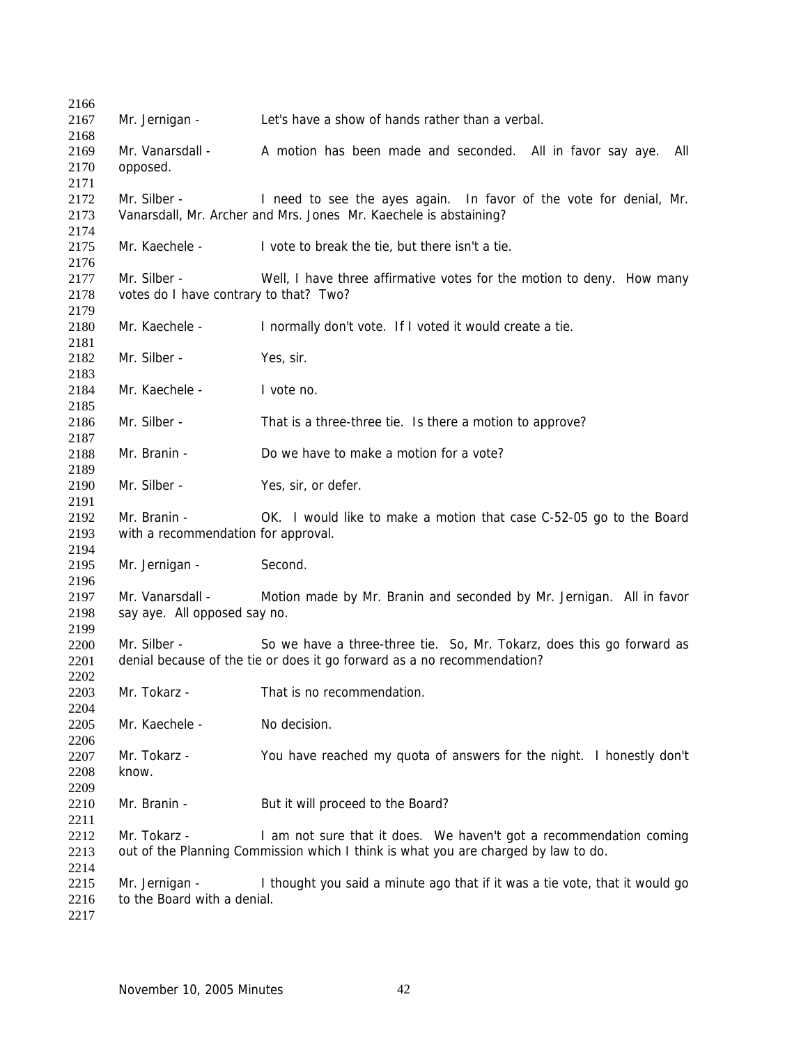Mr. Jernigan - Let's have a show of hands rather than a verbal.

Mr. Vanarsdall - A motion has been made and seconded. All in favor say aye. All opposed.

Mr. Silber - I need to see the ayes again. In favor of the vote for denial, Mr. Vanarsdall, Mr. Archer and Mrs. Jones Mr. Kaechele is abstaining?

Mr. Kaechele - I vote to break the tie, but there isn't a tie.

Mr. Silber - Well, I have three affirmative votes for the motion to deny. How many votes do I have contrary to that? Two?

Mr. Kaechele - I normally don't vote. If I voted it would create a tie.

Mr. Silber - Yes, sir.

Mr. Kaechele - I vote no.

Mr. Silber - That is a three-three tie. Is there a motion to approve?

Mr. Branin - Do we have to make a motion for a vote?

Mr. Silber - Yes, sir, or defer.

Mr. Branin - OK. I would like to make a motion that case C-52-05 go to the Board with a recommendation for approval.

Mr. Jernigan - Second.

Mr. Vanarsdall - Motion made by Mr. Branin and seconded by Mr. Jernigan. All in favor say aye. All opposed say no.

Mr. Silber - So we have a three-three tie. So, Mr. Tokarz, does this go forward as denial because of the tie or does it go forward as a no recommendation?

Mr. Tokarz - That is no recommendation.

Mr. Kaechele - No decision.

Mr. Tokarz - You have reached my quota of answers for the night. I honestly don't know.

Mr. Branin - But it will proceed to the Board?

Mr. Tokarz - I am not sure that it does. We haven't got a recommendation coming out of the Planning Commission which I think is what you are charged by law to do.

Mr. Jernigan - I thought you said a minute ago that if it was a tie vote, that it would go to the Board with a denial.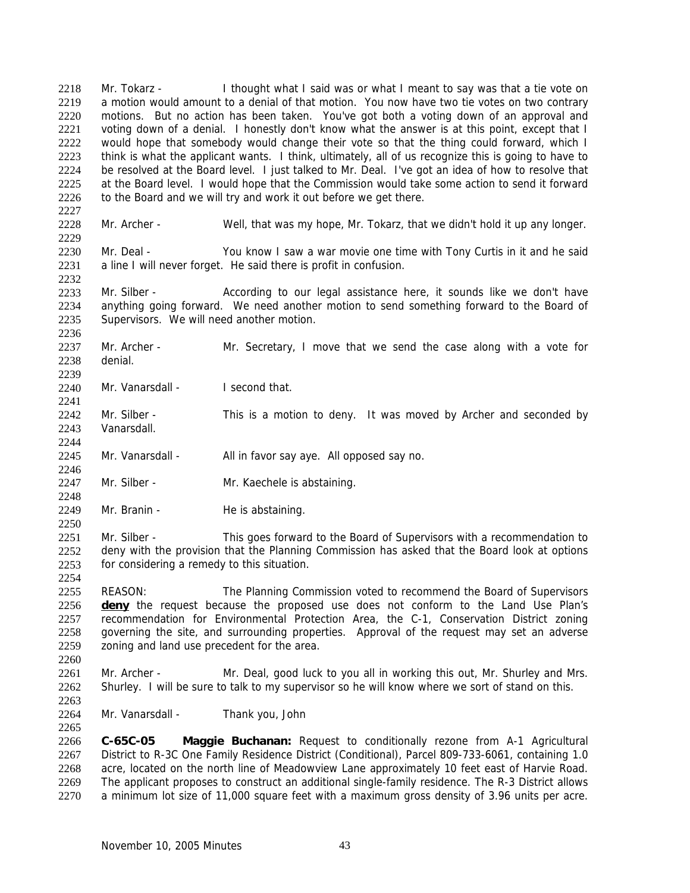2218 Mr. Tokarz - I thought what I said was or what I meant to say was that a tie vote on
2219 a motion would amount to a denial of that motion. You now have two tie votes on two contrary
2220 motions. But no action has been taken. You've got both a voting down of an approval and
2221 voting down of a denial. I honestly don't know what the answer is at this point, except that I
2222 would hope that somebody would change their vote so that the thing could forward, which I
2223 think is what the applicant wants. I think, ultimately, all of us recognize this is going to have to
2224 be resolved at the Board level. I just talked to Mr. Deal. I've got an idea of how to resolve that
2225 at the Board level. I would hope that the Commission would take some action to send it forward
2226 to the Board and we will try and work it out before we get there.
2227
2228 Mr. Archer - Well, that was my hope, Mr. Tokarz, that we didn't hold it up any longer.
2229
2230 Mr. Deal - You know I saw a war movie one time with Tony Curtis in it and he said
2231 a line I will never forget. He said there is profit in confusion.
2232
2233 Mr. Silber - According to our legal assistance here, it sounds like we don't have
2234 anything going forward. We need another motion to send something forward to the Board of
2235 Supervisors. We will need another motion.
2236
2237 Mr. Archer - Mr. Secretary, I move that we send the case along with a vote for
2238 denial.
2239
2240 Mr. Vanarsdall - I second that.
2241
2242 Mr. Silber - This is a motion to deny. It was moved by Archer and seconded by
2243 Vanarsdall.
2244
2245 Mr. Vanarsdall - All in favor say aye. All opposed say no.
2246
2247 Mr. Silber - Mr. Kaechele is abstaining.
2248
2249 Mr. Branin - He is abstaining.
2250
2251 Mr. Silber - This goes forward to the Board of Supervisors with a recommendation to
2252 deny with the provision that the Planning Commission has asked that the Board look at options
2253 for considering a remedy to this situation.
2254
2255 REASON: The Planning Commission voted to recommend the Board of Supervisors
2256 **deny** the request because the proposed use does not conform to the Land Use Plan's
2257 recommendation for Environmental Protection Area, the C-1, Conservation District zoning
2258 governing the site, and surrounding properties. Approval of the request may set an adverse
2259 zoning and land use precedent for the area.
2260
2261 Mr. Archer - Mr. Deal, good luck to you all in working this out, Mr. Shurley and Mrs.
2262 Shurley. I will be sure to talk to my supervisor so he will know where we sort of stand on this.
2263
2264 Mr. Vanarsdall - Thank you, John
2265
2266 **C-65C-05 Maggie Buchanan:** Request to conditionally rezone from A-1 Agricultural
2267 District to R-3C One Family Residence District (Conditional), Parcel 809-733-6061, containing 1.0
2268 acre, located on the north line of Meadowview Lane approximately 10 feet east of Harvie Road.
2269 The applicant proposes to construct an additional single-family residence. The R-3 District allows
2270 a minimum lot size of 11,000 square feet with a maximum gross density of 3.96 units per acre.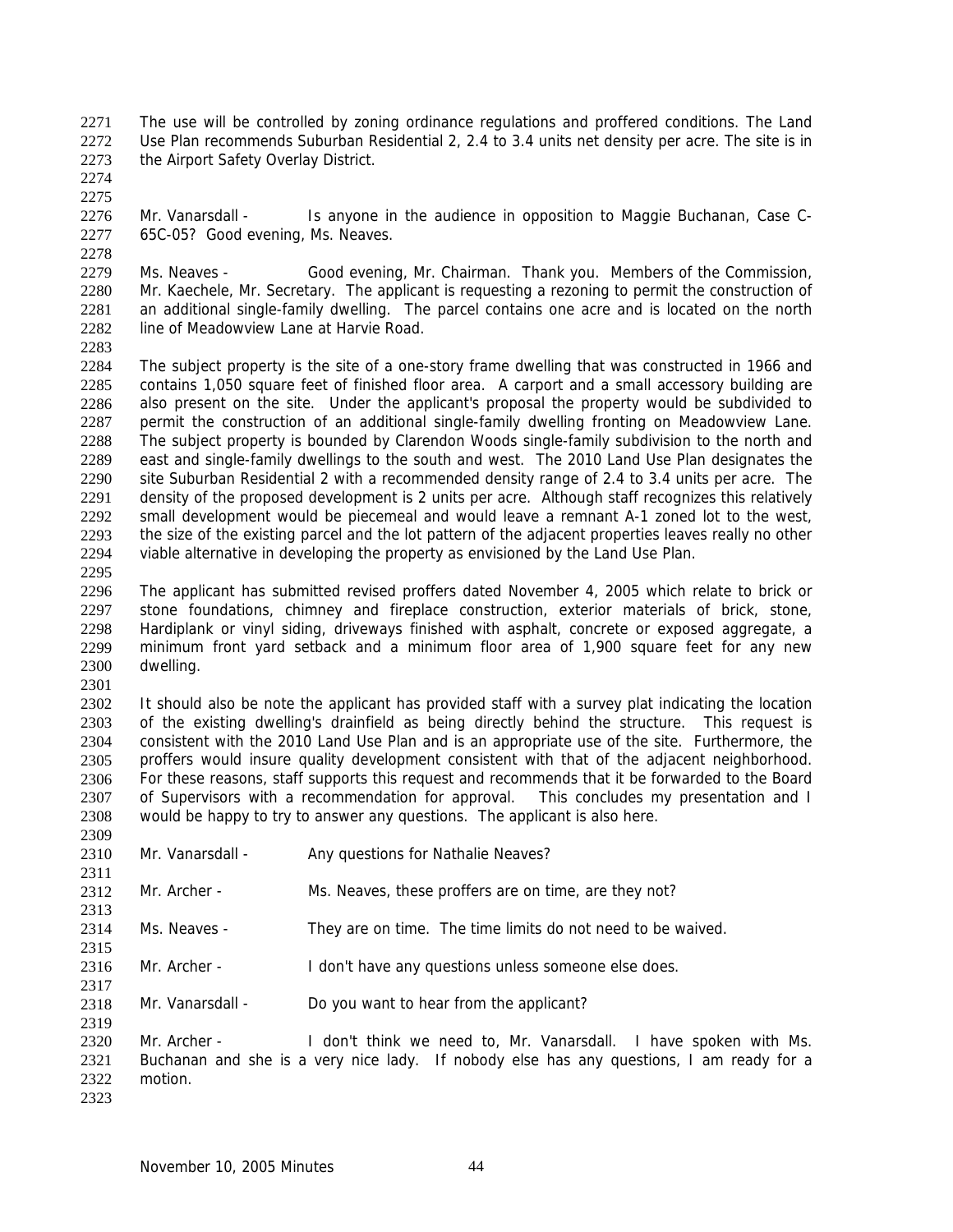The use will be controlled by zoning ordinance regulations and proffered conditions. The Land Use Plan recommends Suburban Residential 2, 2.4 to 3.4 units net density per acre. The site is in the Airport Safety Overlay District.

Mr. Vanarsdall - Is anyone in the audience in opposition to Maggie Buchanan, Case C-65C-05? Good evening, Ms. Neaves.

Ms. Neaves - Good evening, Mr. Chairman. Thank you. Members of the Commission, Mr. Kaechele, Mr. Secretary. The applicant is requesting a rezoning to permit the construction of an additional single-family dwelling. The parcel contains one acre and is located on the north line of Meadowview Lane at Harvie Road.

The subject property is the site of a one-story frame dwelling that was constructed in 1966 and contains 1,050 square feet of finished floor area. A carport and a small accessory building are also present on the site. Under the applicant's proposal the property would be subdivided to permit the construction of an additional single-family dwelling fronting on Meadowview Lane. The subject property is bounded by Clarendon Woods single-family subdivision to the north and east and single-family dwellings to the south and west. The 2010 Land Use Plan designates the site Suburban Residential 2 with a recommended density range of 2.4 to 3.4 units per acre. The density of the proposed development is 2 units per acre. Although staff recognizes this relatively small development would be piecemeal and would leave a remnant A-1 zoned lot to the west, the size of the existing parcel and the lot pattern of the adjacent properties leaves really no other viable alternative in developing the property as envisioned by the Land Use Plan.

The applicant has submitted revised proffers dated November 4, 2005 which relate to brick or stone foundations, chimney and fireplace construction, exterior materials of brick, stone, Hardiplank or vinyl siding, driveways finished with asphalt, concrete or exposed aggregate, a minimum front yard setback and a minimum floor area of 1,900 square feet for any new dwelling.

It should also be note the applicant has provided staff with a survey plat indicating the location of the existing dwelling's drainfield as being directly behind the structure. This request is consistent with the 2010 Land Use Plan and is an appropriate use of the site. Furthermore, the proffers would insure quality development consistent with that of the adjacent neighborhood. For these reasons, staff supports this request and recommends that it be forwarded to the Board of Supervisors with a recommendation for approval. This concludes my presentation and I would be happy to try to answer any questions. The applicant is also here.

Mr. Vanarsdall - Any questions for Nathalie Neaves?

Mr. Archer - Ms. Neaves, these proffers are on time, are they not?

Ms. Neaves - They are on time. The time limits do not need to be waived.

Mr. Archer - I don't have any questions unless someone else does.

Mr. Vanarsdall - Do you want to hear from the applicant?

Mr. Archer - I don't think we need to, Mr. Vanarsdall. I have spoken with Ms. Buchanan and she is a very nice lady. If nobody else has any questions, I am ready for a motion.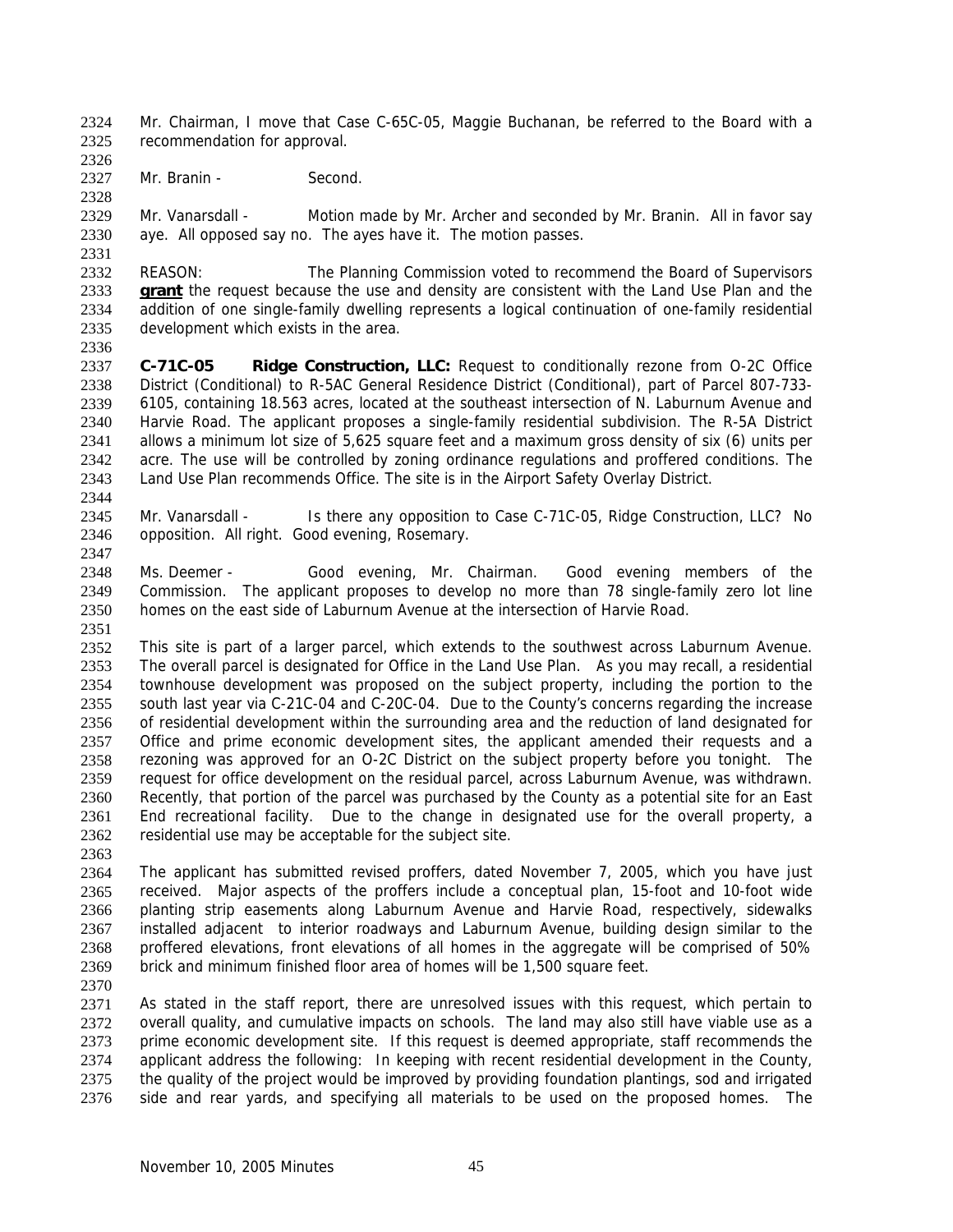Mr. Chairman, I move that Case C-65C-05, Maggie Buchanan, be referred to the Board with a recommendation for approval.

Mr. Branin - Second.

Mr. Vanarsdall - Motion made by Mr. Archer and seconded by Mr. Branin. All in favor say aye. All opposed say no. The ayes have it. The motion passes.

REASON: The Planning Commission voted to recommend the Board of Supervisors **grant** the request because the use and density are consistent with the Land Use Plan and the addition of one single-family dwelling represents a logical continuation of one-family residential development which exists in the area.

**C-71C-05 Ridge Construction, LLC:** Request to conditionally rezone from O-2C Office District (Conditional) to R-5AC General Residence District (Conditional), part of Parcel 807-733-6105, containing 18.563 acres, located at the southeast intersection of N. Laburnum Avenue and Harvie Road. The applicant proposes a single-family residential subdivision. The R-5A District allows a minimum lot size of 5,625 square feet and a maximum gross density of six (6) units per acre. The use will be controlled by zoning ordinance regulations and proffered conditions. The Land Use Plan recommends Office. The site is in the Airport Safety Overlay District.

Mr. Vanarsdall - Is there any opposition to Case C-71C-05, Ridge Construction, LLC? No opposition. All right. Good evening, Rosemary.

Ms. Deemer - Good evening, Mr. Chairman. Good evening members of the Commission. The applicant proposes to develop no more than 78 single-family zero lot line homes on the east side of Laburnum Avenue at the intersection of Harvie Road.

This site is part of a larger parcel, which extends to the southwest across Laburnum Avenue. The overall parcel is designated for Office in the Land Use Plan. As you may recall, a residential townhouse development was proposed on the subject property, including the portion to the south last year via C-21C-04 and C-20C-04. Due to the County's concerns regarding the increase of residential development within the surrounding area and the reduction of land designated for Office and prime economic development sites, the applicant amended their requests and a rezoning was approved for an O-2C District on the subject property before you tonight. The request for office development on the residual parcel, across Laburnum Avenue, was withdrawn. Recently, that portion of the parcel was purchased by the County as a potential site for an East End recreational facility. Due to the change in designated use for the overall property, a residential use may be acceptable for the subject site.

The applicant has submitted revised proffers, dated November 7, 2005, which you have just received. Major aspects of the proffers include a conceptual plan, 15-foot and 10-foot wide planting strip easements along Laburnum Avenue and Harvie Road, respectively, sidewalks installed adjacent to interior roadways and Laburnum Avenue, building design similar to the proffered elevations, front elevations of all homes in the aggregate will be comprised of 50% brick and minimum finished floor area of homes will be 1,500 square feet.

As stated in the staff report, there are unresolved issues with this request, which pertain to overall quality, and cumulative impacts on schools. The land may also still have viable use as a prime economic development site. If this request is deemed appropriate, staff recommends the applicant address the following: In keeping with recent residential development in the County, the quality of the project would be improved by providing foundation plantings, sod and irrigated side and rear yards, and specifying all materials to be used on the proposed homes. The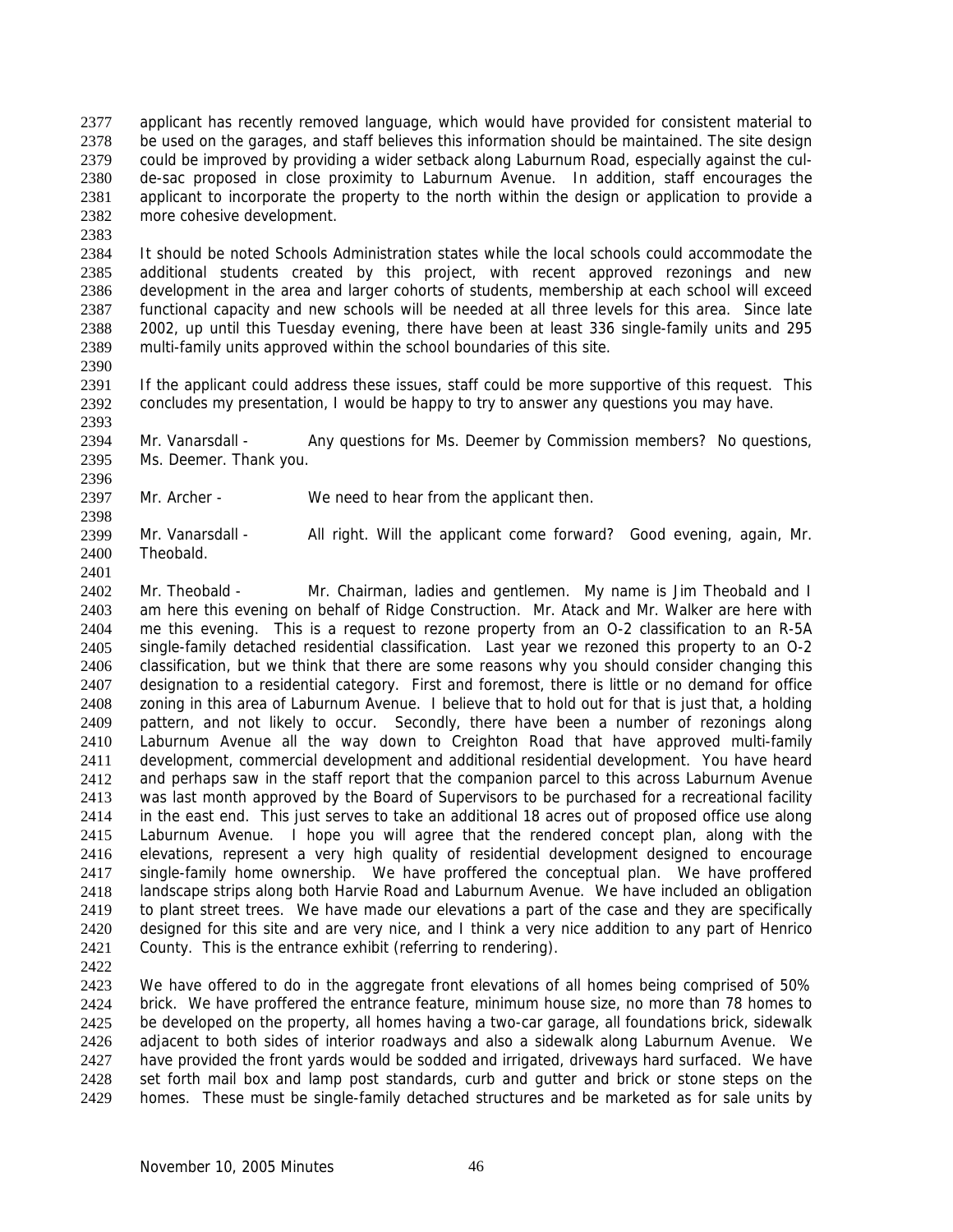applicant has recently removed language, which would have provided for consistent material to be used on the garages, and staff believes this information should be maintained. The site design could be improved by providing a wider setback along Laburnum Road, especially against the cul-de-sac proposed in close proximity to Laburnum Avenue. In addition, staff encourages the applicant to incorporate the property to the north within the design or application to provide a more cohesive development.

It should be noted Schools Administration states while the local schools could accommodate the additional students created by this project, with recent approved rezonings and new development in the area and larger cohorts of students, membership at each school will exceed functional capacity and new schools will be needed at all three levels for this area. Since late 2002, up until this Tuesday evening, there have been at least 336 single-family units and 295 multi-family units approved within the school boundaries of this site.

If the applicant could address these issues, staff could be more supportive of this request. This concludes my presentation, I would be happy to try to answer any questions you may have.

Mr. Vanarsdall - Any questions for Ms. Deemer by Commission members? No questions, Ms. Deemer. Thank you.

Mr. Archer - We need to hear from the applicant then.

Mr. Vanarsdall - All right. Will the applicant come forward? Good evening, again, Mr. Theobald.

Mr. Theobald - Mr. Chairman, ladies and gentlemen. My name is Jim Theobald and I am here this evening on behalf of Ridge Construction. Mr. Atack and Mr. Walker are here with me this evening. This is a request to rezone property from an O-2 classification to an R-5A single-family detached residential classification. Last year we rezoned this property to an O-2 classification, but we think that there are some reasons why you should consider changing this designation to a residential category. First and foremost, there is little or no demand for office zoning in this area of Laburnum Avenue. I believe that to hold out for that is just that, a holding pattern, and not likely to occur. Secondly, there have been a number of rezonings along Laburnum Avenue all the way down to Creighton Road that have approved multi-family development, commercial development and additional residential development. You have heard and perhaps saw in the staff report that the companion parcel to this across Laburnum Avenue was last month approved by the Board of Supervisors to be purchased for a recreational facility in the east end. This just serves to take an additional 18 acres out of proposed office use along Laburnum Avenue. I hope you will agree that the rendered concept plan, along with the elevations, represent a very high quality of residential development designed to encourage single-family home ownership. We have proffered the conceptual plan. We have proffered landscape strips along both Harvie Road and Laburnum Avenue. We have included an obligation to plant street trees. We have made our elevations a part of the case and they are specifically designed for this site and are very nice, and I think a very nice addition to any part of Henrico County. This is the entrance exhibit (referring to rendering).

We have offered to do in the aggregate front elevations of all homes being comprised of 50% brick. We have proffered the entrance feature, minimum house size, no more than 78 homes to be developed on the property, all homes having a two-car garage, all foundations brick, sidewalk adjacent to both sides of interior roadways and also a sidewalk along Laburnum Avenue. We have provided the front yards would be sodded and irrigated, driveways hard surfaced. We have set forth mail box and lamp post standards, curb and gutter and brick or stone steps on the homes. These must be single-family detached structures and be marketed as for sale units by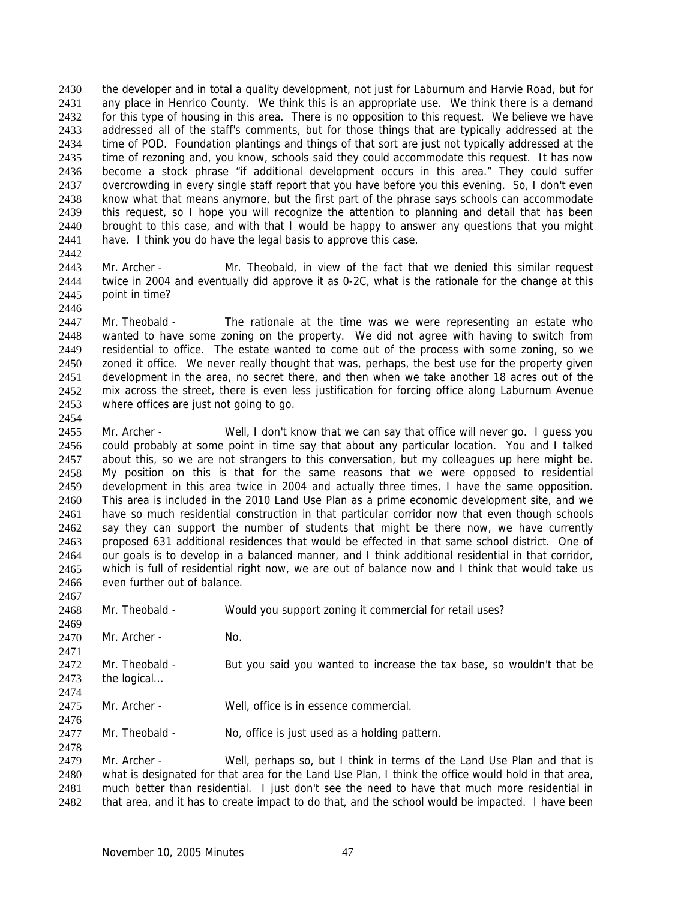the developer and in total a quality development, not just for Laburnum and Harvie Road, but for any place in Henrico County. We think this is an appropriate use. We think there is a demand for this type of housing in this area. There is no opposition to this request. We believe we have addressed all of the staff's comments, but for those things that are typically addressed at the time of POD. Foundation plantings and things of that sort are just not typically addressed at the time of rezoning and, you know, schools said they could accommodate this request. It has now become a stock phrase "if additional development occurs in this area." They could suffer overcrowding in every single staff report that you have before you this evening. So, I don't even know what that means anymore, but the first part of the phrase says schools can accommodate this request, so I hope you will recognize the attention to planning and detail that has been brought to this case, and with that I would be happy to answer any questions that you might have. I think you do have the legal basis to approve this case.

Mr. Archer - Mr. Theobald, in view of the fact that we denied this similar request twice in 2004 and eventually did approve it as 0-2C, what is the rationale for the change at this point in time?

Mr. Theobald - The rationale at the time was we were representing an estate who wanted to have some zoning on the property. We did not agree with having to switch from residential to office. The estate wanted to come out of the process with some zoning, so we zoned it office. We never really thought that was, perhaps, the best use for the property given development in the area, no secret there, and then when we take another 18 acres out of the mix across the street, there is even less justification for forcing office along Laburnum Avenue where offices are just not going to go.

Mr. Archer - Well, I don't know that we can say that office will never go. I guess you could probably at some point in time say that about any particular location. You and I talked about this, so we are not strangers to this conversation, but my colleagues up here might be. My position on this is that for the same reasons that we were opposed to residential development in this area twice in 2004 and actually three times, I have the same opposition. This area is included in the 2010 Land Use Plan as a prime economic development site, and we have so much residential construction in that particular corridor now that even though schools say they can support the number of students that might be there now, we have currently proposed 631 additional residences that would be effected in that same school district. One of our goals is to develop in a balanced manner, and I think additional residential in that corridor, which is full of residential right now, we are out of balance now and I think that would take us even further out of balance.

Mr. Theobald - Would you support zoning it commercial for retail uses?

Mr. Archer - No.

Mr. Theobald - But you said you wanted to increase the tax base, so wouldn't that be the logical...

Mr. Archer - Well, office is in essence commercial.

Mr. Theobald - No, office is just used as a holding pattern.

Mr. Archer - Well, perhaps so, but I think in terms of the Land Use Plan and that is what is designated for that area for the Land Use Plan, I think the office would hold in that area, much better than residential. I just don't see the need to have that much more residential in that area, and it has to create impact to do that, and the school would be impacted. I have been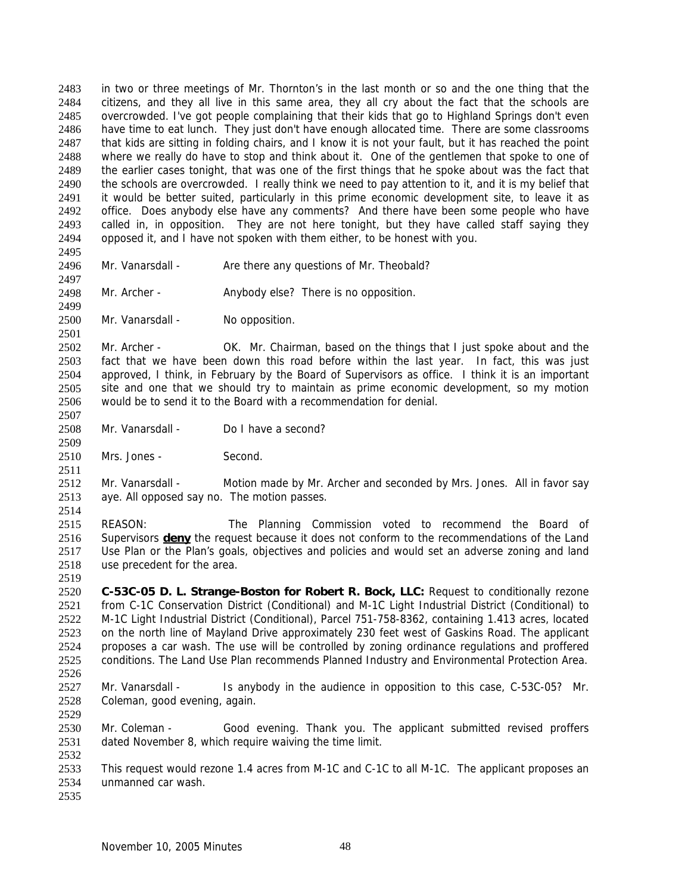in two or three meetings of Mr. Thornton's in the last month or so and the one thing that the citizens, and they all live in this same area, they all cry about the fact that the schools are overcrowded. I've got people complaining that their kids that go to Highland Springs don't even have time to eat lunch. They just don't have enough allocated time. There are some classrooms that kids are sitting in folding chairs, and I know it is not your fault, but it has reached the point where we really do have to stop and think about it. One of the gentlemen that spoke to one of the earlier cases tonight, that was one of the first things that he spoke about was the fact that the schools are overcrowded. I really think we need to pay attention to it, and it is my belief that it would be better suited, particularly in this prime economic development site, to leave it as office. Does anybody else have any comments? And there have been some people who have called in, in opposition. They are not here tonight, but they have called staff saying they opposed it, and I have not spoken with them either, to be honest with you.

Mr. Vanarsdall - Are there any questions of Mr. Theobald?

Mr. Archer - Anybody else? There is no opposition.

Mr. Vanarsdall - No opposition.

Mr. Archer - OK. Mr. Chairman, based on the things that I just spoke about and the fact that we have been down this road before within the last year. In fact, this was just approved, I think, in February by the Board of Supervisors as office. I think it is an important site and one that we should try to maintain as prime economic development, so my motion would be to send it to the Board with a recommendation for denial.

Mr. Vanarsdall - Do I have a second?

Mrs. Jones - Second.

Mr. Vanarsdall - Motion made by Mr. Archer and seconded by Mrs. Jones. All in favor say aye. All opposed say no. The motion passes.

REASON: The Planning Commission voted to recommend the Board of Supervisors **deny** the request because it does not conform to the recommendations of the Land Use Plan or the Plan's goals, objectives and policies and would set an adverse zoning and land use precedent for the area.

**C-53C-05 D. L. Strange-Boston for Robert R. Bock, LLC:** Request to conditionally rezone from C-1C Conservation District (Conditional) and M-1C Light Industrial District (Conditional) to M-1C Light Industrial District (Conditional), Parcel 751-758-8362, containing 1.413 acres, located on the north line of Mayland Drive approximately 230 feet west of Gaskins Road. The applicant proposes a car wash. The use will be controlled by zoning ordinance regulations and proffered conditions. The Land Use Plan recommends Planned Industry and Environmental Protection Area.

Mr. Vanarsdall - Is anybody in the audience in opposition to this case, C-53C-05? Mr. Coleman, good evening, again.

Mr. Coleman - Good evening. Thank you. The applicant submitted revised proffers dated November 8, which require waiving the time limit.

This request would rezone 1.4 acres from M-1C and C-1C to all M-1C. The applicant proposes an unmanned car wash.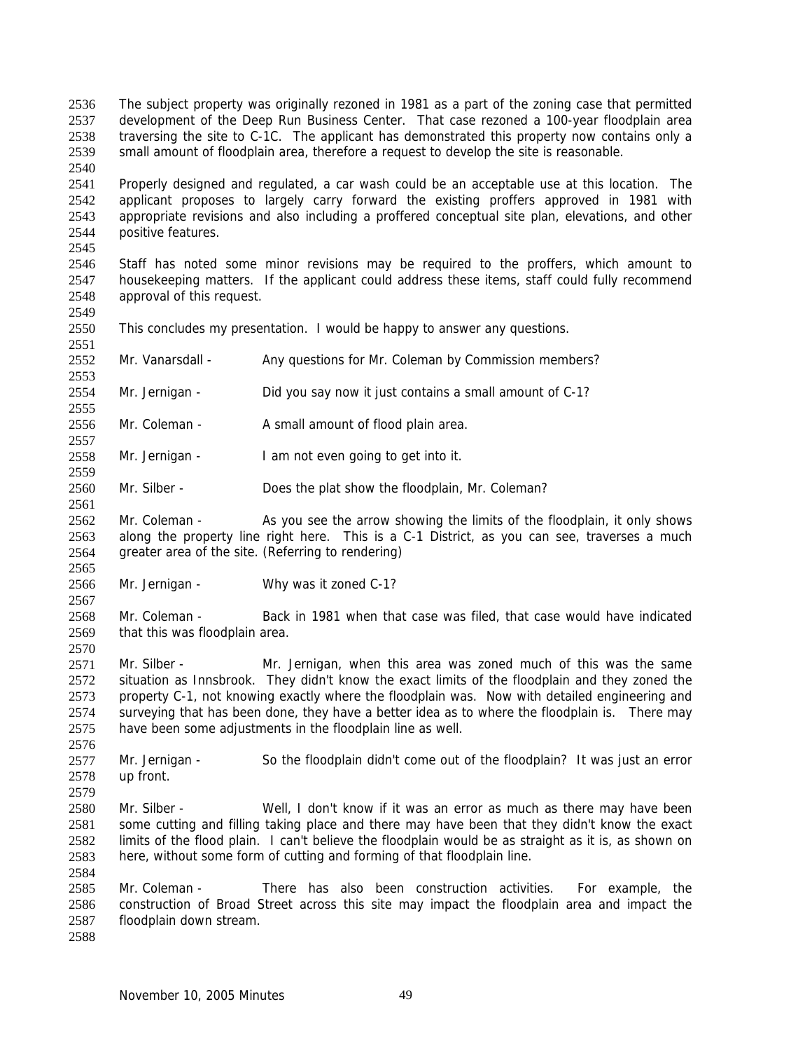The subject property was originally rezoned in 1981 as a part of the zoning case that permitted development of the Deep Run Business Center. That case rezoned a 100-year floodplain area traversing the site to C-1C. The applicant has demonstrated this property now contains only a small amount of floodplain area, therefore a request to develop the site is reasonable.

Properly designed and regulated, a car wash could be an acceptable use at this location. The applicant proposes to largely carry forward the existing proffers approved in 1981 with appropriate revisions and also including a proffered conceptual site plan, elevations, and other positive features.

Staff has noted some minor revisions may be required to the proffers, which amount to housekeeping matters. If the applicant could address these items, staff could fully recommend approval of this request.

This concludes my presentation. I would be happy to answer any questions.

Mr. Vanarsdall - Any questions for Mr. Coleman by Commission members?

Mr. Jernigan - Did you say now it just contains a small amount of C-1?

Mr. Coleman - A small amount of flood plain area.

Mr. Jernigan - I am not even going to get into it.

Mr. Silber - Does the plat show the floodplain, Mr. Coleman?

Mr. Coleman - As you see the arrow showing the limits of the floodplain, it only shows along the property line right here. This is a C-1 District, as you can see, traverses a much greater area of the site. (Referring to rendering)

Mr. Jernigan - Why was it zoned C-1?

Mr. Coleman - Back in 1981 when that case was filed, that case would have indicated that this was floodplain area.

Mr. Silber - Mr. Jernigan, when this area was zoned much of this was the same situation as Innsbrook. They didn't know the exact limits of the floodplain and they zoned the property C-1, not knowing exactly where the floodplain was. Now with detailed engineering and surveying that has been done, they have a better idea as to where the floodplain is. There may have been some adjustments in the floodplain line as well.

Mr. Jernigan - So the floodplain didn't come out of the floodplain? It was just an error up front.

Mr. Silber - Well, I don't know if it was an error as much as there may have been some cutting and filling taking place and there may have been that they didn't know the exact limits of the flood plain. I can't believe the floodplain would be as straight as it is, as shown on here, without some form of cutting and forming of that floodplain line.

Mr. Coleman - There has also been construction activities. For example, the construction of Broad Street across this site may impact the floodplain area and impact the floodplain down stream.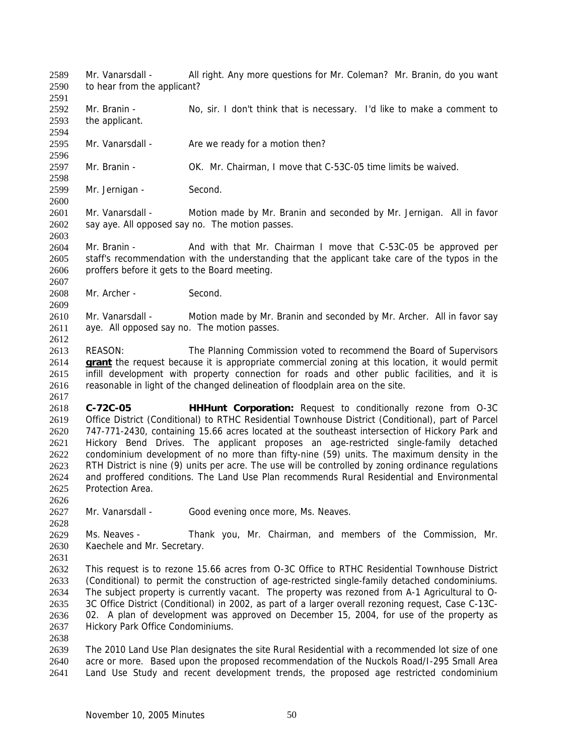Mr. Vanarsdall - All right. Any more questions for Mr. Coleman? Mr. Branin, do you want to hear from the applicant?

Mr. Branin - No, sir. I don't think that is necessary. I'd like to make a comment to the applicant.

Mr. Vanarsdall - Are we ready for a motion then?

Mr. Branin - OK. Mr. Chairman, I move that C-53C-05 time limits be waived.

Mr. Jernigan - Second.

Mr. Vanarsdall - Motion made by Mr. Branin and seconded by Mr. Jernigan. All in favor say aye. All opposed say no. The motion passes.

Mr. Branin - And with that Mr. Chairman I move that C-53C-05 be approved per staff's recommendation with the understanding that the applicant take care of the typos in the proffers before it gets to the Board meeting.

Mr. Archer - Second.

Mr. Vanarsdall - Motion made by Mr. Branin and seconded by Mr. Archer. All in favor say aye. All opposed say no. The motion passes.

REASON: The Planning Commission voted to recommend the Board of Supervisors **grant** the request because it is appropriate commercial zoning at this location, it would permit infill development with property connection for roads and other public facilities, and it is reasonable in light of the changed delineation of floodplain area on the site.

**C-72C-05 HHHunt Corporation:** Request to conditionally rezone from O-3C Office District (Conditional) to RTHC Residential Townhouse District (Conditional), part of Parcel 747-771-2430, containing 15.66 acres located at the southeast intersection of Hickory Park and Hickory Bend Drives. The applicant proposes an age-restricted single-family detached condominium development of no more than fifty-nine (59) units. The maximum density in the RTH District is nine (9) units per acre. The use will be controlled by zoning ordinance regulations and proffered conditions. The Land Use Plan recommends Rural Residential and Environmental Protection Area.

Mr. Vanarsdall - Good evening once more, Ms. Neaves.

Ms. Neaves - Thank you, Mr. Chairman, and members of the Commission, Mr. Kaechele and Mr. Secretary.

This request is to rezone 15.66 acres from O-3C Office to RTHC Residential Townhouse District (Conditional) to permit the construction of age-restricted single-family detached condominiums. The subject property is currently vacant. The property was rezoned from A-1 Agricultural to O-3C Office District (Conditional) in 2002, as part of a larger overall rezoning request, Case C-13C-02. A plan of development was approved on December 15, 2004, for use of the property as Hickory Park Office Condominiums.

The 2010 Land Use Plan designates the site Rural Residential with a recommended lot size of one acre or more. Based upon the proposed recommendation of the Nuckols Road/I-295 Small Area Land Use Study and recent development trends, the proposed age restricted condominium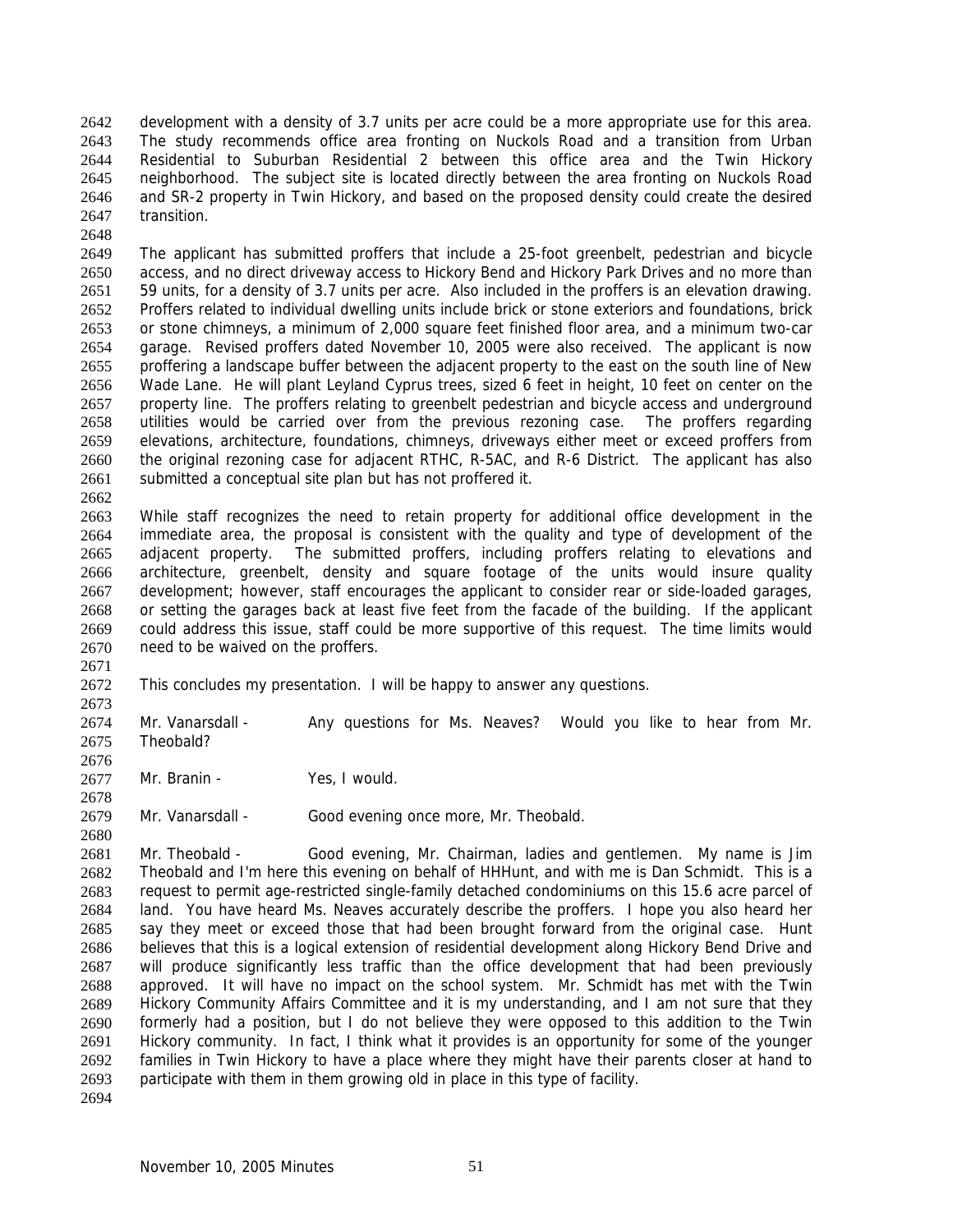development with a density of 3.7 units per acre could be a more appropriate use for this area. The study recommends office area fronting on Nuckols Road and a transition from Urban Residential to Suburban Residential 2 between this office area and the Twin Hickory neighborhood. The subject site is located directly between the area fronting on Nuckols Road and SR-2 property in Twin Hickory, and based on the proposed density could create the desired transition.

The applicant has submitted proffers that include a 25-foot greenbelt, pedestrian and bicycle access, and no direct driveway access to Hickory Bend and Hickory Park Drives and no more than 59 units, for a density of 3.7 units per acre. Also included in the proffers is an elevation drawing. Proffers related to individual dwelling units include brick or stone exteriors and foundations, brick or stone chimneys, a minimum of 2,000 square feet finished floor area, and a minimum two-car garage. Revised proffers dated November 10, 2005 were also received. The applicant is now proffering a landscape buffer between the adjacent property to the east on the south line of New Wade Lane. He will plant Leyland Cyprus trees, sized 6 feet in height, 10 feet on center on the property line. The proffers relating to greenbelt pedestrian and bicycle access and underground utilities would be carried over from the previous rezoning case. The proffers regarding elevations, architecture, foundations, chimneys, driveways either meet or exceed proffers from the original rezoning case for adjacent RTHC, R-5AC, and R-6 District. The applicant has also submitted a conceptual site plan but has not proffered it.

While staff recognizes the need to retain property for additional office development in the immediate area, the proposal is consistent with the quality and type of development of the adjacent property. The submitted proffers, including proffers relating to elevations and architecture, greenbelt, density and square footage of the units would insure quality development; however, staff encourages the applicant to consider rear or side-loaded garages, or setting the garages back at least five feet from the facade of the building. If the applicant could address this issue, staff could be more supportive of this request. The time limits would need to be waived on the proffers.

This concludes my presentation. I will be happy to answer any questions.

Mr. Vanarsdall - Any questions for Ms. Neaves? Would you like to hear from Mr. Theobald?

Mr. Branin - Yes, I would.

Mr. Vanarsdall - Good evening once more, Mr. Theobald.

Mr. Theobald - Good evening, Mr. Chairman, ladies and gentlemen. My name is Jim Theobald and I'm here this evening on behalf of HHHunt, and with me is Dan Schmidt. This is a request to permit age-restricted single-family detached condominiums on this 15.6 acre parcel of land. You have heard Ms. Neaves accurately describe the proffers. I hope you also heard her say they meet or exceed those that had been brought forward from the original case. Hunt believes that this is a logical extension of residential development along Hickory Bend Drive and will produce significantly less traffic than the office development that had been previously approved. It will have no impact on the school system. Mr. Schmidt has met with the Twin Hickory Community Affairs Committee and it is my understanding, and I am not sure that they formerly had a position, but I do not believe they were opposed to this addition to the Twin Hickory community. In fact, I think what it provides is an opportunity for some of the younger families in Twin Hickory to have a place where they might have their parents closer at hand to participate with them in them growing old in place in this type of facility.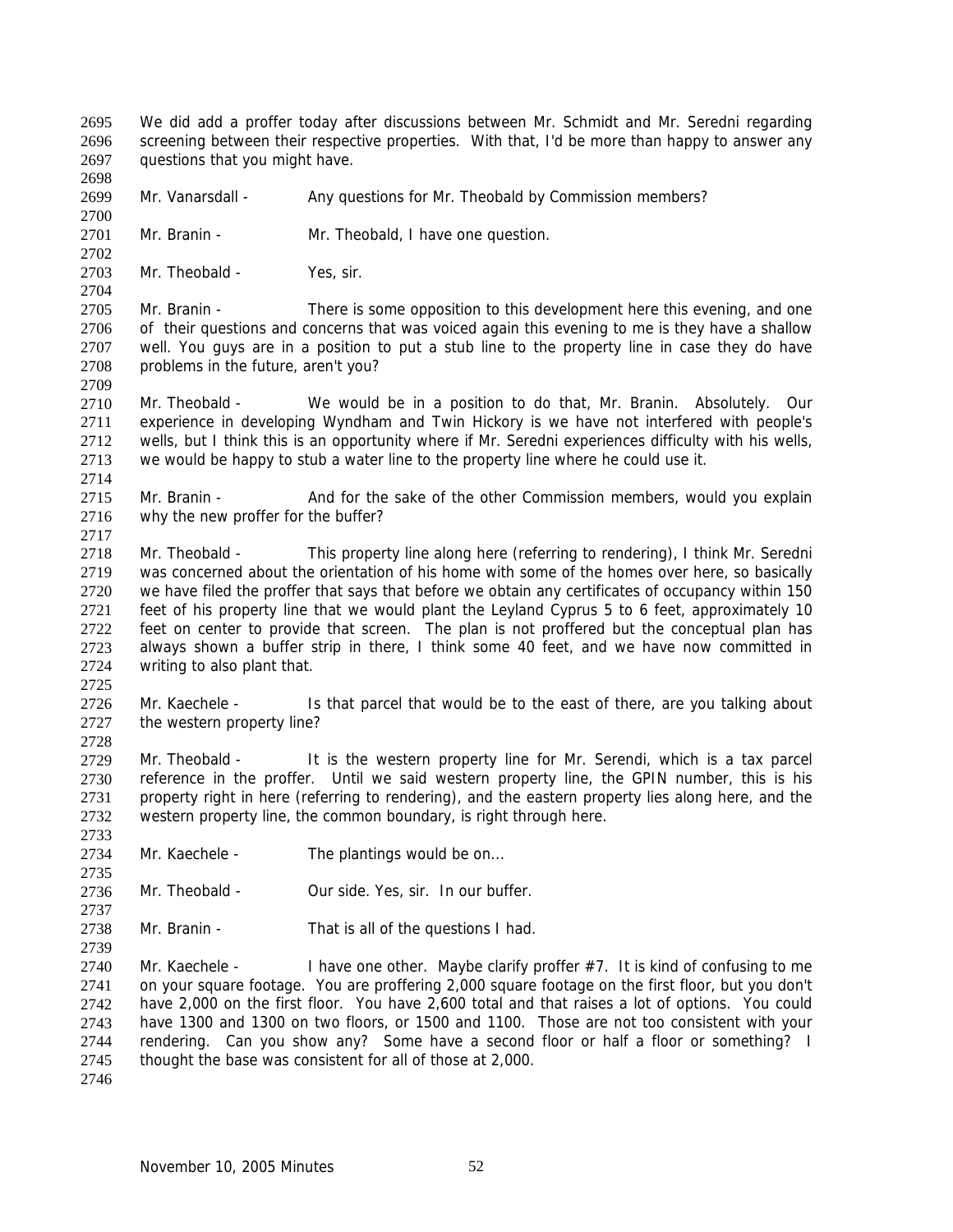We did add a proffer today after discussions between Mr. Schmidt and Mr. Seredni regarding screening between their respective properties. With that, I'd be more than happy to answer any questions that you might have.

Mr. Vanarsdall - Any questions for Mr. Theobald by Commission members?

Mr. Branin - Mr. Theobald, I have one question.

Mr. Theobald - Yes, sir.

Mr. Branin - There is some opposition to this development here this evening, and one of their questions and concerns that was voiced again this evening to me is they have a shallow well. You guys are in a position to put a stub line to the property line in case they do have problems in the future, aren't you?

Mr. Theobald - We would be in a position to do that, Mr. Branin. Absolutely. Our experience in developing Wyndham and Twin Hickory is we have not interfered with people's wells, but I think this is an opportunity where if Mr. Seredni experiences difficulty with his wells, we would be happy to stub a water line to the property line where he could use it.

Mr. Branin - And for the sake of the other Commission members, would you explain why the new proffer for the buffer?

Mr. Theobald - This property line along here (referring to rendering), I think Mr. Seredni was concerned about the orientation of his home with some of the homes over here, so basically we have filed the proffer that says that before we obtain any certificates of occupancy within 150 feet of his property line that we would plant the Leyland Cyprus 5 to 6 feet, approximately 10 feet on center to provide that screen. The plan is not proffered but the conceptual plan has always shown a buffer strip in there, I think some 40 feet, and we have now committed in writing to also plant that.

Mr. Kaechele - Is that parcel that would be to the east of there, are you talking about the western property line?

Mr. Theobald - It is the western property line for Mr. Serendi, which is a tax parcel reference in the proffer. Until we said western property line, the GPIN number, this is his property right in here (referring to rendering), and the eastern property lies along here, and the western property line, the common boundary, is right through here.

Mr. Kaechele - The plantings would be on...

Mr. Theobald - Our side. Yes, sir. In our buffer.

Mr. Branin - That is all of the questions I had.

Mr. Kaechele - I have one other. Maybe clarify proffer #7. It is kind of confusing to me on your square footage. You are proffering 2,000 square footage on the first floor, but you don't have 2,000 on the first floor. You have 2,600 total and that raises a lot of options. You could have 1300 and 1300 on two floors, or 1500 and 1100. Those are not too consistent with your rendering. Can you show any? Some have a second floor or half a floor or something? I thought the base was consistent for all of those at 2,000.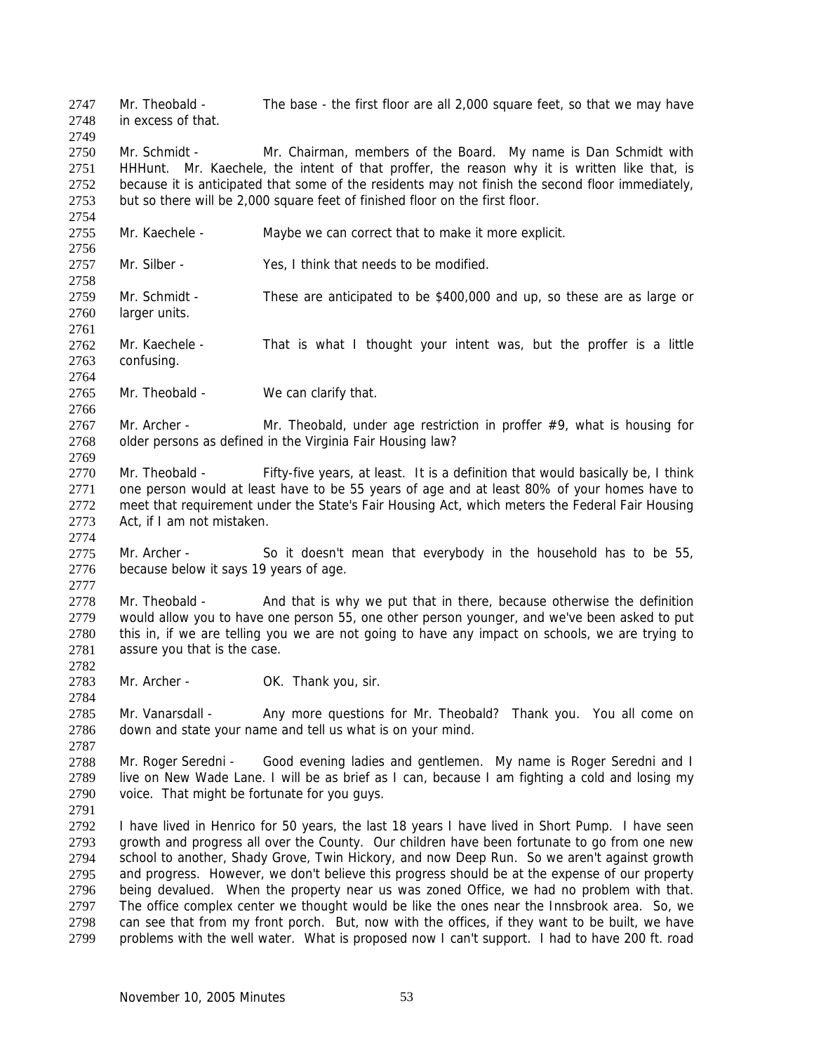Mr. Theobald - The base - the first floor are all 2,000 square feet, so that we may have in excess of that.

Mr. Schmidt - Mr. Chairman, members of the Board. My name is Dan Schmidt with HHHunt. Mr. Kaechele, the intent of that proffer, the reason why it is written like that, is because it is anticipated that some of the residents may not finish the second floor immediately, but so there will be 2,000 square feet of finished floor on the first floor.

Mr. Kaechele - Maybe we can correct that to make it more explicit.

Mr. Silber - Yes, I think that needs to be modified.

Mr. Schmidt - These are anticipated to be $400,000 and up, so these are as large or larger units.

Mr. Kaechele - That is what I thought your intent was, but the proffer is a little confusing.

Mr. Theobald - We can clarify that.

Mr. Archer - Mr. Theobald, under age restriction in proffer #9, what is housing for older persons as defined in the Virginia Fair Housing law?

Mr. Theobald - Fifty-five years, at least. It is a definition that would basically be, I think one person would at least have to be 55 years of age and at least 80% of your homes have to meet that requirement under the State's Fair Housing Act, which meters the Federal Fair Housing Act, if I am not mistaken.

Mr. Archer - So it doesn't mean that everybody in the household has to be 55, because below it says 19 years of age.

Mr. Theobald - And that is why we put that in there, because otherwise the definition would allow you to have one person 55, one other person younger, and we've been asked to put this in, if we are telling you we are not going to have any impact on schools, we are trying to assure you that is the case.

Mr. Archer - OK. Thank you, sir.

Mr. Vanarsdall - Any more questions for Mr. Theobald? Thank you. You all come on down and state your name and tell us what is on your mind.

Mr. Roger Seredni - Good evening ladies and gentlemen. My name is Roger Seredni and I live on New Wade Lane. I will be as brief as I can, because I am fighting a cold and losing my voice. That might be fortunate for you guys.

I have lived in Henrico for 50 years, the last 18 years I have lived in Short Pump. I have seen growth and progress all over the County. Our children have been fortunate to go from one new school to another, Shady Grove, Twin Hickory, and now Deep Run. So we aren't against growth and progress. However, we don't believe this progress should be at the expense of our property being devalued. When the property near us was zoned Office, we had no problem with that. The office complex center we thought would be like the ones near the Innsbrook area. So, we can see that from my front porch. But, now with the offices, if they want to be built, we have problems with the well water. What is proposed now I can't support. I had to have 200 ft. road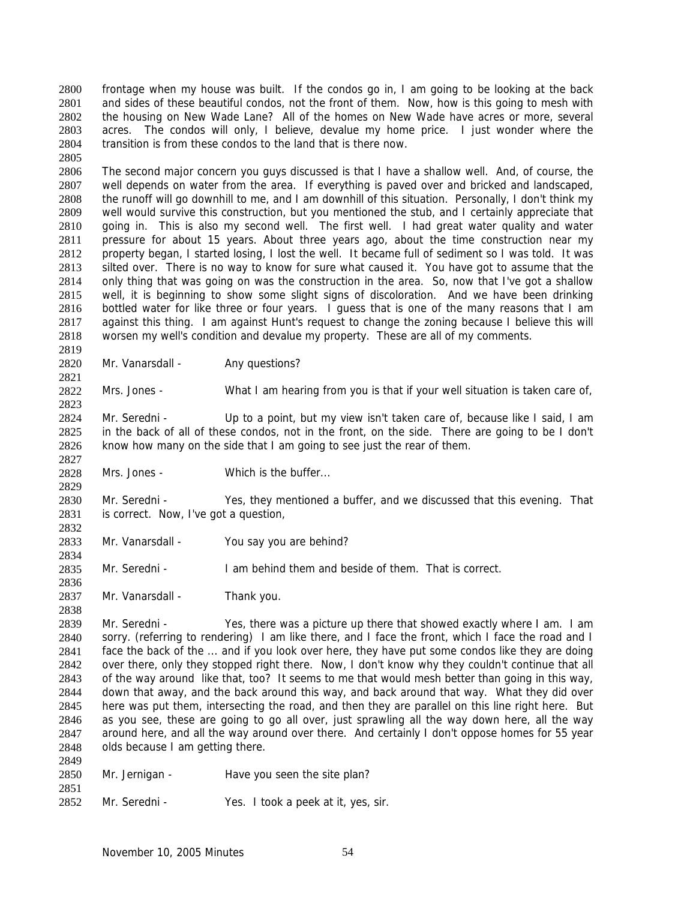2800 frontage when my house was built. If the condos go in, I am going to be looking at the back
2801 and sides of these beautiful condos, not the front of them. Now, how is this going to mesh with
2802 the housing on New Wade Lane? All of the homes on New Wade have acres or more, several
2803 acres. The condos will only, I believe, devalue my home price. I just wonder where the
2804 transition is from these condos to the land that is there now.

2806 The second major concern you guys discussed is that I have a shallow well. And, of course, the
2807 well depends on water from the area. If everything is paved over and bricked and landscaped,
2808 the runoff will go downhill to me, and I am downhill of this situation. Personally, I don't think my
2809 well would survive this construction, but you mentioned the stub, and I certainly appreciate that
2810 going in. This is also my second well. The first well. I had great water quality and water
2811 pressure for about 15 years. About three years ago, about the time construction near my
2812 property began, I started losing, I lost the well. It became full of sediment so I was told. It was
2813 silted over. There is no way to know for sure what caused it. You have got to assume that the
2814 only thing that was going on was the construction in the area. So, now that I've got a shallow
2815 well, it is beginning to show some slight signs of discoloration. And we have been drinking
2816 bottled water for like three or four years. I guess that is one of the many reasons that I am
2817 against this thing. I am against Hunt's request to change the zoning because I believe this will
2818 worsen my well's condition and devalue my property. These are all of my comments.

2820 Mr. Vanarsdall - Any questions?

2822 Mrs. Jones - What I am hearing from you is that if your well situation is taken care of,

2824 Mr. Seredni - Up to a point, but my view isn't taken care of, because like I said, I am
2825 in the back of all of these condos, not in the front, on the side. There are going to be I don't
2826 know how many on the side that I am going to see just the rear of them.

2828 Mrs. Jones - Which is the buffer...

2830 Mr. Seredni - Yes, they mentioned a buffer, and we discussed that this evening. That
2831 is correct. Now, I've got a question,

2833 Mr. Vanarsdall - You say you are behind?

2835 Mr. Seredni - I am behind them and beside of them. That is correct.

2837 Mr. Vanarsdall - Thank you.

2839 Mr. Seredni - Yes, there was a picture up there that showed exactly where I am. I am
2840 sorry. (referring to rendering) I am like there, and I face the front, which I face the road and I
2841 face the back of the ... and if you look over here, they have put some condos like they are doing
2842 over there, only they stopped right there. Now, I don't know why they couldn't continue that all
2843 of the way around like that, too? It seems to me that would mesh better than going in this way,
2844 down that away, and the back around this way, and back around that way. What they did over
2845 here was put them, intersecting the road, and then they are parallel on this line right here. But
2846 as you see, these are going to go all over, just sprawling all the way down here, all the way
2847 around here, and all the way around over there. And certainly I don't oppose homes for 55 year
2848 olds because I am getting there.

2850 Mr. Jernigan - Have you seen the site plan?

2852 Mr. Seredni - Yes. I took a peek at it, yes, sir.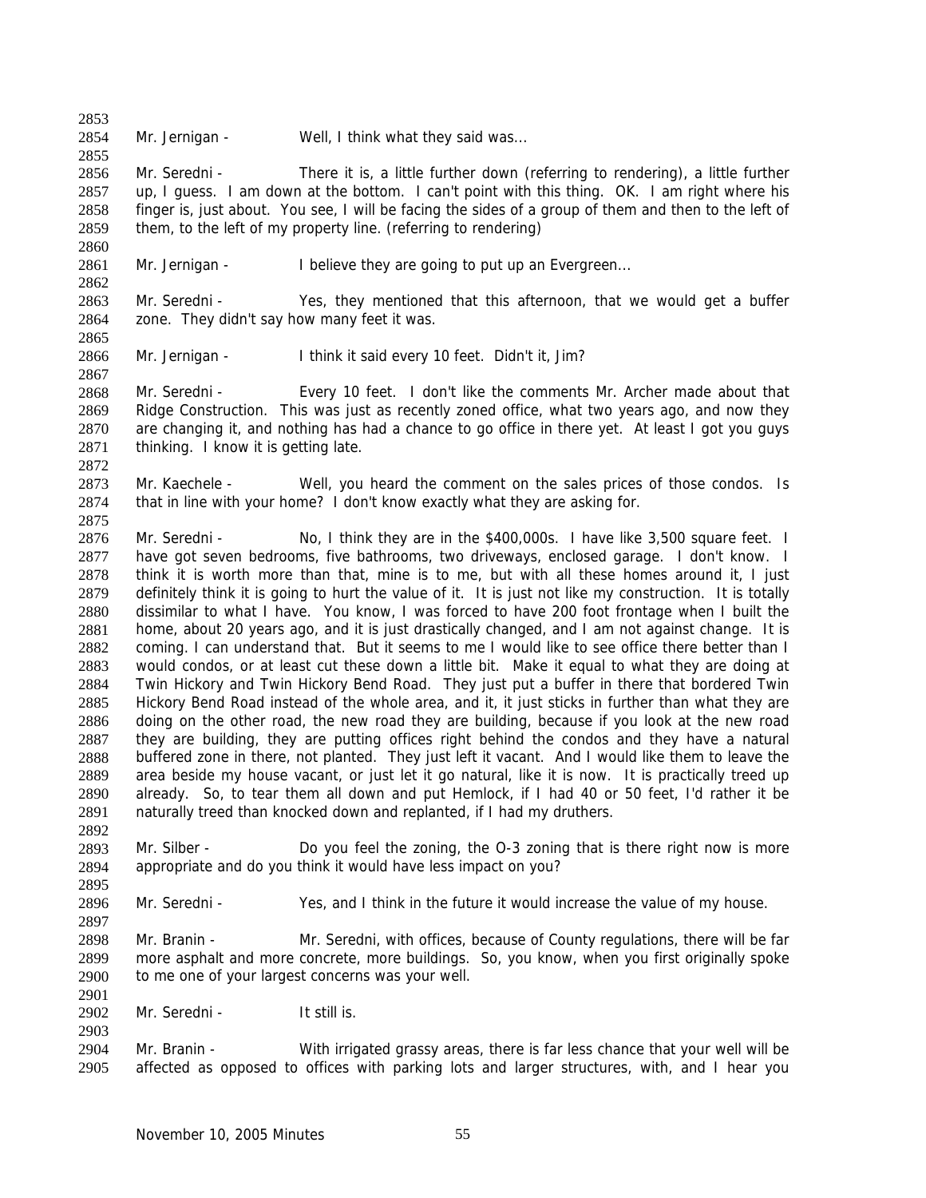Mr. Jernigan - Well, I think what they said was...

Mr. Seredni - There it is, a little further down (referring to rendering), a little further up, I guess. I am down at the bottom. I can't point with this thing. OK. I am right where his finger is, just about. You see, I will be facing the sides of a group of them and then to the left of them, to the left of my property line. (referring to rendering)

Mr. Jernigan - I believe they are going to put up an Evergreen...

Mr. Seredni - Yes, they mentioned that this afternoon, that we would get a buffer zone. They didn't say how many feet it was.

Mr. Jernigan - I think it said every 10 feet. Didn't it, Jim?

Mr. Seredni - Every 10 feet. I don't like the comments Mr. Archer made about that Ridge Construction. This was just as recently zoned office, what two years ago, and now they are changing it, and nothing has had a chance to go office in there yet. At least I got you guys thinking. I know it is getting late.

Mr. Kaechele - Well, you heard the comment on the sales prices of those condos. Is that in line with your home? I don't know exactly what they are asking for.

Mr. Seredni - No, I think they are in the $400,000s. I have like 3,500 square feet. I have got seven bedrooms, five bathrooms, two driveways, enclosed garage. I don't know. I think it is worth more than that, mine is to me, but with all these homes around it, I just definitely think it is going to hurt the value of it. It is just not like my construction. It is totally dissimilar to what I have. You know, I was forced to have 200 foot frontage when I built the home, about 20 years ago, and it is just drastically changed, and I am not against change. It is coming. I can understand that. But it seems to me I would like to see office there better than I would condos, or at least cut these down a little bit. Make it equal to what they are doing at Twin Hickory and Twin Hickory Bend Road. They just put a buffer in there that bordered Twin Hickory Bend Road instead of the whole area, and it, it just sticks in further than what they are doing on the other road, the new road they are building, because if you look at the new road they are building, they are putting offices right behind the condos and they have a natural buffered zone in there, not planted. They just left it vacant. And I would like them to leave the area beside my house vacant, or just let it go natural, like it is now. It is practically treed up already. So, to tear them all down and put Hemlock, if I had 40 or 50 feet, I'd rather it be naturally treed than knocked down and replanted, if I had my druthers.

Mr. Silber - Do you feel the zoning, the O-3 zoning that is there right now is more appropriate and do you think it would have less impact on you?

Mr. Seredni - Yes, and I think in the future it would increase the value of my house.

Mr. Branin - Mr. Seredni, with offices, because of County regulations, there will be far more asphalt and more concrete, more buildings. So, you know, when you first originally spoke to me one of your largest concerns was your well.

Mr. Seredni - It still is.

Mr. Branin - With irrigated grassy areas, there is far less chance that your well will be affected as opposed to offices with parking lots and larger structures, with, and I hear you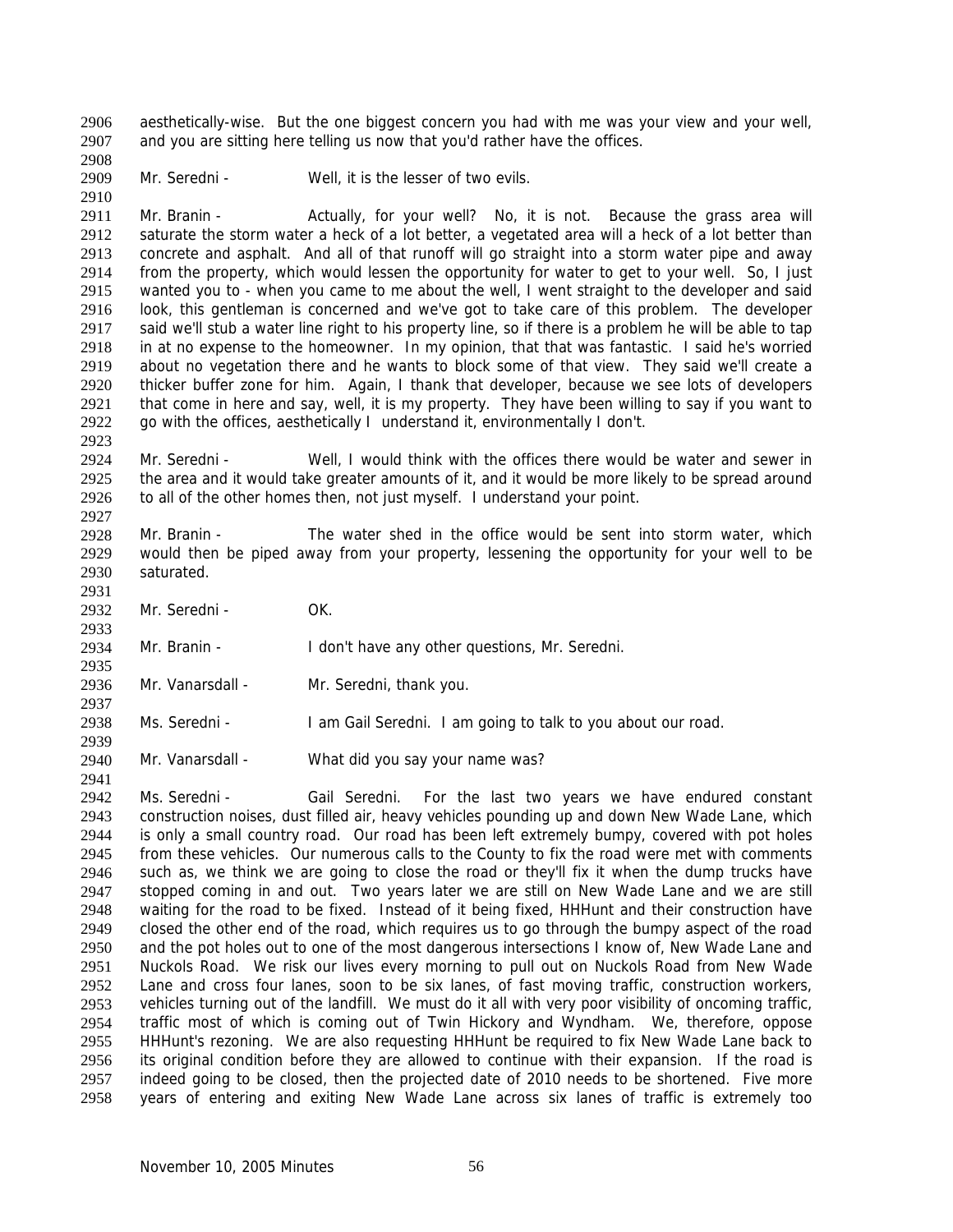aesthetically-wise. But the one biggest concern you had with me was your view and your well, and you are sitting here telling us now that you'd rather have the offices.

Mr. Seredni - Well, it is the lesser of two evils.

Mr. Branin - Actually, for your well? No, it is not. Because the grass area will saturate the storm water a heck of a lot better, a vegetated area will a heck of a lot better than concrete and asphalt. And all of that runoff will go straight into a storm water pipe and away from the property, which would lessen the opportunity for water to get to your well. So, I just wanted you to - when you came to me about the well, I went straight to the developer and said look, this gentleman is concerned and we've got to take care of this problem. The developer said we'll stub a water line right to his property line, so if there is a problem he will be able to tap in at no expense to the homeowner. In my opinion, that that was fantastic. I said he's worried about no vegetation there and he wants to block some of that view. They said we'll create a thicker buffer zone for him. Again, I thank that developer, because we see lots of developers that come in here and say, well, it is my property. They have been willing to say if you want to go with the offices, aesthetically I understand it, environmentally I don't.

Mr. Seredni - Well, I would think with the offices there would be water and sewer in the area and it would take greater amounts of it, and it would be more likely to be spread around to all of the other homes then, not just myself. I understand your point.

Mr. Branin - The water shed in the office would be sent into storm water, which would then be piped away from your property, lessening the opportunity for your well to be saturated.

Mr. Seredni - OK.

Mr. Branin - I don't have any other questions, Mr. Seredni.

Mr. Vanarsdall - Mr. Seredni, thank you.

Ms. Seredni - I am Gail Seredni. I am going to talk to you about our road.

Mr. Vanarsdall - What did you say your name was?

Ms. Seredni - Gail Seredni. For the last two years we have endured constant construction noises, dust filled air, heavy vehicles pounding up and down New Wade Lane, which is only a small country road. Our road has been left extremely bumpy, covered with pot holes from these vehicles. Our numerous calls to the County to fix the road were met with comments such as, we think we are going to close the road or they'll fix it when the dump trucks have stopped coming in and out. Two years later we are still on New Wade Lane and we are still waiting for the road to be fixed. Instead of it being fixed, HHHunt and their construction have closed the other end of the road, which requires us to go through the bumpy aspect of the road and the pot holes out to one of the most dangerous intersections I know of, New Wade Lane and Nuckols Road. We risk our lives every morning to pull out on Nuckols Road from New Wade Lane and cross four lanes, soon to be six lanes, of fast moving traffic, construction workers, vehicles turning out of the landfill. We must do it all with very poor visibility of oncoming traffic, traffic most of which is coming out of Twin Hickory and Wyndham. We, therefore, oppose HHHunt's rezoning. We are also requesting HHHunt be required to fix New Wade Lane back to its original condition before they are allowed to continue with their expansion. If the road is indeed going to be closed, then the projected date of 2010 needs to be shortened. Five more years of entering and exiting New Wade Lane across six lanes of traffic is extremely too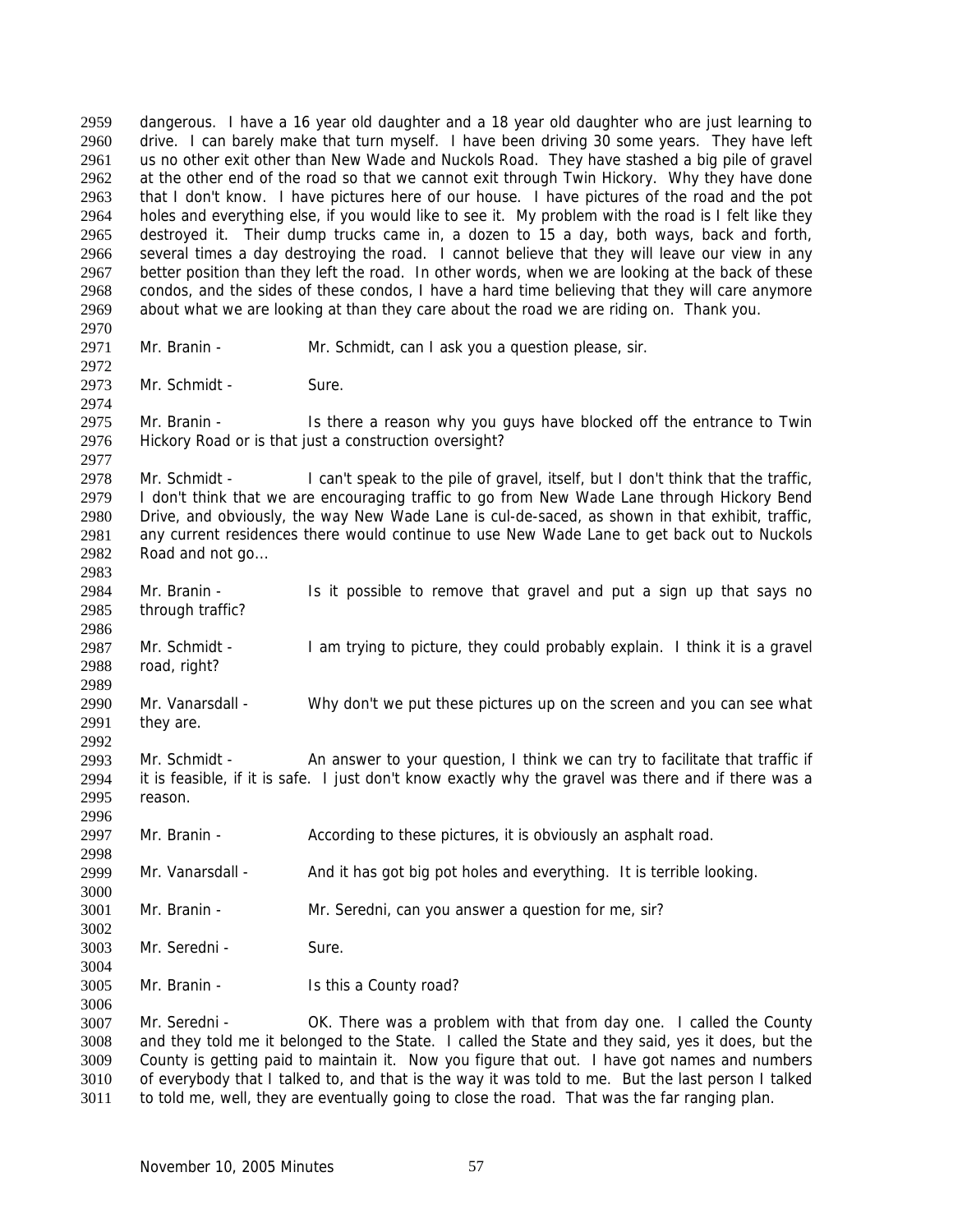dangerous. I have a 16 year old daughter and a 18 year old daughter who are just learning to drive. I can barely make that turn myself. I have been driving 30 some years. They have left us no other exit other than New Wade and Nuckols Road. They have stashed a big pile of gravel at the other end of the road so that we cannot exit through Twin Hickory. Why they have done that I don't know. I have pictures here of our house. I have pictures of the road and the pot holes and everything else, if you would like to see it. My problem with the road is I felt like they destroyed it. Their dump trucks came in, a dozen to 15 a day, both ways, back and forth, several times a day destroying the road. I cannot believe that they will leave our view in any better position than they left the road. In other words, when we are looking at the back of these condos, and the sides of these condos, I have a hard time believing that they will care anymore about what we are looking at than they care about the road we are riding on. Thank you.

Mr. Branin - Mr. Schmidt, can I ask you a question please, sir.

Mr. Schmidt - Sure.

Mr. Branin - Is there a reason why you guys have blocked off the entrance to Twin Hickory Road or is that just a construction oversight?

Mr. Schmidt - I can't speak to the pile of gravel, itself, but I don't think that the traffic, I don't think that we are encouraging traffic to go from New Wade Lane through Hickory Bend Drive, and obviously, the way New Wade Lane is cul-de-saced, as shown in that exhibit, traffic, any current residences there would continue to use New Wade Lane to get back out to Nuckols Road and not go...

Mr. Branin - Is it possible to remove that gravel and put a sign up that says no through traffic?

Mr. Schmidt - I am trying to picture, they could probably explain. I think it is a gravel road, right?

Mr. Vanarsdall - Why don't we put these pictures up on the screen and you can see what they are.

Mr. Schmidt - An answer to your question, I think we can try to facilitate that traffic if it is feasible, if it is safe. I just don't know exactly why the gravel was there and if there was a reason.

Mr. Branin - According to these pictures, it is obviously an asphalt road.

Mr. Vanarsdall - And it has got big pot holes and everything. It is terrible looking.

Mr. Branin - Mr. Seredni, can you answer a question for me, sir?

Mr. Seredni - Sure.

Mr. Branin - Is this a County road?

Mr. Seredni - OK. There was a problem with that from day one. I called the County and they told me it belonged to the State. I called the State and they said, yes it does, but the County is getting paid to maintain it. Now you figure that out. I have got names and numbers of everybody that I talked to, and that is the way it was told to me. But the last person I talked to told me, well, they are eventually going to close the road. That was the far ranging plan.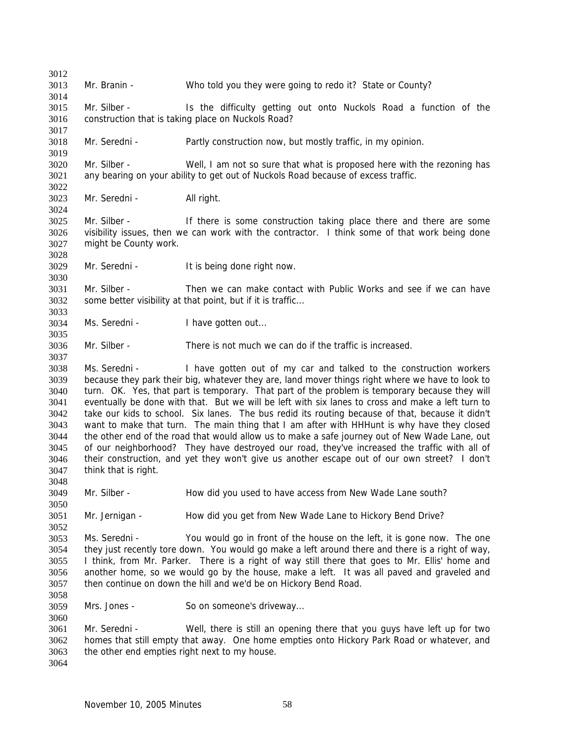Mr. Branin - Who told you they were going to redo it? State or County?

Mr. Silber - Is the difficulty getting out onto Nuckols Road a function of the construction that is taking place on Nuckols Road?

Mr. Seredni - Partly construction now, but mostly traffic, in my opinion.

Mr. Silber - Well, I am not so sure that what is proposed here with the rezoning has any bearing on your ability to get out of Nuckols Road because of excess traffic.

Mr. Seredni - All right.

Mr. Silber - If there is some construction taking place there and there are some visibility issues, then we can work with the contractor. I think some of that work being done might be County work.

Mr. Seredni - It is being done right now.

Mr. Silber - Then we can make contact with Public Works and see if we can have some better visibility at that point, but if it is traffic...

Ms. Seredni - I have gotten out...

Mr. Silber - There is not much we can do if the traffic is increased.

Ms. Seredni - I have gotten out of my car and talked to the construction workers because they park their big, whatever they are, land mover things right where we have to look to turn. OK. Yes, that part is temporary. That part of the problem is temporary because they will eventually be done with that. But we will be left with six lanes to cross and make a left turn to take our kids to school. Six lanes. The bus redid its routing because of that, because it didn't want to make that turn. The main thing that I am after with HHHunt is why have they closed the other end of the road that would allow us to make a safe journey out of New Wade Lane, out of our neighborhood? They have destroyed our road, they've increased the traffic with all of their construction, and yet they won't give us another escape out of our own street? I don't think that is right.

Mr. Silber - How did you used to have access from New Wade Lane south?

Mr. Jernigan - How did you get from New Wade Lane to Hickory Bend Drive?

Ms. Seredni - You would go in front of the house on the left, it is gone now. The one they just recently tore down. You would go make a left around there and there is a right of way, I think, from Mr. Parker. There is a right of way still there that goes to Mr. Ellis' home and another home, so we would go by the house, make a left. It was all paved and graveled and then continue on down the hill and we'd be on Hickory Bend Road.

Mrs. Jones - So on someone's driveway...

Mr. Seredni - Well, there is still an opening there that you guys have left up for two homes that still empty that away. One home empties onto Hickory Park Road or whatever, and the other end empties right next to my house.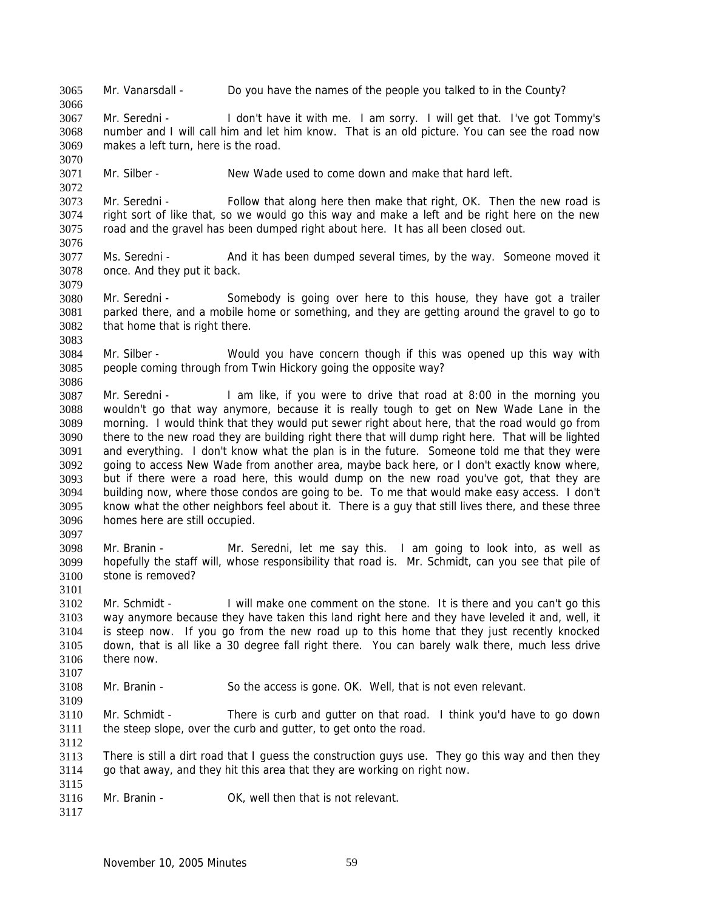Mr. Vanarsdall - Do you have the names of the people you talked to in the County?

Mr. Seredni - I don't have it with me. I am sorry. I will get that. I've got Tommy's number and I will call him and let him know. That is an old picture. You can see the road now makes a left turn, here is the road.

Mr. Silber - New Wade used to come down and make that hard left.

Mr. Seredni - Follow that along here then make that right, OK. Then the new road is right sort of like that, so we would go this way and make a left and be right here on the new road and the gravel has been dumped right about here. It has all been closed out.

Ms. Seredni - And it has been dumped several times, by the way. Someone moved it once. And they put it back.

Mr. Seredni - Somebody is going over here to this house, they have got a trailer parked there, and a mobile home or something, and they are getting around the gravel to go to that home that is right there.

Mr. Silber - Would you have concern though if this was opened up this way with people coming through from Twin Hickory going the opposite way?

Mr. Seredni - I am like, if you were to drive that road at 8:00 in the morning you wouldn't go that way anymore, because it is really tough to get on New Wade Lane in the morning. I would think that they would put sewer right about here, that the road would go from there to the new road they are building right there that will dump right here. That will be lighted and everything. I don't know what the plan is in the future. Someone told me that they were going to access New Wade from another area, maybe back here, or I don't exactly know where, but if there were a road here, this would dump on the new road you've got, that they are building now, where those condos are going to be. To me that would make easy access. I don't know what the other neighbors feel about it. There is a guy that still lives there, and these three homes here are still occupied.

Mr. Branin - Mr. Seredni, let me say this. I am going to look into, as well as hopefully the staff will, whose responsibility that road is. Mr. Schmidt, can you see that pile of stone is removed?

Mr. Schmidt - I will make one comment on the stone. It is there and you can't go this way anymore because they have taken this land right here and they have leveled it and, well, it is steep now. If you go from the new road up to this home that they just recently knocked down, that is all like a 30 degree fall right there. You can barely walk there, much less drive there now.

Mr. Branin - So the access is gone. OK. Well, that is not even relevant.

Mr. Schmidt - There is curb and gutter on that road. I think you'd have to go down the steep slope, over the curb and gutter, to get onto the road.

There is still a dirt road that I guess the construction guys use. They go this way and then they go that away, and they hit this area that they are working on right now.

Mr. Branin - OK, well then that is not relevant.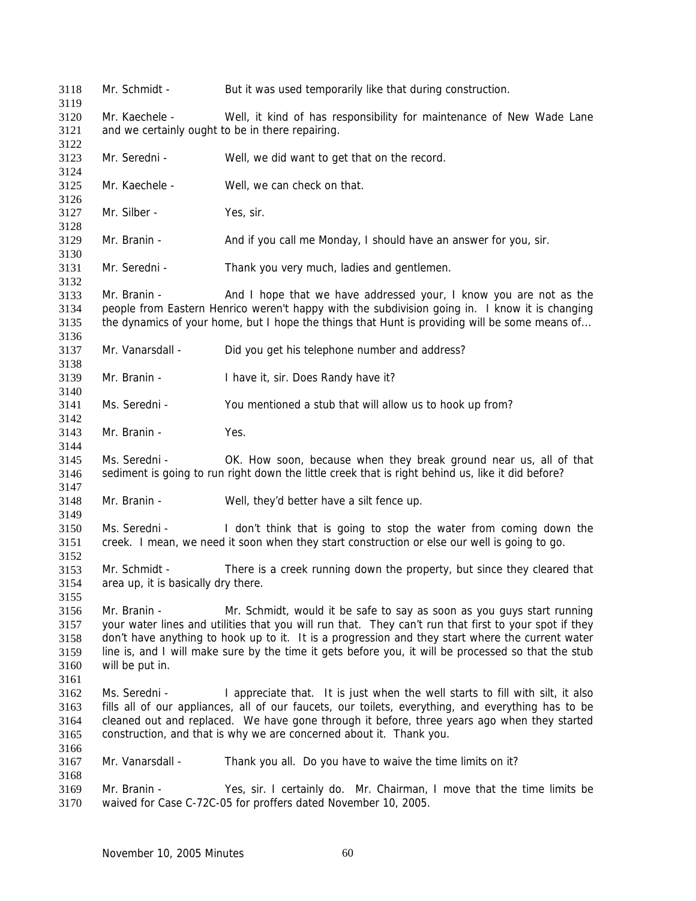Mr. Schmidt - But it was used temporarily like that during construction.

Mr. Kaechele - Well, it kind of has responsibility for maintenance of New Wade Lane and we certainly ought to be in there repairing.

Mr. Seredni - Well, we did want to get that on the record.

Mr. Kaechele - Well, we can check on that.

Mr. Silber - Yes, sir.

Mr. Branin - And if you call me Monday, I should have an answer for you, sir.

Mr. Seredni - Thank you very much, ladies and gentlemen.

Mr. Branin - And I hope that we have addressed your, I know you are not as the people from Eastern Henrico weren't happy with the subdivision going in. I know it is changing the dynamics of your home, but I hope the things that Hunt is providing will be some means of...

Mr. Vanarsdall - Did you get his telephone number and address?

Mr. Branin - I have it, sir. Does Randy have it?

Ms. Seredni - You mentioned a stub that will allow us to hook up from?

Mr. Branin - Yes.

Ms. Seredni - OK. How soon, because when they break ground near us, all of that sediment is going to run right down the little creek that is right behind us, like it did before?

Mr. Branin - Well, they'd better have a silt fence up.

Ms. Seredni - I don't think that is going to stop the water from coming down the creek. I mean, we need it soon when they start construction or else our well is going to go.

Mr. Schmidt - There is a creek running down the property, but since they cleared that area up, it is basically dry there.

Mr. Branin - Mr. Schmidt, would it be safe to say as soon as you guys start running your water lines and utilities that you will run that. They can't run that first to your spot if they don't have anything to hook up to it. It is a progression and they start where the current water line is, and I will make sure by the time it gets before you, it will be processed so that the stub will be put in.

Ms. Seredni - I appreciate that. It is just when the well starts to fill with silt, it also fills all of our appliances, all of our faucets, our toilets, everything, and everything has to be cleaned out and replaced. We have gone through it before, three years ago when they started construction, and that is why we are concerned about it. Thank you.

Mr. Vanarsdall - Thank you all. Do you have to waive the time limits on it?

Mr. Branin - Yes, sir. I certainly do. Mr. Chairman, I move that the time limits be waived for Case C-72C-05 for proffers dated November 10, 2005.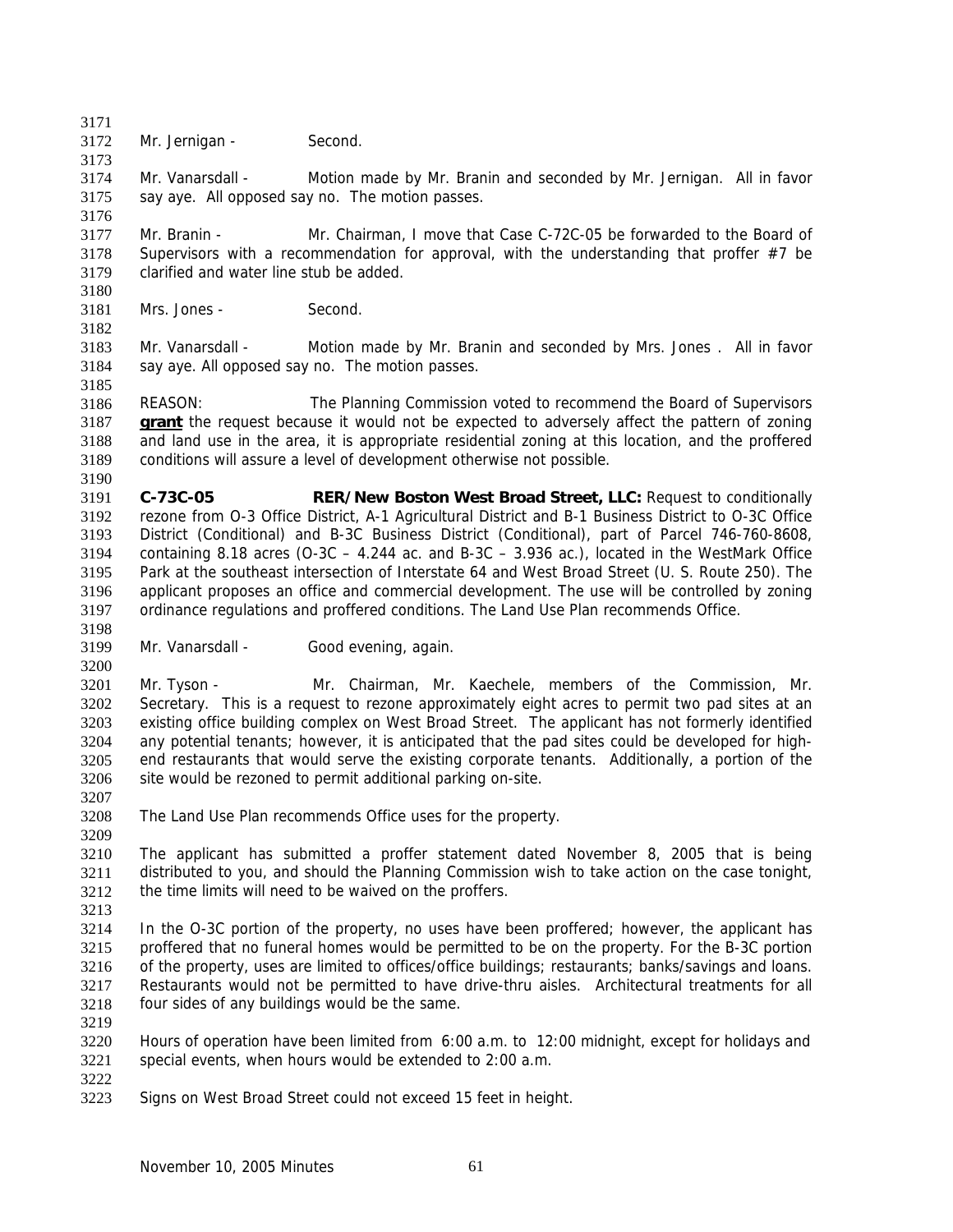Mr. Jernigan - Second.

Mr. Vanarsdall - Motion made by Mr. Branin and seconded by Mr. Jernigan. All in favor say aye. All opposed say no. The motion passes.

Mr. Branin - Mr. Chairman, I move that Case C-72C-05 be forwarded to the Board of Supervisors with a recommendation for approval, with the understanding that proffer #7 be clarified and water line stub be added.

Mrs. Jones - Second.

Mr. Vanarsdall - Motion made by Mr. Branin and seconded by Mrs. Jones . All in favor say aye. All opposed say no. The motion passes.

REASON: The Planning Commission voted to recommend the Board of Supervisors **grant** the request because it would not be expected to adversely affect the pattern of zoning and land use in the area, it is appropriate residential zoning at this location, and the proffered conditions will assure a level of development otherwise not possible.

**C-73C-05 RER/New Boston West Broad Street, LLC:** Request to conditionally rezone from O-3 Office District, A-1 Agricultural District and B-1 Business District to O-3C Office District (Conditional) and B-3C Business District (Conditional), part of Parcel 746-760-8608, containing 8.18 acres (O-3C – 4.244 ac. and B-3C – 3.936 ac.), located in the WestMark Office Park at the southeast intersection of Interstate 64 and West Broad Street (U. S. Route 250). The applicant proposes an office and commercial development. The use will be controlled by zoning ordinance regulations and proffered conditions. The Land Use Plan recommends Office.

Mr. Vanarsdall - Good evening, again.

Mr. Tyson - Mr. Chairman, Mr. Kaechele, members of the Commission, Mr. Secretary. This is a request to rezone approximately eight acres to permit two pad sites at an existing office building complex on West Broad Street. The applicant has not formerly identified any potential tenants; however, it is anticipated that the pad sites could be developed for high-end restaurants that would serve the existing corporate tenants. Additionally, a portion of the site would be rezoned to permit additional parking on-site.

The Land Use Plan recommends Office uses for the property.

The applicant has submitted a proffer statement dated November 8, 2005 that is being distributed to you, and should the Planning Commission wish to take action on the case tonight, the time limits will need to be waived on the proffers.

In the O-3C portion of the property, no uses have been proffered; however, the applicant has proffered that no funeral homes would be permitted to be on the property. For the B-3C portion of the property, uses are limited to offices/office buildings; restaurants; banks/savings and loans. Restaurants would not be permitted to have drive-thru aisles. Architectural treatments for all four sides of any buildings would be the same.

Hours of operation have been limited from 6:00 a.m. to 12:00 midnight, except for holidays and special events, when hours would be extended to 2:00 a.m.

Signs on West Broad Street could not exceed 15 feet in height.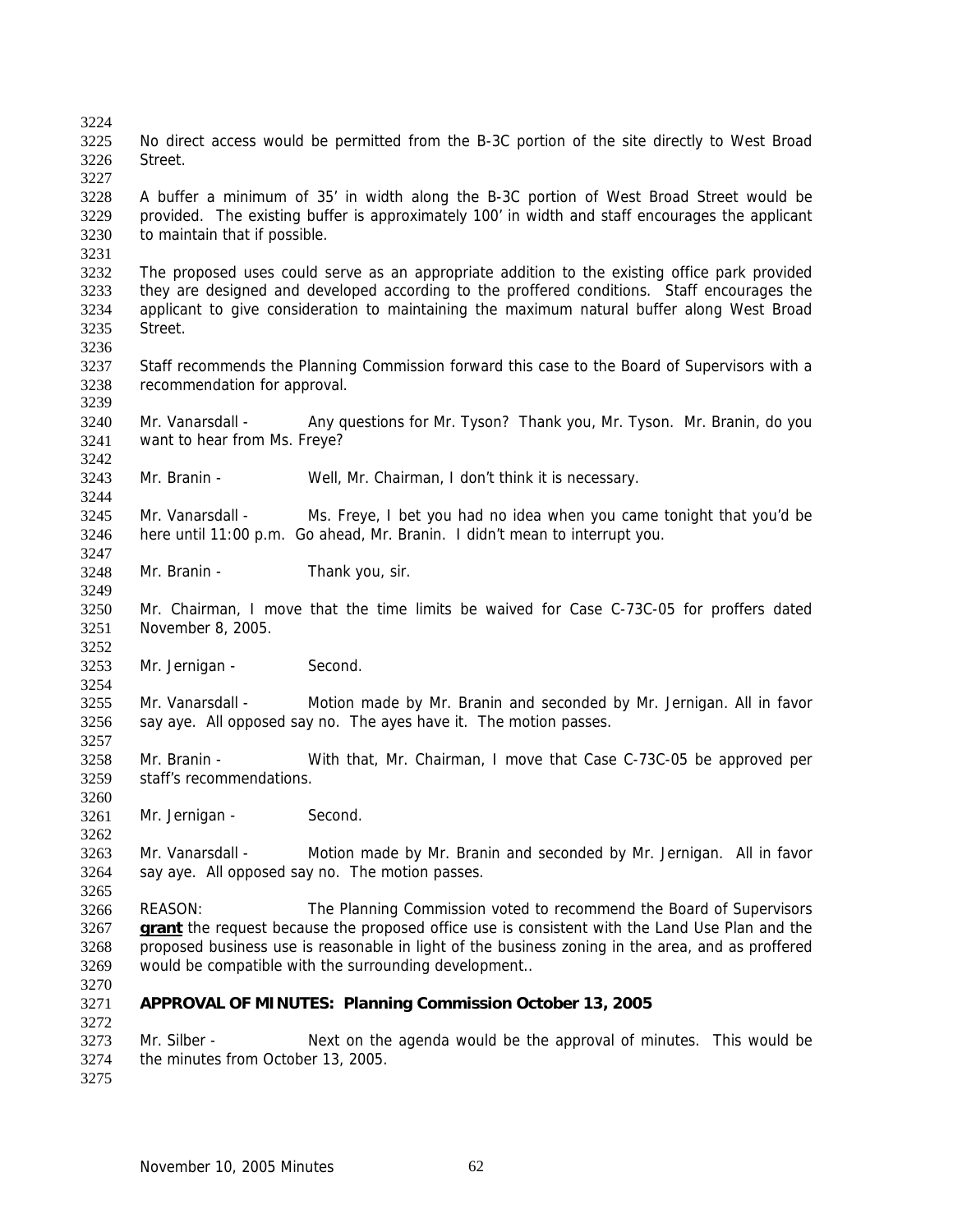No direct access would be permitted from the B-3C portion of the site directly to West Broad Street.

A buffer a minimum of 35' in width along the B-3C portion of West Broad Street would be provided. The existing buffer is approximately 100' in width and staff encourages the applicant to maintain that if possible.

The proposed uses could serve as an appropriate addition to the existing office park provided they are designed and developed according to the proffered conditions. Staff encourages the applicant to give consideration to maintaining the maximum natural buffer along West Broad Street.

Staff recommends the Planning Commission forward this case to the Board of Supervisors with a recommendation for approval.

Mr. Vanarsdall - Any questions for Mr. Tyson? Thank you, Mr. Tyson. Mr. Branin, do you want to hear from Ms. Freye?

Mr. Branin - Well, Mr. Chairman, I don't think it is necessary.

Mr. Vanarsdall - Ms. Freye, I bet you had no idea when you came tonight that you'd be here until 11:00 p.m. Go ahead, Mr. Branin. I didn't mean to interrupt you.

Mr. Branin - Thank you, sir.

Mr. Chairman, I move that the time limits be waived for Case C-73C-05 for proffers dated November 8, 2005.

Mr. Jernigan - Second.

Mr. Vanarsdall - Motion made by Mr. Branin and seconded by Mr. Jernigan. All in favor say aye. All opposed say no. The ayes have it. The motion passes.

Mr. Branin - With that, Mr. Chairman, I move that Case C-73C-05 be approved per staff's recommendations.

Mr. Jernigan - Second.

Mr. Vanarsdall - Motion made by Mr. Branin and seconded by Mr. Jernigan. All in favor say aye. All opposed say no. The motion passes.

REASON: The Planning Commission voted to recommend the Board of Supervisors **grant** the request because the proposed office use is consistent with the Land Use Plan and the proposed business use is reasonable in light of the business zoning in the area, and as proffered would be compatible with the surrounding development..

**APPROVAL OF MINUTES: Planning Commission October 13, 2005**

Mr. Silber - Next on the agenda would be the approval of minutes. This would be the minutes from October 13, 2005.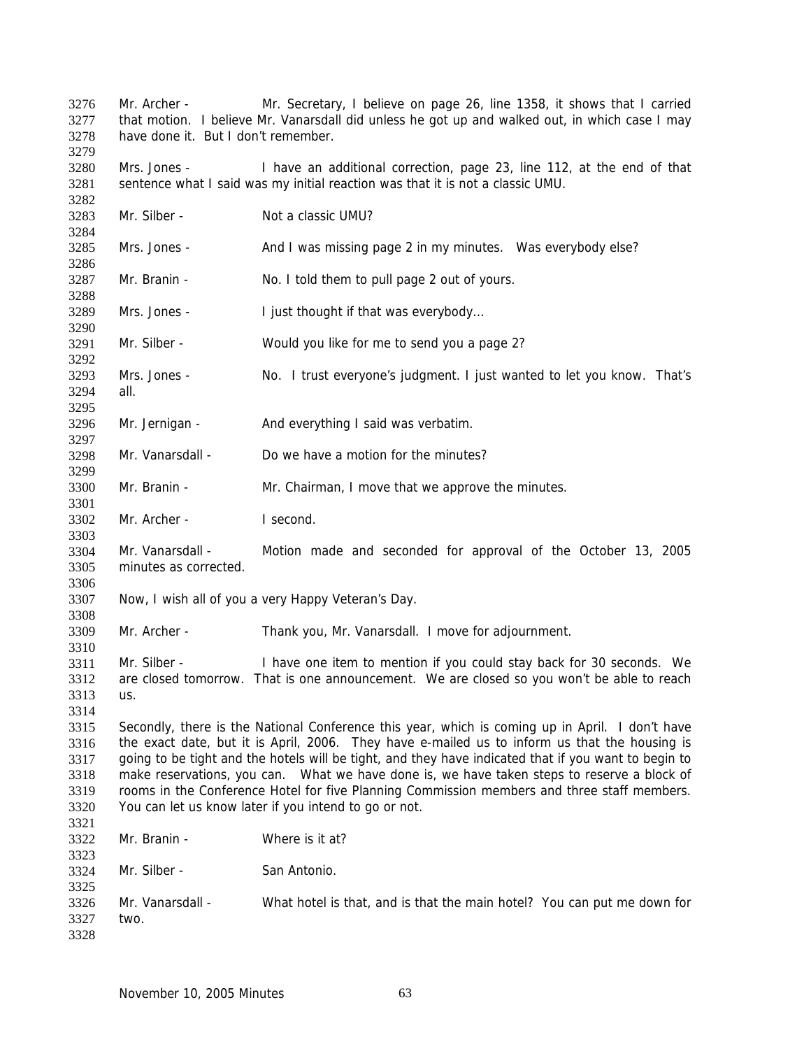Mr. Archer - Mr. Secretary, I believe on page 26, line 1358, it shows that I carried that motion. I believe Mr. Vanarsdall did unless he got up and walked out, in which case I may have done it. But I don't remember.

Mrs. Jones - I have an additional correction, page 23, line 112, at the end of that sentence what I said was my initial reaction was that it is not a classic UMU.

Mr. Silber - Not a classic UMU?

Mrs. Jones - And I was missing page 2 in my minutes. Was everybody else?

Mr. Branin - No. I told them to pull page 2 out of yours.

Mrs. Jones - I just thought if that was everybody…

Mr. Silber - Would you like for me to send you a page 2?

Mrs. Jones - No. I trust everyone's judgment. I just wanted to let you know. That's all.

Mr. Jernigan - And everything I said was verbatim.

Mr. Vanarsdall - Do we have a motion for the minutes?

Mr. Branin - Mr. Chairman, I move that we approve the minutes.

Mr. Archer - I second.

Mr. Vanarsdall - Motion made and seconded for approval of the October 13, 2005 minutes as corrected.

Now, I wish all of you a very Happy Veteran's Day.

Mr. Archer - Thank you, Mr. Vanarsdall. I move for adjournment.

Mr. Silber - I have one item to mention if you could stay back for 30 seconds. We are closed tomorrow. That is one announcement. We are closed so you won't be able to reach us.

Secondly, there is the National Conference this year, which is coming up in April. I don't have the exact date, but it is April, 2006. They have e-mailed us to inform us that the housing is going to be tight and the hotels will be tight, and they have indicated that if you want to begin to make reservations, you can. What we have done is, we have taken steps to reserve a block of rooms in the Conference Hotel for five Planning Commission members and three staff members. You can let us know later if you intend to go or not.

Mr. Branin - Where is it at?

Mr. Silber - San Antonio.

Mr. Vanarsdall - What hotel is that, and is that the main hotel? You can put me down for two.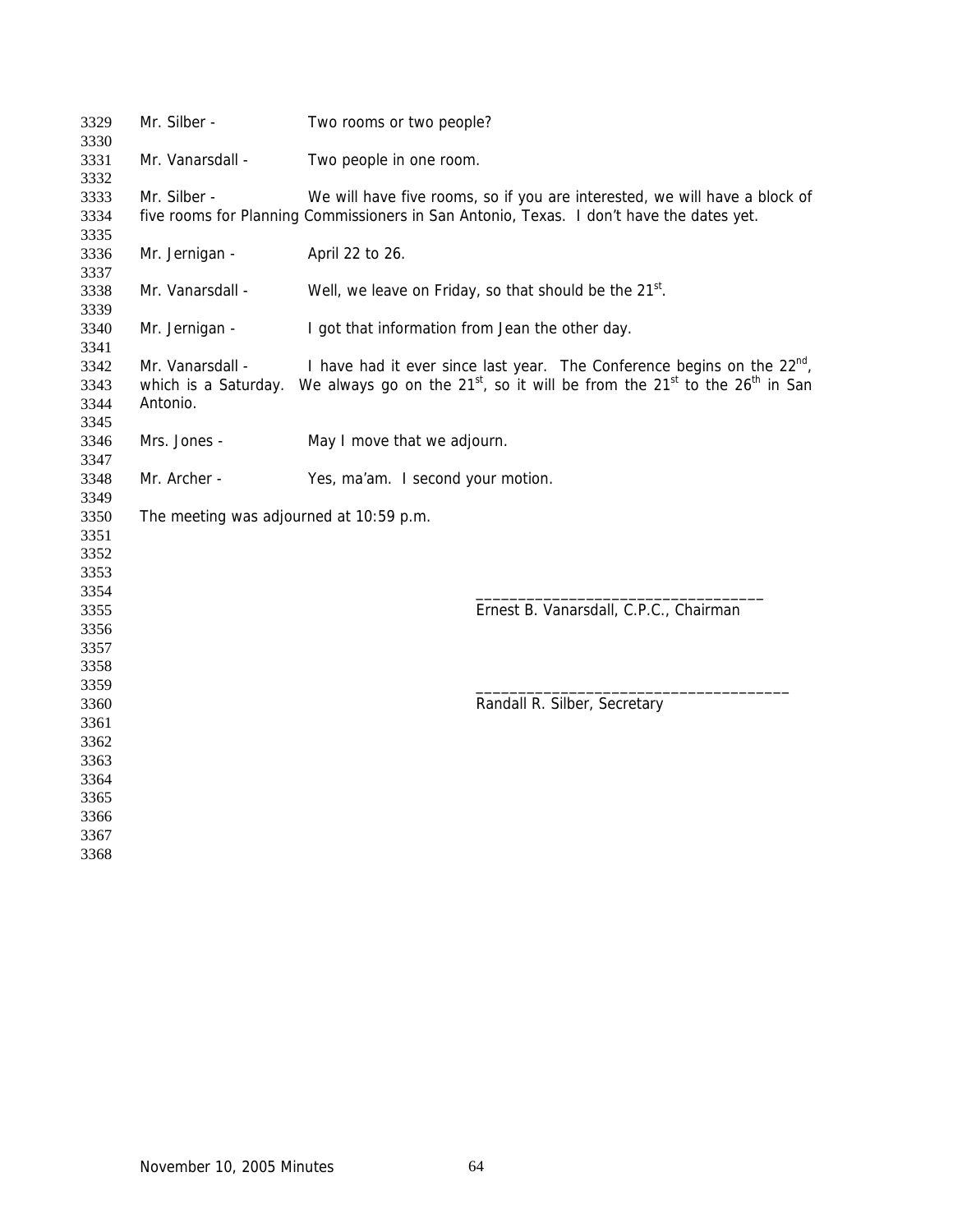Mr. Silber - Two rooms or two people?

Mr. Vanarsdall - Two people in one room.

Mr. Silber - We will have five rooms, so if you are interested, we will have a block of five rooms for Planning Commissioners in San Antonio, Texas. I don't have the dates yet.

Mr. Jernigan - April 22 to 26.

Mr. Vanarsdall - Well, we leave on Friday, so that should be the 21st.

Mr. Jernigan - I got that information from Jean the other day.

Mr. Vanarsdall - I have had it ever since last year. The Conference begins on the 22nd, which is a Saturday. We always go on the 21st, so it will be from the 21st to the 26th in San Antonio.

Mrs. Jones - May I move that we adjourn.

Mr. Archer - Yes, ma'am. I second your motion.

The meeting was adjourned at 10:59 p.m.

_________________________________
Ernest B. Vanarsdall, C.P.C., Chairman

_____________________________________
Randall R. Silber, Secretary